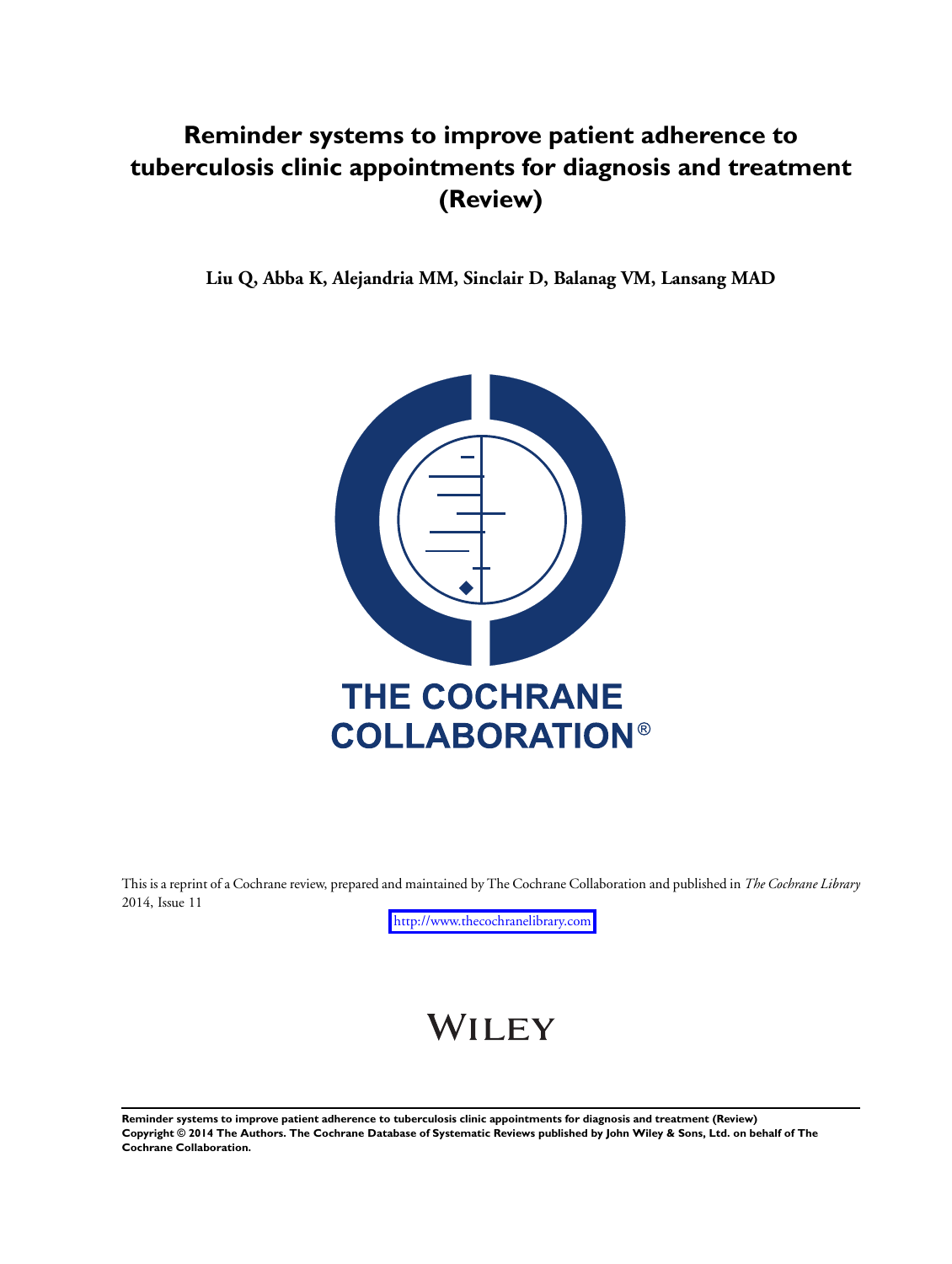# Reminder systems to improve patient adherence to tuberculosis clinic appointments for diagnosis and treatment (Review)

**Liu Q, Abba K, Alejandria MM, Sinclair D, Balanag VM, Lansang MAD**

THE COCHRANE COLLABORATION®

This is a reprint of a Cochrane review, prepared and maintained by The Cochrane Collaboration and published in *The Cochrane Library* 2014, Issue 11

http://www.thecochranelibrary.com

WILEY

**Reminder systems to improve patient adherence to tuberculosis clinic appointments for diagnosis and treatment (Review)**
**Copyright © 2014 The Authors. The Cochrane Database of Systematic Reviews published by John Wiley & Sons, Ltd. on behalf of The Cochrane Collaboration.**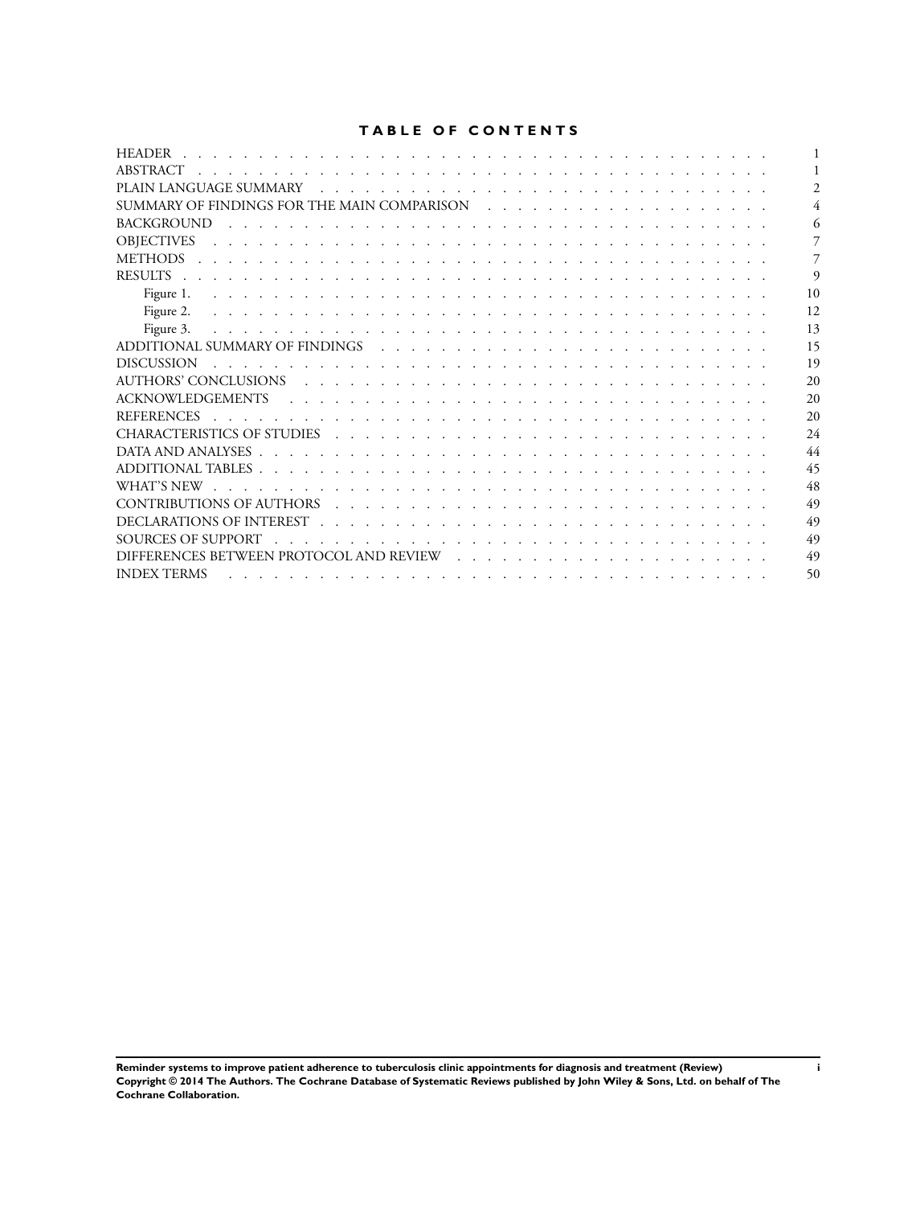# TABLE OF CONTENTS

| | |
|---|---|
| HEADER | 1 |
| ABSTRACT | 1 |
| PLAIN LANGUAGE SUMMARY | 2 |
| SUMMARY OF FINDINGS FOR THE MAIN COMPARISON | 4 |
| BACKGROUND | 6 |
| OBJECTIVES | 7 |
| METHODS | 7 |
| RESULTS | 9 |
| Figure 1. | 10 |
| Figure 2. | 12 |
| Figure 3. | 13 |
| ADDITIONAL SUMMARY OF FINDINGS | 15 |
| DISCUSSION | 19 |
| AUTHORS' CONCLUSIONS | 20 |
| ACKNOWLEDGEMENTS | 20 |
| REFERENCES | 20 |
| CHARACTERISTICS OF STUDIES | 24 |
| DATA AND ANALYSES | 44 |
| ADDITIONAL TABLES | 45 |
| WHAT'S NEW | 48 |
| CONTRIBUTIONS OF AUTHORS | 49 |
| DECLARATIONS OF INTEREST | 49 |
| SOURCES OF SUPPORT | 49 |
| DIFFERENCES BETWEEN PROTOCOL AND REVIEW | 49 |
| INDEX TERMS | 50 |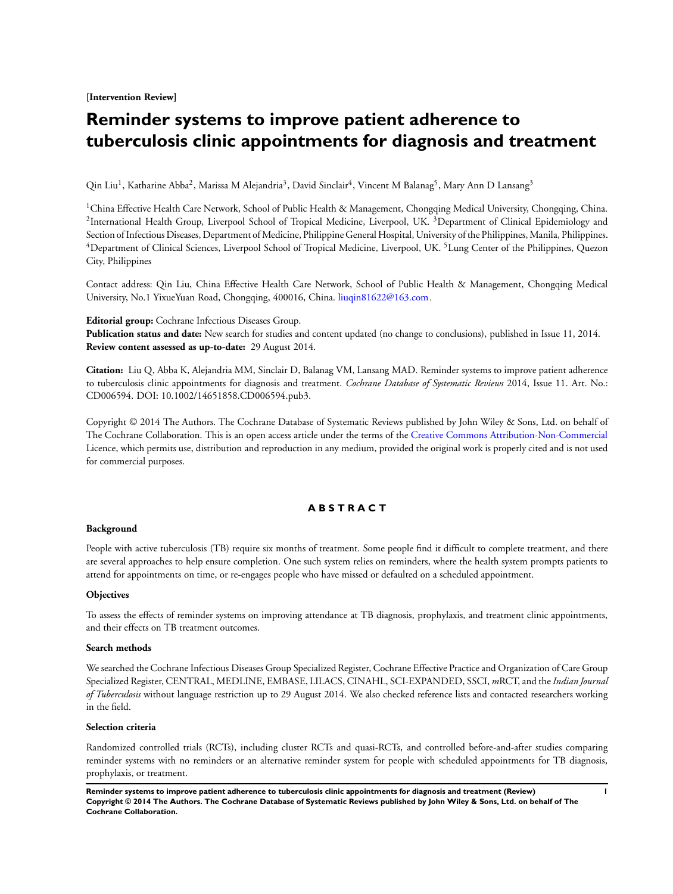**[Intervention Review]**

# Reminder systems to improve patient adherence to tuberculosis clinic appointments for diagnosis and treatment

Qin Liu[1], Katharine Abba[2], Marissa M Alejandria[3], David Sinclair[4], Vincent M Balanag[5], Mary Ann D Lansang[3]

[1]China Effective Health Care Network, School of Public Health & Management, Chongqing Medical University, Chongqing, China. [2]International Health Group, Liverpool School of Tropical Medicine, Liverpool, UK. [3]Department of Clinical Epidemiology and Section of Infectious Diseases, Department of Medicine, Philippine General Hospital, University of the Philippines, Manila, Philippines. [4]Department of Clinical Sciences, Liverpool School of Tropical Medicine, Liverpool, UK. [5]Lung Center of the Philippines, Quezon City, Philippines

Contact address: Qin Liu, China Effective Health Care Network, School of Public Health & Management, Chongqing Medical University, No.1 YixueYuan Road, Chongqing, 400016, China. liuqin81622@163.com.

**Editorial group:** Cochrane Infectious Diseases Group.
**Publication status and date:** New search for studies and content updated (no change to conclusions), published in Issue 11, 2014.
**Review content assessed as up-to-date:** 29 August 2014.

**Citation:** Liu Q, Abba K, Alejandria MM, Sinclair D, Balanag VM, Lansang MAD. Reminder systems to improve patient adherence to tuberculosis clinic appointments for diagnosis and treatment. *Cochrane Database of Systematic Reviews* 2014, Issue 11. Art. No.: CD006594. DOI: 10.1002/14651858.CD006594.pub3.

Copyright © 2014 The Authors. The Cochrane Database of Systematic Reviews published by John Wiley & Sons, Ltd. on behalf of The Cochrane Collaboration. This is an open access article under the terms of the Creative Commons Attribution-Non-Commercial Licence, which permits use, distribution and reproduction in any medium, provided the original work is properly cited and is not used for commercial purposes.

## ABSTRACT

### Background

People with active tuberculosis (TB) require six months of treatment. Some people find it difficult to complete treatment, and there are several approaches to help ensure completion. One such system relies on reminders, where the health system prompts patients to attend for appointments on time, or re-engages people who have missed or defaulted on a scheduled appointment.

### Objectives

To assess the effects of reminder systems on improving attendance at TB diagnosis, prophylaxis, and treatment clinic appointments, and their effects on TB treatment outcomes.

### Search methods

We searched the Cochrane Infectious Diseases Group Specialized Register, Cochrane Effective Practice and Organization of Care Group Specialized Register, CENTRAL, MEDLINE, EMBASE, LILACS, CINAHL, SCI-EXPANDED, SSCI, *m*RCT, and the *Indian Journal of Tuberculosis* without language restriction up to 29 August 2014. We also checked reference lists and contacted researchers working in the field.

### Selection criteria

Randomized controlled trials (RCTs), including cluster RCTs and quasi-RCTs, and controlled before-and-after studies comparing reminder systems with no reminders or an alternative reminder system for people with scheduled appointments for TB diagnosis, prophylaxis, or treatment.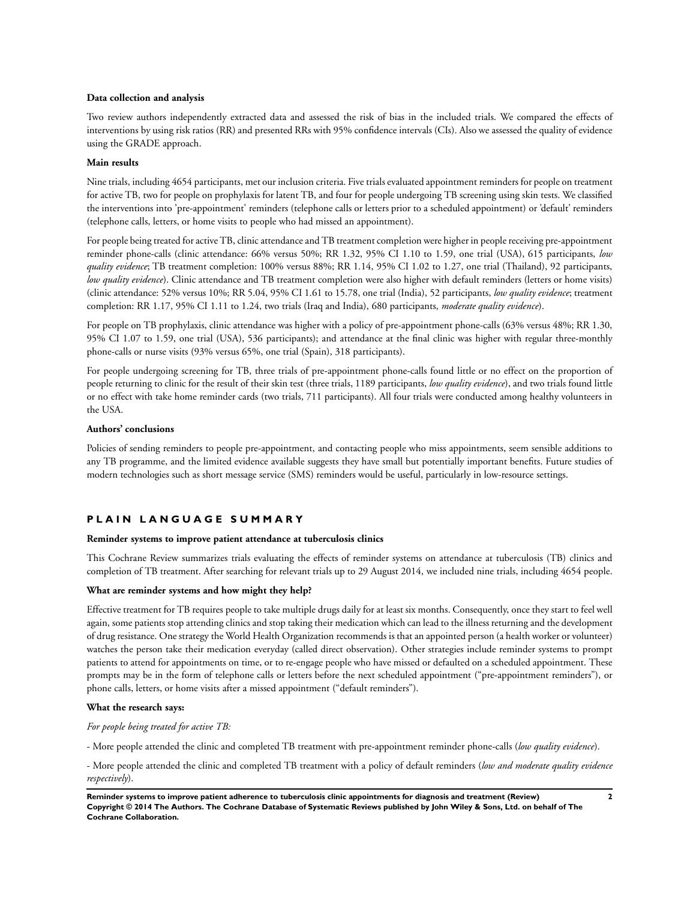**Data collection and analysis**

Two review authors independently extracted data and assessed the risk of bias in the included trials. We compared the effects of interventions by using risk ratios (RR) and presented RRs with 95% confidence intervals (CIs). Also we assessed the quality of evidence using the GRADE approach.

**Main results**

Nine trials, including 4654 participants, met our inclusion criteria. Five trials evaluated appointment reminders for people on treatment for active TB, two for people on prophylaxis for latent TB, and four for people undergoing TB screening using skin tests. We classified the interventions into 'pre-appointment' reminders (telephone calls or letters prior to a scheduled appointment) or 'default' reminders (telephone calls, letters, or home visits to people who had missed an appointment).

For people being treated for active TB, clinic attendance and TB treatment completion were higher in people receiving pre-appointment reminder phone-calls (clinic attendance: 66% versus 50%; RR 1.32, 95% CI 1.10 to 1.59, one trial (USA), 615 participants, *low quality evidence*; TB treatment completion: 100% versus 88%; RR 1.14, 95% CI 1.02 to 1.27, one trial (Thailand), 92 participants, *low quality evidence*). Clinic attendance and TB treatment completion were also higher with default reminders (letters or home visits) (clinic attendance: 52% versus 10%; RR 5.04, 95% CI 1.61 to 15.78, one trial (India), 52 participants, *low quality evidence*; treatment completion: RR 1.17, 95% CI 1.11 to 1.24, two trials (Iraq and India), 680 participants, *moderate quality evidence*).

For people on TB prophylaxis, clinic attendance was higher with a policy of pre-appointment phone-calls (63% versus 48%; RR 1.30, 95% CI 1.07 to 1.59, one trial (USA), 536 participants); and attendance at the final clinic was higher with regular three-monthly phone-calls or nurse visits (93% versus 65%, one trial (Spain), 318 participants).

For people undergoing screening for TB, three trials of pre-appointment phone-calls found little or no effect on the proportion of people returning to clinic for the result of their skin test (three trials, 1189 participants, *low quality evidence*), and two trials found little or no effect with take home reminder cards (two trials, 711 participants). All four trials were conducted among healthy volunteers in the USA.

**Authors' conclusions**

Policies of sending reminders to people pre-appointment, and contacting people who miss appointments, seem sensible additions to any TB programme, and the limited evidence available suggests they have small but potentially important benefits. Future studies of modern technologies such as short message service (SMS) reminders would be useful, particularly in low-resource settings.

## PLAIN LANGUAGE SUMMARY

**Reminder systems to improve patient attendance at tuberculosis clinics**

This Cochrane Review summarizes trials evaluating the effects of reminder systems on attendance at tuberculosis (TB) clinics and completion of TB treatment. After searching for relevant trials up to 29 August 2014, we included nine trials, including 4654 people.

**What are reminder systems and how might they help?**

Effective treatment for TB requires people to take multiple drugs daily for at least six months. Consequently, once they start to feel well again, some patients stop attending clinics and stop taking their medication which can lead to the illness returning and the development of drug resistance. One strategy the World Health Organization recommends is that an appointed person (a health worker or volunteer) watches the person take their medication everyday (called direct observation). Other strategies include reminder systems to prompt patients to attend for appointments on time, or to re-engage people who have missed or defaulted on a scheduled appointment. These prompts may be in the form of telephone calls or letters before the next scheduled appointment ("pre-appointment reminders"), or phone calls, letters, or home visits after a missed appointment ("default reminders").

**What the research says:**

*For people being treated for active TB:*

- More people attended the clinic and completed TB treatment with pre-appointment reminder phone-calls (*low quality evidence*).

- More people attended the clinic and completed TB treatment with a policy of default reminders (*low and moderate quality evidence respectively*).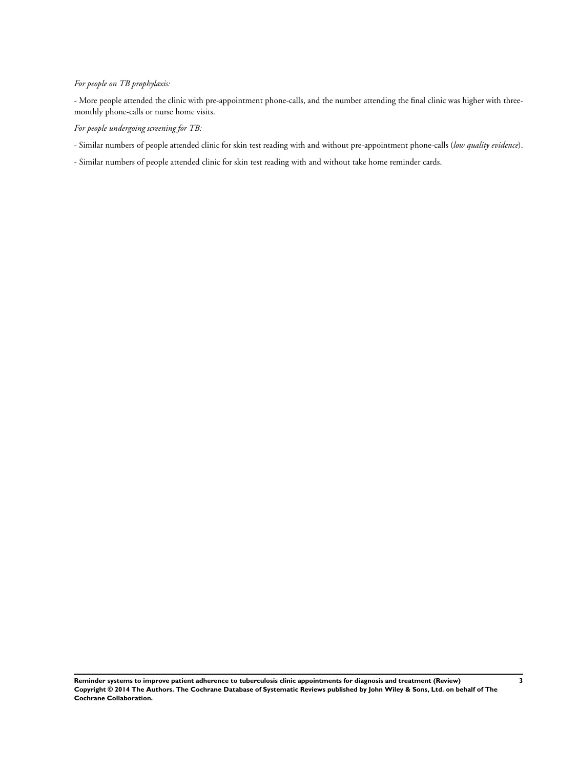*For people on TB prophylaxis:*

- More people attended the clinic with pre-appointment phone-calls, and the number attending the final clinic was higher with three-monthly phone-calls or nurse home visits.

*For people undergoing screening for TB:*

- Similar numbers of people attended clinic for skin test reading with and without pre-appointment phone-calls (*low quality evidence*).

- Similar numbers of people attended clinic for skin test reading with and without take home reminder cards.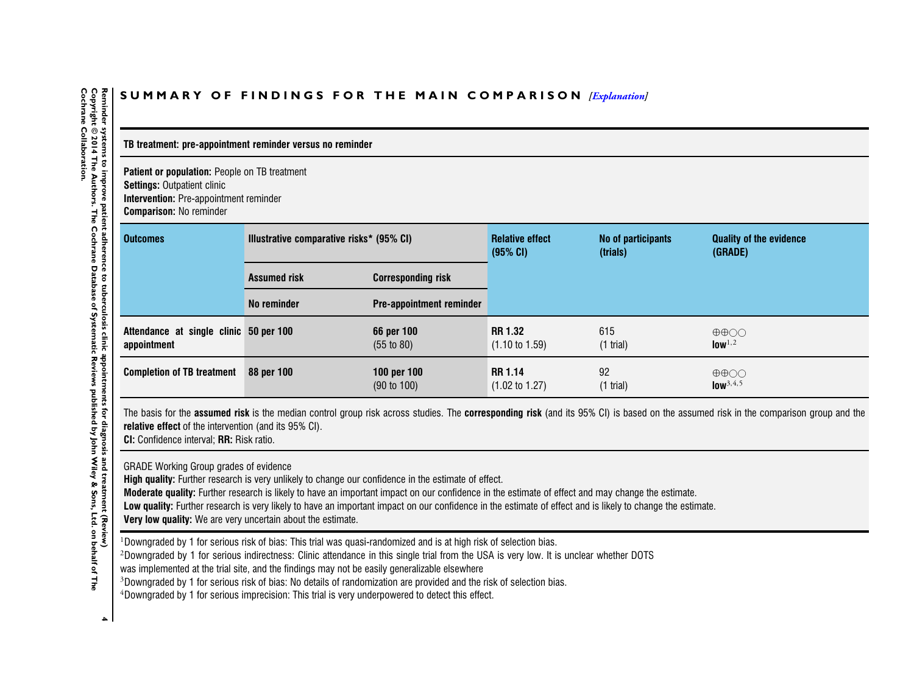## SUMMARY OF FINDINGS FOR THE MAIN COMPARISON *[Explanation]*

**TB treatment: pre-appointment reminder versus no reminder**

**Patient or population:** People on TB treatment
**Settings:** Outpatient clinic
**Intervention:** Pre-appointment reminder
**Comparison:** No reminder

| Outcomes | Illustrative comparative risks* (95% CI) | | Relative effect (95% CI) | No of participants (trials) | Quality of the evidence (GRADE) |
|---|---|---|---|---|---|
| | Assumed risk | Corresponding risk | | | |
| | No reminder | Pre-appointment reminder | | | |
| **Attendance at single clinic appointment** | **50 per 100** | **66 per 100** (55 to 80) | **RR 1.32** (1.10 to 1.59) | 615 (1 trial) | ⊕⊕○○ **low**[1,2] |
| **Completion of TB treatment** | **88 per 100** | **100 per 100** (90 to 100) | **RR 1.14** (1.02 to 1.27) | 92 (1 trial) | ⊕⊕○○ **low**[3,4,5] |

The basis for the **assumed risk** is the median control group risk across studies. The **corresponding risk** (and its 95% CI) is based on the assumed risk in the comparison group and the **relative effect** of the intervention (and its 95% CI).
**CI:** Confidence interval; **RR:** Risk ratio.

GRADE Working Group grades of evidence
**High quality:** Further research is very unlikely to change our confidence in the estimate of effect.
**Moderate quality:** Further research is likely to have an important impact on our confidence in the estimate of effect and may change the estimate.
**Low quality:** Further research is very likely to have an important impact on our confidence in the estimate of effect and is likely to change the estimate.
**Very low quality:** We are very uncertain about the estimate.

[1]Downgraded by 1 for serious risk of bias: This trial was quasi-randomized and is at high risk of selection bias.
[2]Downgraded by 1 for serious indirectness: Clinic attendance in this single trial from the USA is very low. It is unclear whether DOTS was implemented at the trial site, and the findings may not be easily generalizable elsewhere
[3]Downgraded by 1 for serious risk of bias: No details of randomization are provided and the risk of selection bias.
[4]Downgraded by 1 for serious imprecision: This trial is very underpowered to detect this effect.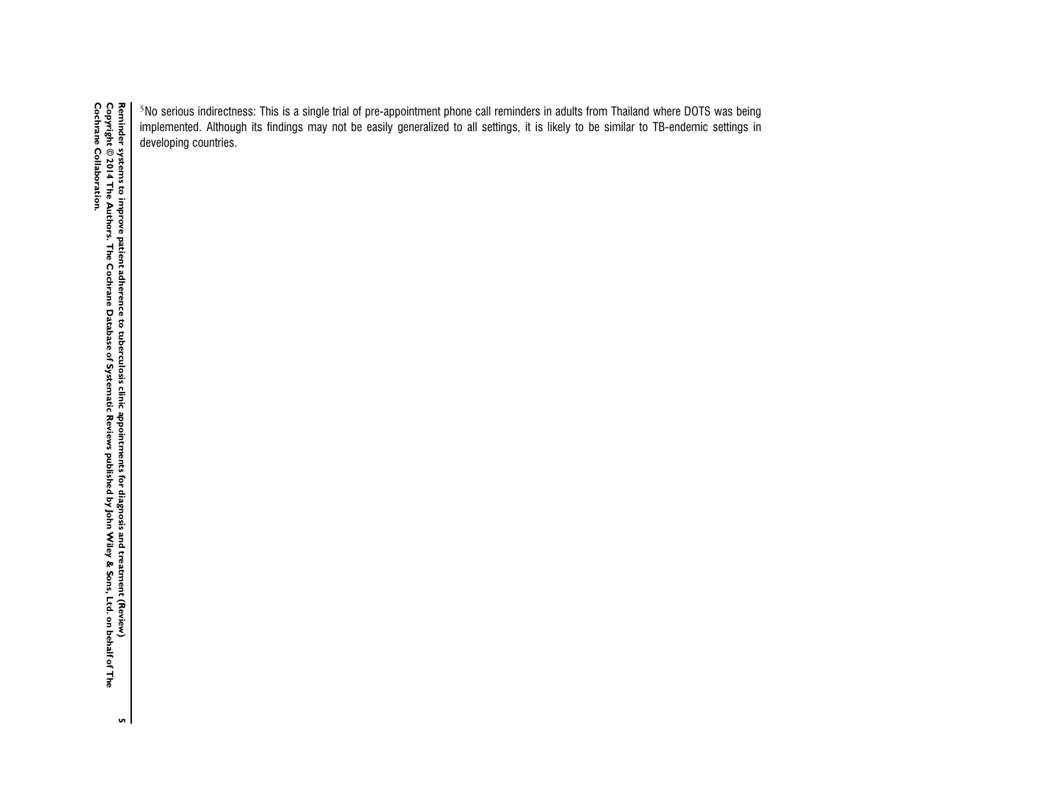[5]No serious indirectness: This is a single trial of pre-appointment phone call reminders in adults from Thailand where DOTS was being implemented. Although its findings may not be easily generalized to all settings, it is likely to be similar to TB-endemic settings in developing countries.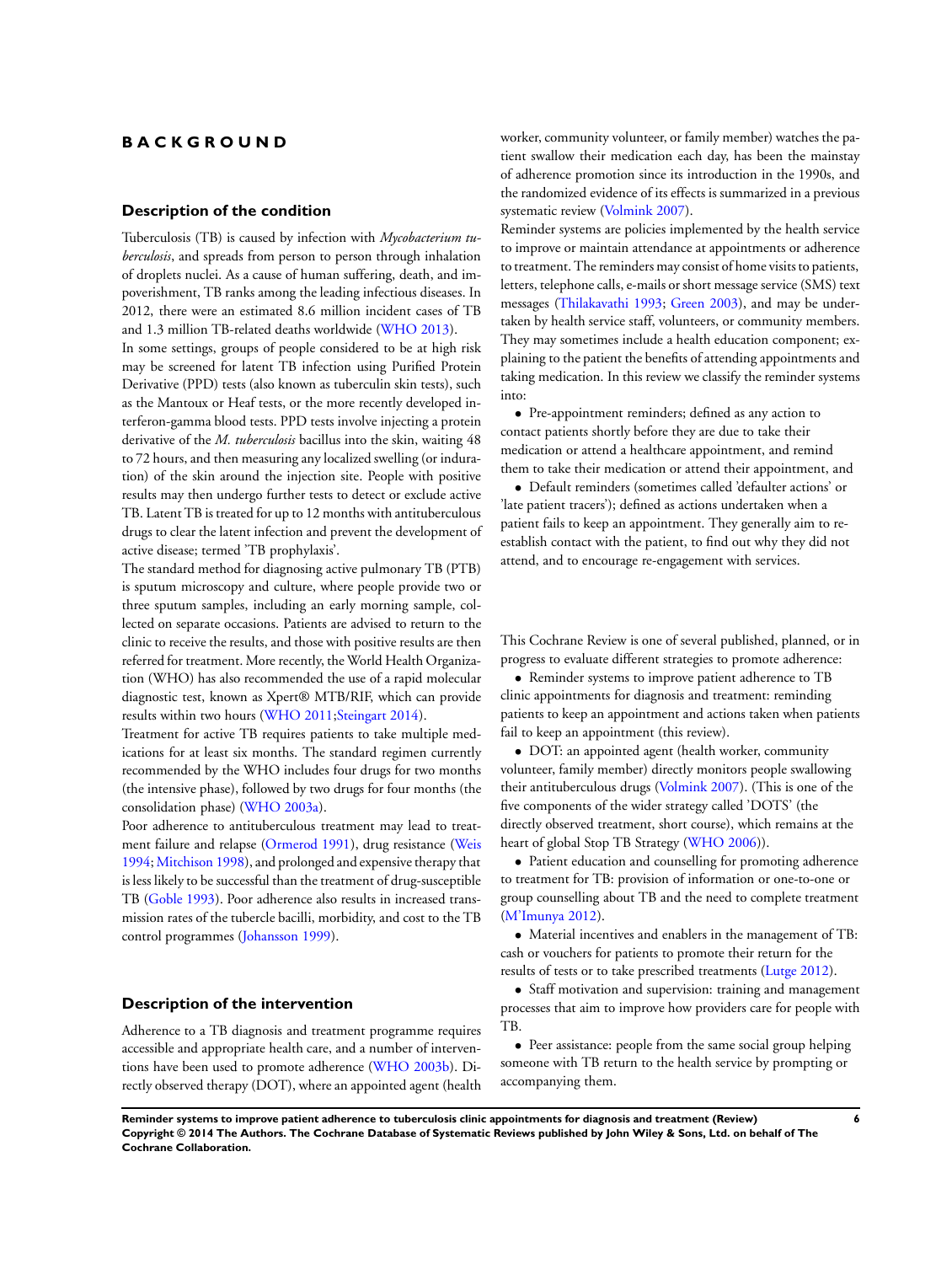# BACKGROUND

## Description of the condition

Tuberculosis (TB) is caused by infection with *Mycobacterium tuberculosis*, and spreads from person to person through inhalation of droplets nuclei. As a cause of human suffering, death, and impoverishment, TB ranks among the leading infectious diseases. In 2012, there were an estimated 8.6 million incident cases of TB and 1.3 million TB-related deaths worldwide (WHO 2013).

In some settings, groups of people considered to be at high risk may be screened for latent TB infection using Purified Protein Derivative (PPD) tests (also known as tuberculin skin tests), such as the Mantoux or Heaf tests, or the more recently developed interferon-gamma blood tests. PPD tests involve injecting a protein derivative of the *M. tuberculosis* bacillus into the skin, waiting 48 to 72 hours, and then measuring any localized swelling (or induration) of the skin around the injection site. People with positive results may then undergo further tests to detect or exclude active TB. Latent TB is treated for up to 12 months with antituberculous drugs to clear the latent infection and prevent the development of active disease; termed 'TB prophylaxis'.

The standard method for diagnosing active pulmonary TB (PTB) is sputum microscopy and culture, where people provide two or three sputum samples, including an early morning sample, collected on separate occasions. Patients are advised to return to the clinic to receive the results, and those with positive results are then referred for treatment. More recently, the World Health Organization (WHO) has also recommended the use of a rapid molecular diagnostic test, known as Xpert® MTB/RIF, which can provide results within two hours (WHO 2011;Steingart 2014).

Treatment for active TB requires patients to take multiple medications for at least six months. The standard regimen currently recommended by the WHO includes four drugs for two months (the intensive phase), followed by two drugs for four months (the consolidation phase) (WHO 2003a).

Poor adherence to antituberculous treatment may lead to treatment failure and relapse (Ormerod 1991), drug resistance (Weis 1994; Mitchison 1998), and prolonged and expensive therapy that is less likely to be successful than the treatment of drug-susceptible TB (Goble 1993). Poor adherence also results in increased transmission rates of the tubercle bacilli, morbidity, and cost to the TB control programmes (Johansson 1999).

## Description of the intervention

Adherence to a TB diagnosis and treatment programme requires accessible and appropriate health care, and a number of interventions have been used to promote adherence (WHO 2003b). Directly observed therapy (DOT), where an appointed agent (health worker, community volunteer, or family member) watches the patient swallow their medication each day, has been the mainstay of adherence promotion since its introduction in the 1990s, and the randomized evidence of its effects is summarized in a previous systematic review (Volmink 2007).

Reminder systems are policies implemented by the health service to improve or maintain attendance at appointments or adherence to treatment. The reminders may consist of home visits to patients, letters, telephone calls, e-mails or short message service (SMS) text messages (Thilakavathi 1993; Green 2003), and may be undertaken by health service staff, volunteers, or community members. They may sometimes include a health education component; explaining to the patient the benefits of attending appointments and taking medication. In this review we classify the reminder systems into:

- Pre-appointment reminders; defined as any action to contact patients shortly before they are due to take their medication or attend a healthcare appointment, and remind them to take their medication or attend their appointment, and
- Default reminders (sometimes called 'defaulter actions' or 'late patient tracers'); defined as actions undertaken when a patient fails to keep an appointment. They generally aim to re-establish contact with the patient, to find out why they did not attend, and to encourage re-engagement with services.

This Cochrane Review is one of several published, planned, or in progress to evaluate different strategies to promote adherence:

- Reminder systems to improve patient adherence to TB clinic appointments for diagnosis and treatment: reminding patients to keep an appointment and actions taken when patients fail to keep an appointment (this review).
- DOT: an appointed agent (health worker, community volunteer, family member) directly monitors people swallowing their antituberculous drugs (Volmink 2007). (This is one of the five components of the wider strategy called 'DOTS' (the directly observed treatment, short course), which remains at the heart of global Stop TB Strategy (WHO 2006)).
- Patient education and counselling for promoting adherence to treatment for TB: provision of information or one-to-one or group counselling about TB and the need to complete treatment (M'Imunya 2012).
- Material incentives and enablers in the management of TB: cash or vouchers for patients to promote their return for the results of tests or to take prescribed treatments (Lutge 2012).
- Staff motivation and supervision: training and management processes that aim to improve how providers care for people with TB.
- Peer assistance: people from the same social group helping someone with TB return to the health service by prompting or accompanying them.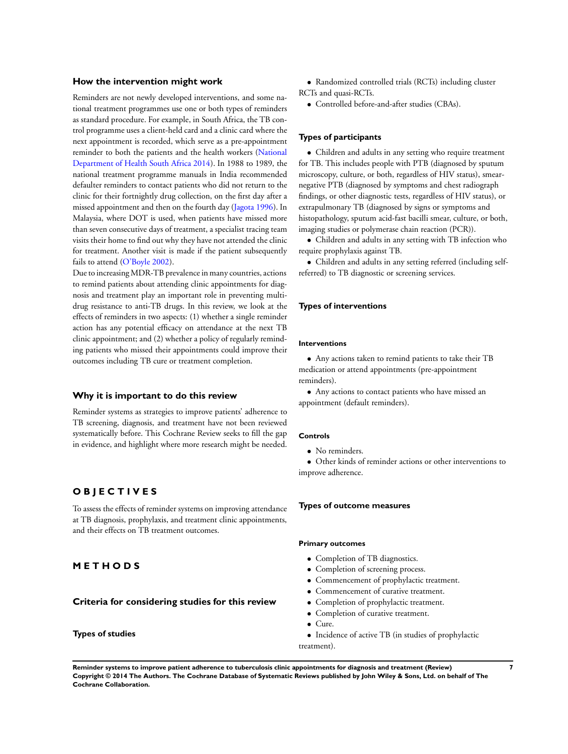### How the intervention might work

Reminders are not newly developed interventions, and some national treatment programmes use one or both types of reminders as standard procedure. For example, in South Africa, the TB control programme uses a client-held card and a clinic card where the next appointment is recorded, which serve as a pre-appointment reminder to both the patients and the health workers (National Department of Health South Africa 2014). In 1988 to 1989, the national treatment programme manuals in India recommended defaulter reminders to contact patients who did not return to the clinic for their fortnightly drug collection, on the first day after a missed appointment and then on the fourth day (Jagota 1996). In Malaysia, where DOT is used, when patients have missed more than seven consecutive days of treatment, a specialist tracing team visits their home to find out why they have not attended the clinic for treatment. Another visit is made if the patient subsequently fails to attend (O'Boyle 2002).

Due to increasing MDR-TB prevalence in many countries, actions to remind patients about attending clinic appointments for diagnosis and treatment play an important role in preventing multidrug resistance to anti-TB drugs. In this review, we look at the effects of reminders in two aspects: (1) whether a single reminder action has any potential efficacy on attendance at the next TB clinic appointment; and (2) whether a policy of regularly reminding patients who missed their appointments could improve their outcomes including TB cure or treatment completion.

### Why it is important to do this review

Reminder systems as strategies to improve patients' adherence to TB screening, diagnosis, and treatment have not been reviewed systematically before. This Cochrane Review seeks to fill the gap in evidence, and highlight where more research might be needed.

# OBJECTIVES

To assess the effects of reminder systems on improving attendance at TB diagnosis, prophylaxis, and treatment clinic appointments, and their effects on TB treatment outcomes.

# METHODS

## Criteria for considering studies for this review

### Types of studies

- Randomized controlled trials (RCTs) including cluster RCTs and quasi-RCTs.
- Controlled before-and-after studies (CBAs).

### Types of participants

- Children and adults in any setting who require treatment for TB. This includes people with PTB (diagnosed by sputum microscopy, culture, or both, regardless of HIV status), smear-negative PTB (diagnosed by symptoms and chest radiograph findings, or other diagnostic tests, regardless of HIV status), or extrapulmonary TB (diagnosed by signs or symptoms and histopathology, sputum acid-fast bacilli smear, culture, or both, imaging studies or polymerase chain reaction (PCR)).
- Children and adults in any setting with TB infection who require prophylaxis against TB.
- Children and adults in any setting referred (including self-referred) to TB diagnostic or screening services.

### Types of interventions

#### Interventions

- Any actions taken to remind patients to take their TB medication or attend appointments (pre-appointment reminders).
- Any actions to contact patients who have missed an appointment (default reminders).

#### Controls

- No reminders.
- Other kinds of reminder actions or other interventions to improve adherence.

### Types of outcome measures

#### Primary outcomes

- Completion of TB diagnostics.
- Completion of screening process.
- Commencement of prophylactic treatment.
- Commencement of curative treatment.
- Completion of prophylactic treatment.
- Completion of curative treatment.
- Cure.
- Incidence of active TB (in studies of prophylactic treatment).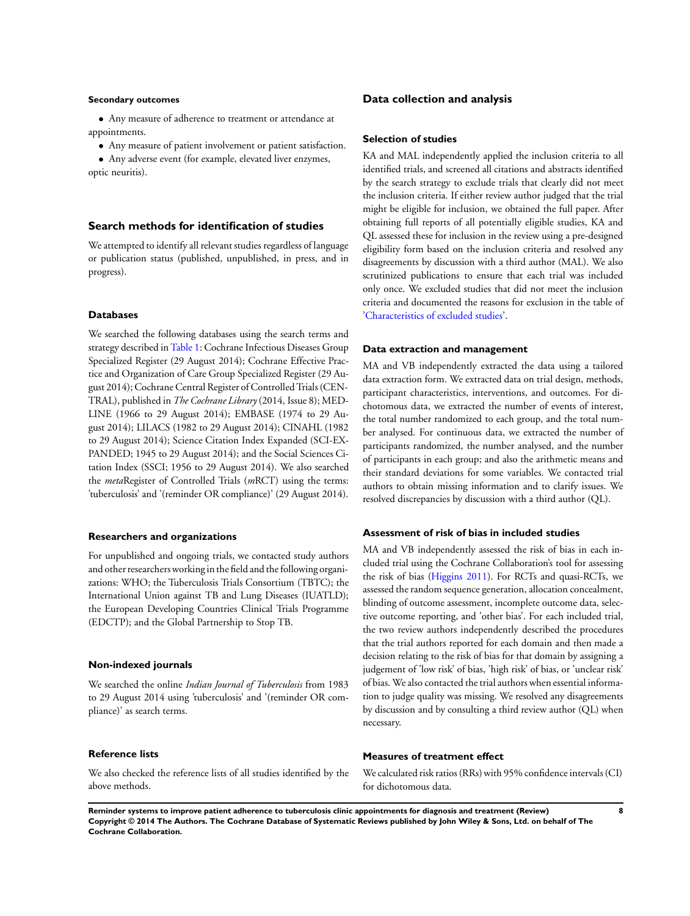#### Secondary outcomes

- Any measure of adherence to treatment or attendance at appointments.
- Any measure of patient involvement or patient satisfaction.
- Any adverse event (for example, elevated liver enzymes, optic neuritis).

### Search methods for identification of studies

We attempted to identify all relevant studies regardless of language or publication status (published, unpublished, in press, and in progress).

#### Databases

We searched the following databases using the search terms and strategy described in Table 1: Cochrane Infectious Diseases Group Specialized Register (29 August 2014); Cochrane Effective Practice and Organization of Care Group Specialized Register (29 August 2014); Cochrane Central Register of Controlled Trials (CENTRAL), published in *The Cochrane Library* (2014, Issue 8); MEDLINE (1966 to 29 August 2014); EMBASE (1974 to 29 August 2014); LILACS (1982 to 29 August 2014); CINAHL (1982 to 29 August 2014); Science Citation Index Expanded (SCI-EXPANDED; 1945 to 29 August 2014); and the Social Sciences Citation Index (SSCI; 1956 to 29 August 2014). We also searched the *meta*Register of Controlled Trials (*m*RCT) using the terms: 'tuberculosis' and '(reminder OR compliance)' (29 August 2014).

#### Researchers and organizations

For unpublished and ongoing trials, we contacted study authors and other researchers working in the field and the following organizations: WHO; the Tuberculosis Trials Consortium (TBTC); the International Union against TB and Lung Diseases (IUATLD); the European Developing Countries Clinical Trials Programme (EDCTP); and the Global Partnership to Stop TB.

#### Non-indexed journals

We searched the online *Indian Journal of Tuberculosis* from 1983 to 29 August 2014 using 'tuberculosis' and '(reminder OR compliance)' as search terms.

#### Reference lists

We also checked the reference lists of all studies identified by the above methods.

### Data collection and analysis

#### Selection of studies

KA and MAL independently applied the inclusion criteria to all identified trials, and screened all citations and abstracts identified by the search strategy to exclude trials that clearly did not meet the inclusion criteria. If either review author judged that the trial might be eligible for inclusion, we obtained the full paper. After obtaining full reports of all potentially eligible studies, KA and QL assessed these for inclusion in the review using a pre-designed eligibility form based on the inclusion criteria and resolved any disagreements by discussion with a third author (MAL). We also scrutinized publications to ensure that each trial was included only once. We excluded studies that did not meet the inclusion criteria and documented the reasons for exclusion in the table of 'Characteristics of excluded studies'.

#### Data extraction and management

MA and VB independently extracted the data using a tailored data extraction form. We extracted data on trial design, methods, participant characteristics, interventions, and outcomes. For dichotomous data, we extracted the number of events of interest, the total number randomized to each group, and the total number analysed. For continuous data, we extracted the number of participants randomized, the number analysed, and the number of participants in each group; and also the arithmetic means and their standard deviations for some variables. We contacted trial authors to obtain missing information and to clarify issues. We resolved discrepancies by discussion with a third author (QL).

#### Assessment of risk of bias in included studies

MA and VB independently assessed the risk of bias in each included trial using the Cochrane Collaboration's tool for assessing the risk of bias (Higgins 2011). For RCTs and quasi-RCTs, we assessed the random sequence generation, allocation concealment, blinding of outcome assessment, incomplete outcome data, selective outcome reporting, and 'other bias'. For each included trial, the two review authors independently described the procedures that the trial authors reported for each domain and then made a decision relating to the risk of bias for that domain by assigning a judgement of 'low risk' of bias, 'high risk' of bias, or 'unclear risk' of bias. We also contacted the trial authors when essential information to judge quality was missing. We resolved any disagreements by discussion and by consulting a third review author (QL) when necessary.

#### Measures of treatment effect

We calculated risk ratios (RRs) with 95% confidence intervals (CI) for dichotomous data.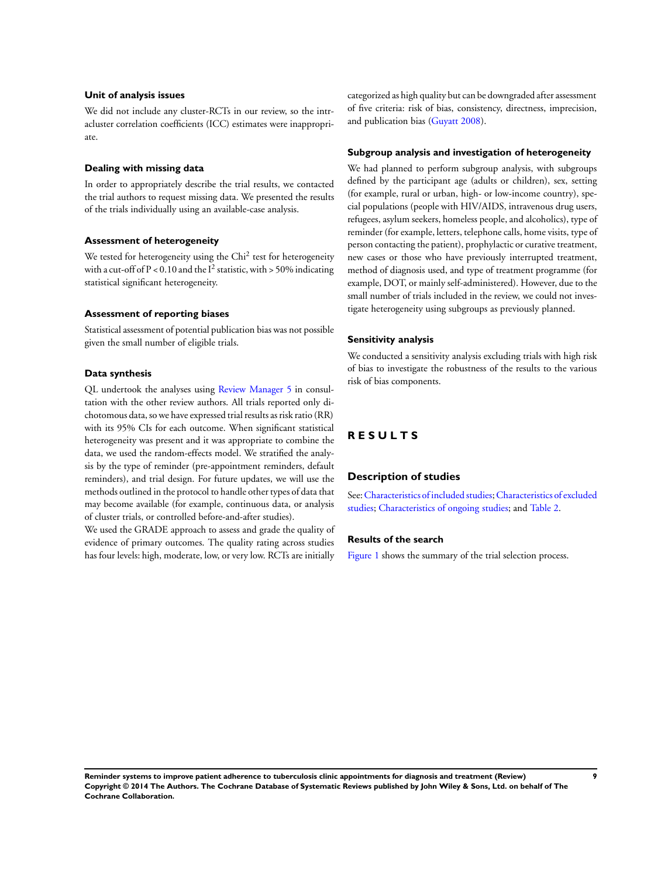### Unit of analysis issues

We did not include any cluster-RCTs in our review, so the intracluster correlation coefficients (ICC) estimates were inappropriate.

### Dealing with missing data

In order to appropriately describe the trial results, we contacted the trial authors to request missing data. We presented the results of the trials individually using an available-case analysis.

### Assessment of heterogeneity

We tested for heterogeneity using the $Chi^2$ test for heterogeneity with a cut-off of $P < 0.10$ and the $I^2$ statistic, with > 50% indicating statistical significant heterogeneity.

### Assessment of reporting biases

Statistical assessment of potential publication bias was not possible given the small number of eligible trials.

### Data synthesis

QL undertook the analyses using Review Manager 5 in consultation with the other review authors. All trials reported only dichotomous data, so we have expressed trial results as risk ratio (RR) with its 95% CIs for each outcome. When significant statistical heterogeneity was present and it was appropriate to combine the data, we used the random-effects model. We stratified the analysis by the type of reminder (pre-appointment reminders, default reminders), and trial design. For future updates, we will use the methods outlined in the protocol to handle other types of data that may become available (for example, continuous data, or analysis of cluster trials, or controlled before-and-after studies).

We used the GRADE approach to assess and grade the quality of evidence of primary outcomes. The quality rating across studies has four levels: high, moderate, low, or very low. RCTs are initially categorized as high quality but can be downgraded after assessment of five criteria: risk of bias, consistency, directness, imprecision, and publication bias (Guyatt 2008).

### Subgroup analysis and investigation of heterogeneity

We had planned to perform subgroup analysis, with subgroups defined by the participant age (adults or children), sex, setting (for example, rural or urban, high- or low-income country), special populations (people with HIV/AIDS, intravenous drug users, refugees, asylum seekers, homeless people, and alcoholics), type of reminder (for example, letters, telephone calls, home visits, type of person contacting the patient), prophylactic or curative treatment, new cases or those who have previously interrupted treatment, method of diagnosis used, and type of treatment programme (for example, DOT, or mainly self-administered). However, due to the small number of trials included in the review, we could not investigate heterogeneity using subgroups as previously planned.

### Sensitivity analysis

We conducted a sensitivity analysis excluding trials with high risk of bias to investigate the robustness of the results to the various risk of bias components.

# RESULTS

## Description of studies

See: Characteristics of included studies; Characteristics of excluded studies; Characteristics of ongoing studies; and Table 2.

### Results of the search

Figure 1 shows the summary of the trial selection process.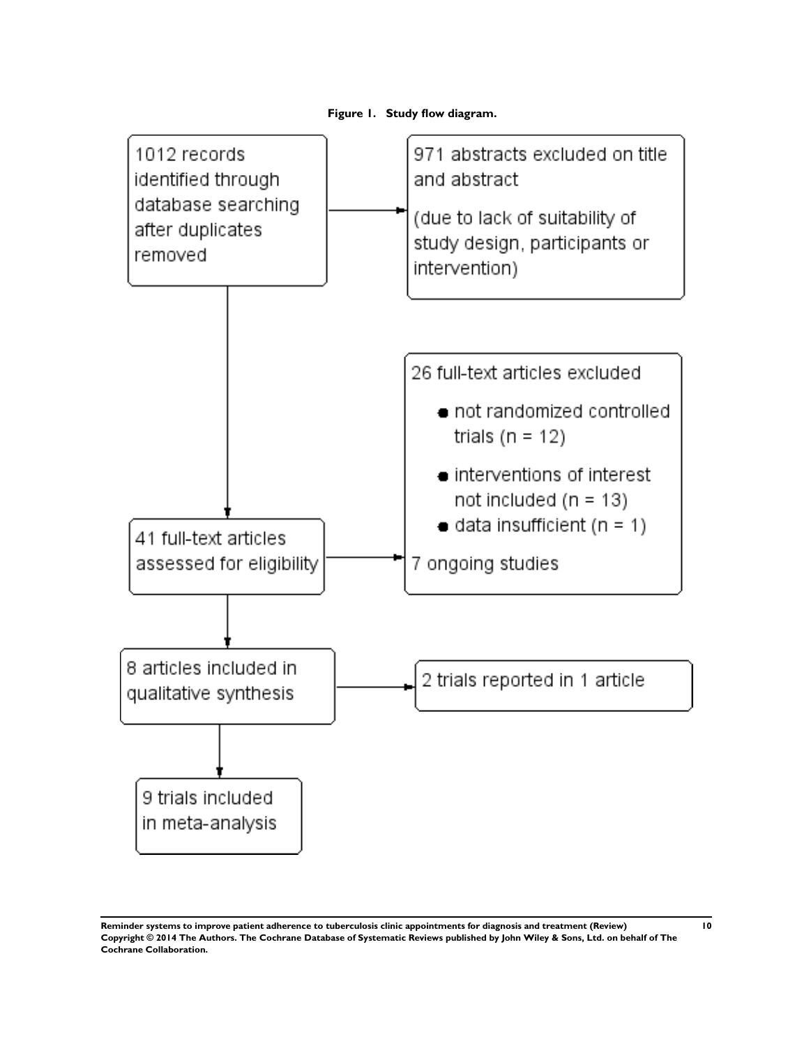**Figure 1. Study flow diagram.**

1012 records identified through database searching after duplicates removed

→ 971 abstracts excluded on title and abstract (due to lack of suitability of study design, participants or intervention)

41 full-text articles assessed for eligibility

→ 26 full-text articles excluded

- not randomized controlled trials (n = 12)
- interventions of interest not included (n = 13)
- data insufficient (n = 1)

7 ongoing studies

8 articles included in qualitative synthesis

→ 2 trials reported in 1 article

9 trials included in meta-analysis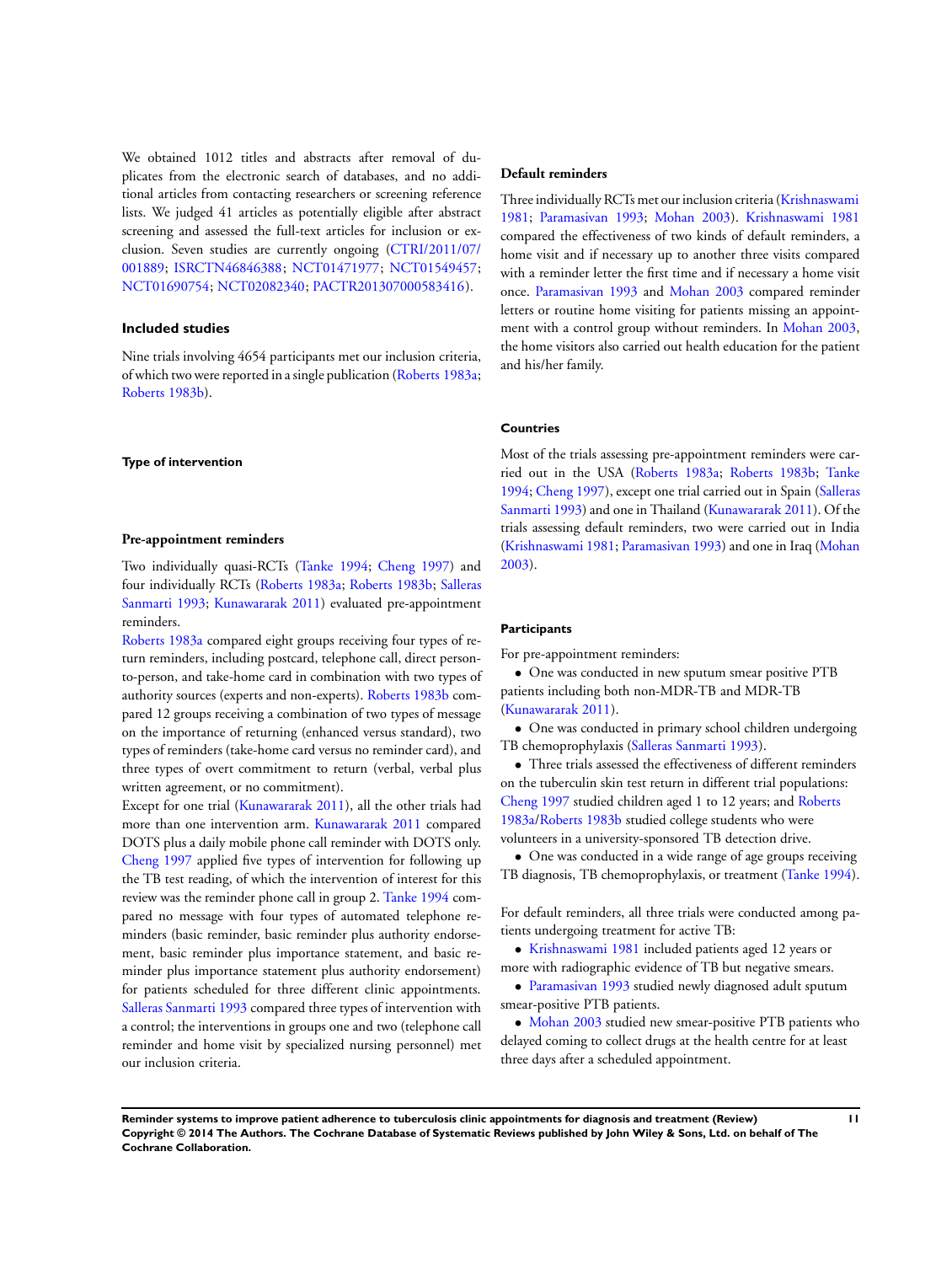We obtained 1012 titles and abstracts after removal of duplicates from the electronic search of databases, and no additional articles from contacting researchers or screening reference lists. We judged 41 articles as potentially eligible after abstract screening and assessed the full-text articles for inclusion or exclusion. Seven studies are currently ongoing (CTRI/2011/07/001889; ISRCTN46846388; NCT01471977; NCT01549457; NCT01690754; NCT02082340; PACTR201307000583416).

### Included studies

Nine trials involving 4654 participants met our inclusion criteria, of which two were reported in a single publication (Roberts 1983a; Roberts 1983b).

#### Type of intervention

#### Pre-appointment reminders

Two individually quasi-RCTs (Tanke 1994; Cheng 1997) and four individually RCTs (Roberts 1983a; Roberts 1983b; Salleras Sanmarti 1993; Kunawararak 2011) evaluated pre-appointment reminders.

Roberts 1983a compared eight groups receiving four types of return reminders, including postcard, telephone call, direct person-to-person, and take-home card in combination with two types of authority sources (experts and non-experts). Roberts 1983b compared 12 groups receiving a combination of two types of message on the importance of returning (enhanced versus standard), two types of reminders (take-home card versus no reminder card), and three types of overt commitment to return (verbal, verbal plus written agreement, or no commitment).

Except for one trial (Kunawararak 2011), all the other trials had more than one intervention arm. Kunawararak 2011 compared DOTS plus a daily mobile phone call reminder with DOTS only. Cheng 1997 applied five types of intervention for following up the TB test reading, of which the intervention of interest for this review was the reminder phone call in group 2. Tanke 1994 compared no message with four types of automated telephone reminders (basic reminder, basic reminder plus authority endorsement, basic reminder plus importance statement, and basic reminder plus importance statement plus authority endorsement) for patients scheduled for three different clinic appointments. Salleras Sanmarti 1993 compared three types of intervention with a control; the interventions in groups one and two (telephone call reminder and home visit by specialized nursing personnel) met our inclusion criteria.

#### Default reminders

Three individually RCTs met our inclusion criteria (Krishnaswami 1981; Paramasivan 1993; Mohan 2003). Krishnaswami 1981 compared the effectiveness of two kinds of default reminders, a home visit and if necessary up to another three visits compared with a reminder letter the first time and if necessary a home visit once. Paramasivan 1993 and Mohan 2003 compared reminder letters or routine home visiting for patients missing an appointment with a control group without reminders. In Mohan 2003, the home visitors also carried out health education for the patient and his/her family.

#### Countries

Most of the trials assessing pre-appointment reminders were carried out in the USA (Roberts 1983a; Roberts 1983b; Tanke 1994; Cheng 1997), except one trial carried out in Spain (Salleras Sanmarti 1993) and one in Thailand (Kunawararak 2011). Of the trials assessing default reminders, two were carried out in India (Krishnaswami 1981; Paramasivan 1993) and one in Iraq (Mohan 2003).

#### Participants

For pre-appointment reminders:

- One was conducted in new sputum smear positive PTB patients including both non-MDR-TB and MDR-TB (Kunawararak 2011).
- One was conducted in primary school children undergoing TB chemoprophylaxis (Salleras Sanmarti 1993).
- Three trials assessed the effectiveness of different reminders on the tuberculin skin test return in different trial populations: Cheng 1997 studied children aged 1 to 12 years; and Roberts 1983a/Roberts 1983b studied college students who were volunteers in a university-sponsored TB detection drive.
- One was conducted in a wide range of age groups receiving TB diagnosis, TB chemoprophylaxis, or treatment (Tanke 1994).

For default reminders, all three trials were conducted among patients undergoing treatment for active TB:

- Krishnaswami 1981 included patients aged 12 years or more with radiographic evidence of TB but negative smears.
- Paramasivan 1993 studied newly diagnosed adult sputum smear-positive PTB patients.
- Mohan 2003 studied new smear-positive PTB patients who delayed coming to collect drugs at the health centre for at least three days after a scheduled appointment.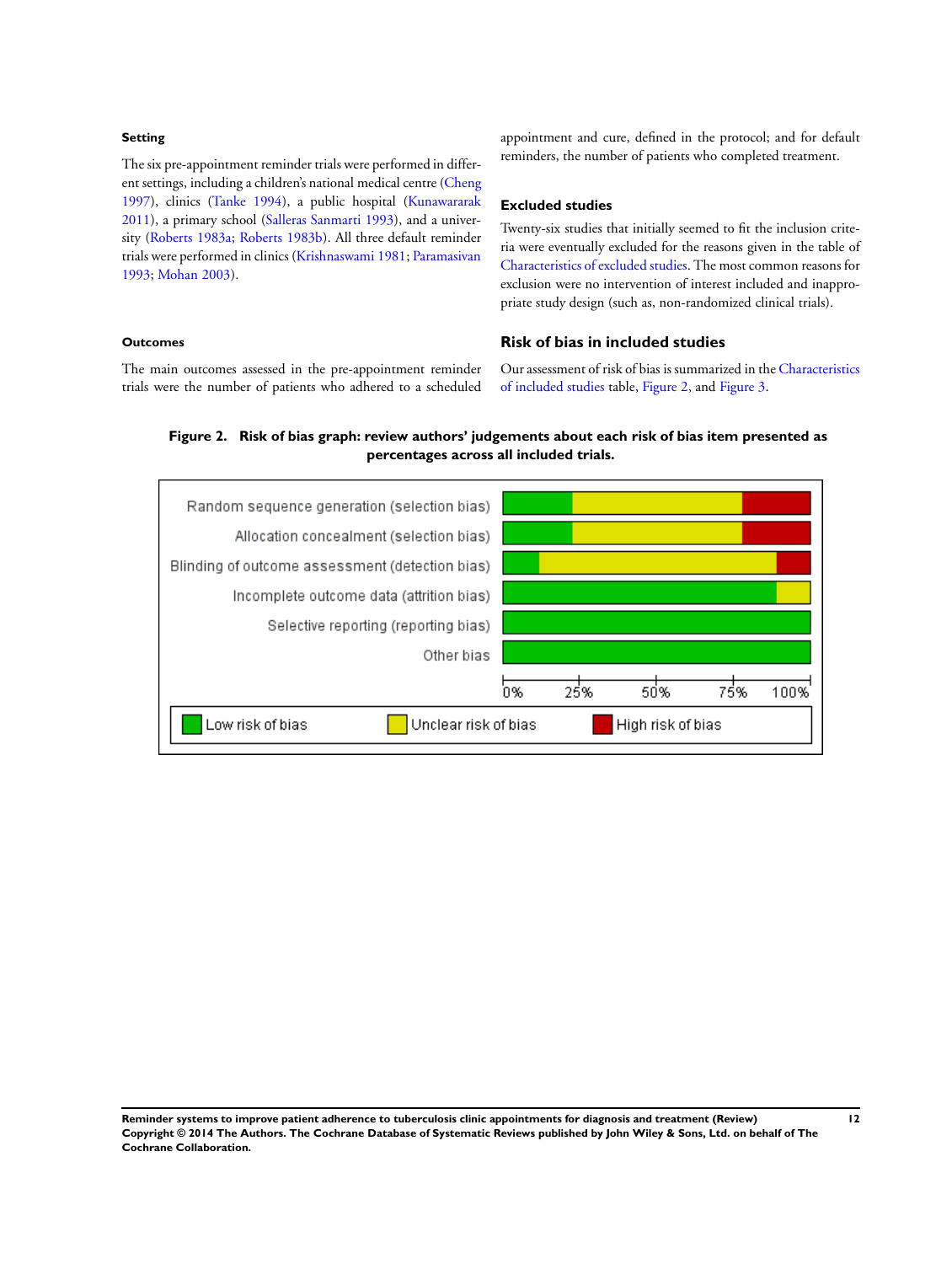#### Setting

The six pre-appointment reminder trials were performed in different settings, including a children's national medical centre (Cheng 1997), clinics (Tanke 1994), a public hospital (Kunawararak 2011), a primary school (Salleras Sanmarti 1993), and a university (Roberts 1983a; Roberts 1983b). All three default reminder trials were performed in clinics (Krishnaswami 1981; Paramasivan 1993; Mohan 2003).

#### Outcomes

The main outcomes assessed in the pre-appointment reminder trials were the number of patients who adhered to a scheduled appointment and cure, defined in the protocol; and for default reminders, the number of patients who completed treatment.

### Excluded studies

Twenty-six studies that initially seemed to fit the inclusion criteria were eventually excluded for the reasons given in the table of Characteristics of excluded studies. The most common reasons for exclusion were no intervention of interest included and inappropriate study design (such as, non-randomized clinical trials).

## Risk of bias in included studies

Our assessment of risk of bias is summarized in the Characteristics of included studies table, Figure 2, and Figure 3.

**Figure 2. Risk of bias graph: review authors' judgements about each risk of bias item presented as percentages across all included trials.**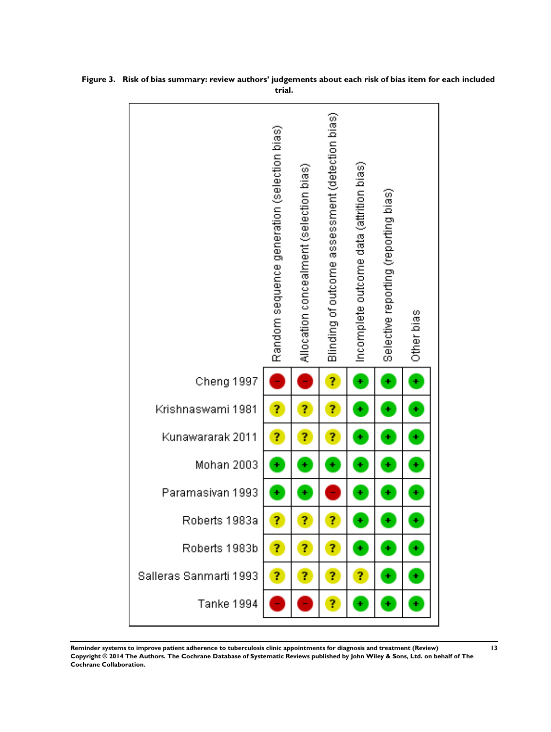**Figure 3. Risk of bias summary: review authors' judgements about each risk of bias item for each included trial.**

| | Random sequence generation (selection bias) | Allocation concealment (selection bias) | Blinding of outcome assessment (detection bias) | Incomplete outcome data (attrition bias) | Selective reporting (reporting bias) | Other bias |
|---|---|---|---|---|---|---|
| Cheng 1997 | - | - | ? | + | + | + |
| Krishnaswami 1981 | ? | ? | ? | + | + | + |
| Kunawararak 2011 | ? | ? | ? | + | + | + |
| Mohan 2003 | + | + | + | + | + | + |
| Paramasivan 1993 | + | + | - | + | + | + |
| Roberts 1983a | ? | ? | ? | + | + | + |
| Roberts 1983b | ? | ? | ? | + | + | + |
| Salleras Sanmarti 1993 | ? | ? | ? | ? | + | + |
| Tanke 1994 | - | - | ? | + | + | + |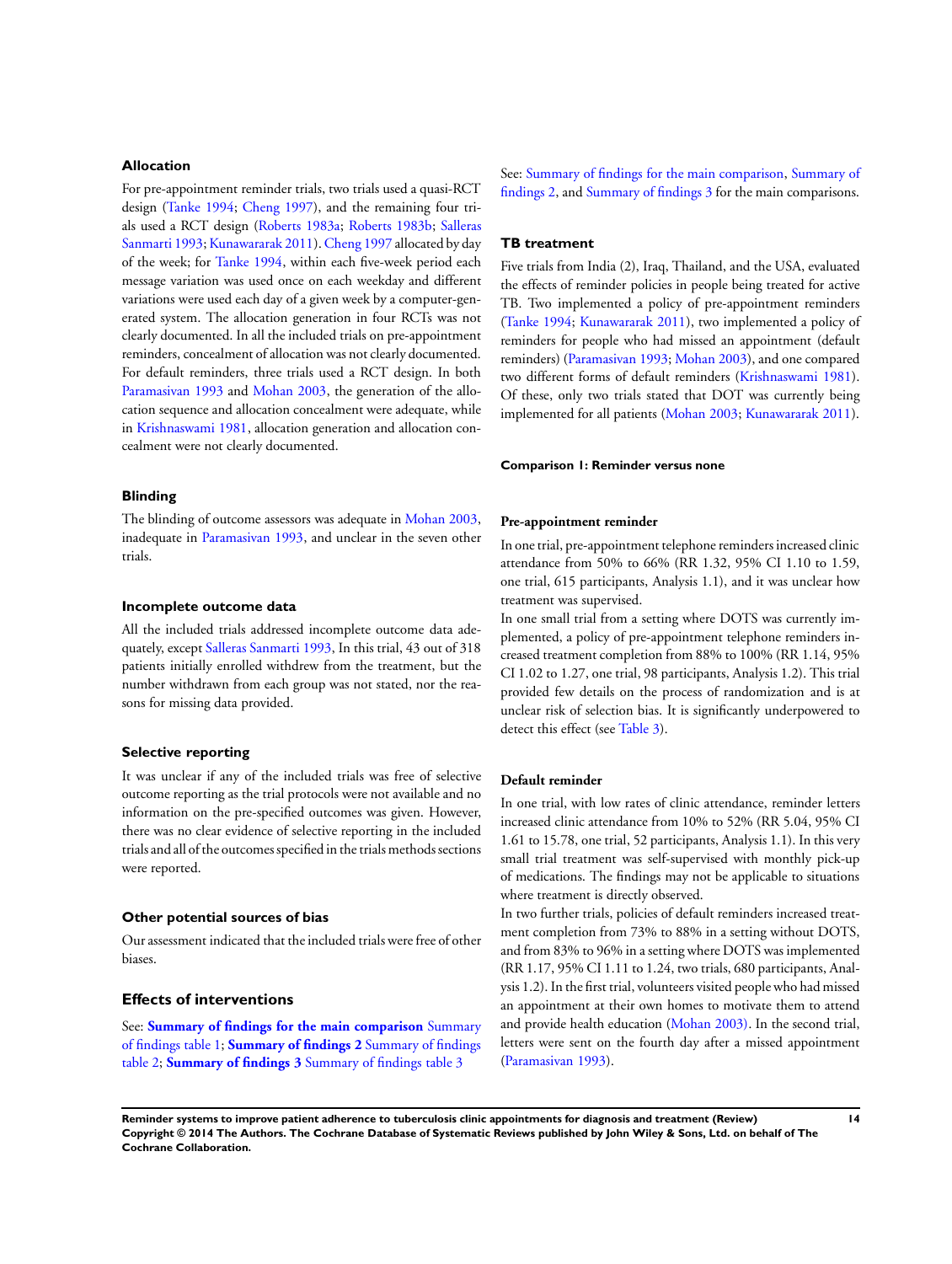### Allocation

For pre-appointment reminder trials, two trials used a quasi-RCT design (Tanke 1994; Cheng 1997), and the remaining four trials used a RCT design (Roberts 1983a; Roberts 1983b; Salleras Sanmarti 1993; Kunawararak 2011). Cheng 1997 allocated by day of the week; for Tanke 1994, within each five-week period each message variation was used once on each weekday and different variations were used each day of a given week by a computer-generated system. The allocation generation in four RCTs was not clearly documented. In all the included trials on pre-appointment reminders, concealment of allocation was not clearly documented. For default reminders, three trials used a RCT design. In both Paramasivan 1993 and Mohan 2003, the generation of the allocation sequence and allocation concealment were adequate, while in Krishnaswami 1981, allocation generation and allocation concealment were not clearly documented.

### Blinding

The blinding of outcome assessors was adequate in Mohan 2003, inadequate in Paramasivan 1993, and unclear in the seven other trials.

### Incomplete outcome data

All the included trials addressed incomplete outcome data adequately, except Salleras Sanmarti 1993, In this trial, 43 out of 318 patients initially enrolled withdrew from the treatment, but the number withdrawn from each group was not stated, nor the reasons for missing data provided.

### Selective reporting

It was unclear if any of the included trials was free of selective outcome reporting as the trial protocols were not available and no information on the pre-specified outcomes was given. However, there was no clear evidence of selective reporting in the included trials and all of the outcomes specified in the trials methods sections were reported.

### Other potential sources of bias

Our assessment indicated that the included trials were free of other biases.

## Effects of interventions

See: **Summary of findings for the main comparison** Summary of findings table 1; **Summary of findings 2** Summary of findings table 2; **Summary of findings 3** Summary of findings table 3

See: Summary of findings for the main comparison, Summary of findings 2, and Summary of findings 3 for the main comparisons.

### TB treatment

Five trials from India (2), Iraq, Thailand, and the USA, evaluated the effects of reminder policies in people being treated for active TB. Two implemented a policy of pre-appointment reminders (Tanke 1994; Kunawararak 2011), two implemented a policy of reminders for people who had missed an appointment (default reminders) (Paramasivan 1993; Mohan 2003), and one compared two different forms of default reminders (Krishnaswami 1981). Of these, only two trials stated that DOT was currently being implemented for all patients (Mohan 2003; Kunawararak 2011).

#### Comparison 1: Reminder versus none

#### Pre-appointment reminder

In one trial, pre-appointment telephone reminders increased clinic attendance from 50% to 66% (RR 1.32, 95% CI 1.10 to 1.59, one trial, 615 participants, Analysis 1.1), and it was unclear how treatment was supervised.

In one small trial from a setting where DOTS was currently implemented, a policy of pre-appointment telephone reminders increased treatment completion from 88% to 100% (RR 1.14, 95% CI 1.02 to 1.27, one trial, 98 participants, Analysis 1.2). This trial provided few details on the process of randomization and is at unclear risk of selection bias. It is significantly underpowered to detect this effect (see Table 3).

#### Default reminder

In one trial, with low rates of clinic attendance, reminder letters increased clinic attendance from 10% to 52% (RR 5.04, 95% CI 1.61 to 15.78, one trial, 52 participants, Analysis 1.1). In this very small trial treatment was self-supervised with monthly pick-up of medications. The findings may not be applicable to situations where treatment is directly observed.

In two further trials, policies of default reminders increased treatment completion from 73% to 88% in a setting without DOTS, and from 83% to 96% in a setting where DOTS was implemented (RR 1.17, 95% CI 1.11 to 1.24, two trials, 680 participants, Analysis 1.2). In the first trial, volunteers visited people who had missed an appointment at their own homes to motivate them to attend and provide health education (Mohan 2003). In the second trial, letters were sent on the fourth day after a missed appointment (Paramasivan 1993).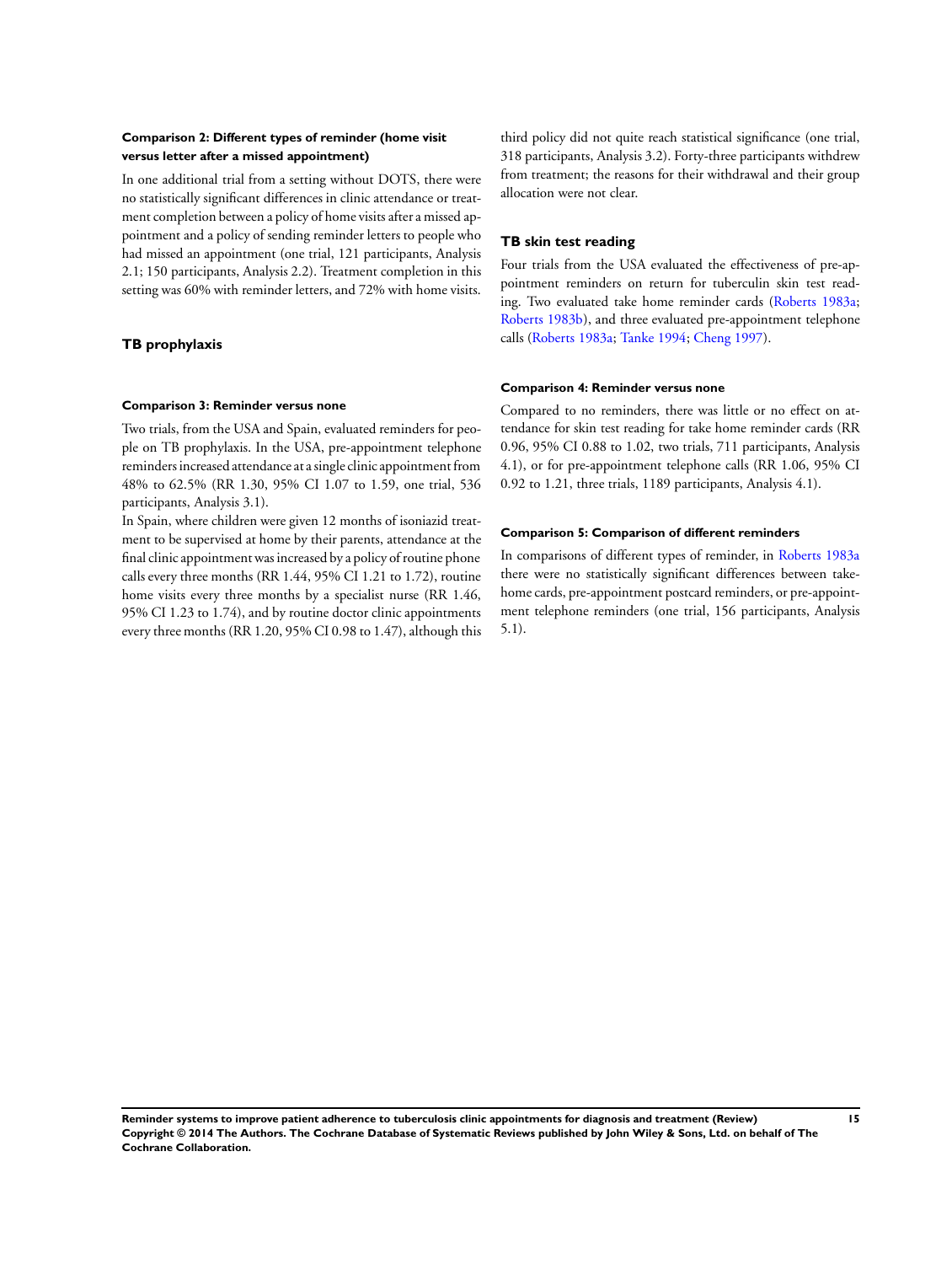#### Comparison 2: Different types of reminder (home visit versus letter after a missed appointment)

In one additional trial from a setting without DOTS, there were no statistically significant differences in clinic attendance or treatment completion between a policy of home visits after a missed appointment and a policy of sending reminder letters to people who had missed an appointment (one trial, 121 participants, Analysis 2.1; 150 participants, Analysis 2.2). Treatment completion in this setting was 60% with reminder letters, and 72% with home visits.

### TB prophylaxis

#### Comparison 3: Reminder versus none

Two trials, from the USA and Spain, evaluated reminders for people on TB prophylaxis. In the USA, pre-appointment telephone reminders increased attendance at a single clinic appointment from 48% to 62.5% (RR 1.30, 95% CI 1.07 to 1.59, one trial, 536 participants, Analysis 3.1).

In Spain, where children were given 12 months of isoniazid treatment to be supervised at home by their parents, attendance at the final clinic appointment was increased by a policy of routine phone calls every three months (RR 1.44, 95% CI 1.21 to 1.72), routine home visits every three months by a specialist nurse (RR 1.46, 95% CI 1.23 to 1.74), and by routine doctor clinic appointments every three months (RR 1.20, 95% CI 0.98 to 1.47), although this third policy did not quite reach statistical significance (one trial, 318 participants, Analysis 3.2). Forty-three participants withdrew from treatment; the reasons for their withdrawal and their group allocation were not clear.

### TB skin test reading

Four trials from the USA evaluated the effectiveness of pre-appointment reminders on return for tuberculin skin test reading. Two evaluated take home reminder cards (Roberts 1983a; Roberts 1983b), and three evaluated pre-appointment telephone calls (Roberts 1983a; Tanke 1994; Cheng 1997).

#### Comparison 4: Reminder versus none

Compared to no reminders, there was little or no effect on attendance for skin test reading for take home reminder cards (RR 0.96, 95% CI 0.88 to 1.02, two trials, 711 participants, Analysis 4.1), or for pre-appointment telephone calls (RR 1.06, 95% CI 0.92 to 1.21, three trials, 1189 participants, Analysis 4.1).

#### Comparison 5: Comparison of different reminders

In comparisons of different types of reminder, in Roberts 1983a there were no statistically significant differences between take-home cards, pre-appointment postcard reminders, or pre-appointment telephone reminders (one trial, 156 participants, Analysis 5.1).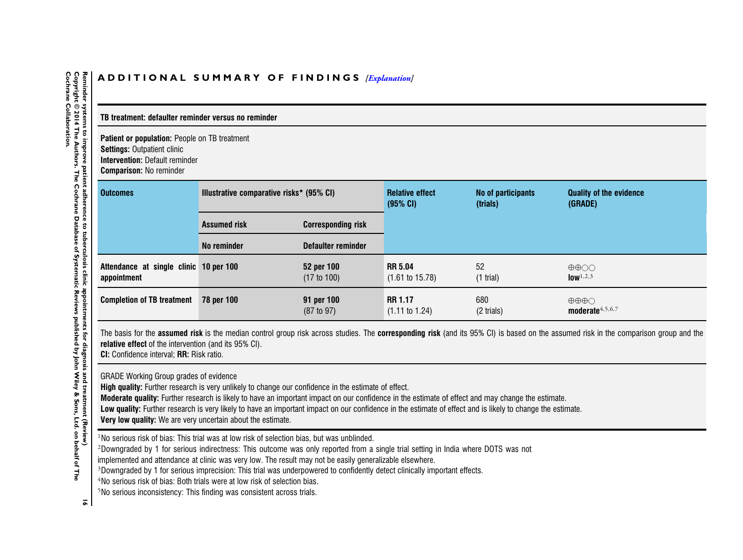# ADDITIONAL SUMMARY OF FINDINGS *[Explanation]*

| **TB treatment: defaulter reminder versus no reminder** | | | | | |
|---|---|---|---|---|---|
| **Patient or population:** People on TB treatment<br>**Settings:** Outpatient clinic<br>**Intervention:** Default reminder<br>**Comparison:** No reminder | | | | | |
| **Outcomes** | **Illustrative comparative risks* (95% CI)** | | **Relative effect (95% CI)** | **No of participants (trials)** | **Quality of the evidence (GRADE)** |
| | **Assumed risk** | **Corresponding risk** | | | |
| | **No reminder** | **Defaulter reminder** | | | |
| **Attendance at single clinic appointment** | **10 per 100** | **52 per 100** (17 to 100) | **RR 5.04** (1.61 to 15.78) | 52 (1 trial) | ⊕⊕○○ **low**[1,2,3] |
| **Completion of TB treatment** | **78 per 100** | **91 per 100** (87 to 97) | **RR 1.17** (1.11 to 1.24) | 680 (2 trials) | ⊕⊕⊕○ **moderate**[4,5,6,7] |

The basis for the **assumed risk** is the median control group risk across studies. The **corresponding risk** (and its 95% CI) is based on the assumed risk in the comparison group and the **relative effect** of the intervention (and its 95% CI).
**CI:** Confidence interval; **RR:** Risk ratio.

GRADE Working Group grades of evidence
**High quality:** Further research is very unlikely to change our confidence in the estimate of effect.
**Moderate quality:** Further research is likely to have an important impact on our confidence in the estimate of effect and may change the estimate.
**Low quality:** Further research is very likely to have an important impact on our confidence in the estimate of effect and is likely to change the estimate.
**Very low quality:** We are very uncertain about the estimate.

[1]No serious risk of bias: This trial was at low risk of selection bias, but was unblinded.
[2]Downgraded by 1 for serious indirectness: This outcome was only reported from a single trial setting in India where DOTS was not implemented and attendance at clinic was very low. The result may not be easily generalizable elsewhere.
[3]Downgraded by 1 for serious imprecision: This trial was underpowered to confidently detect clinically important effects.
[4]No serious risk of bias: Both trials were at low risk of selection bias.
[5]No serious inconsistency: This finding was consistent across trials.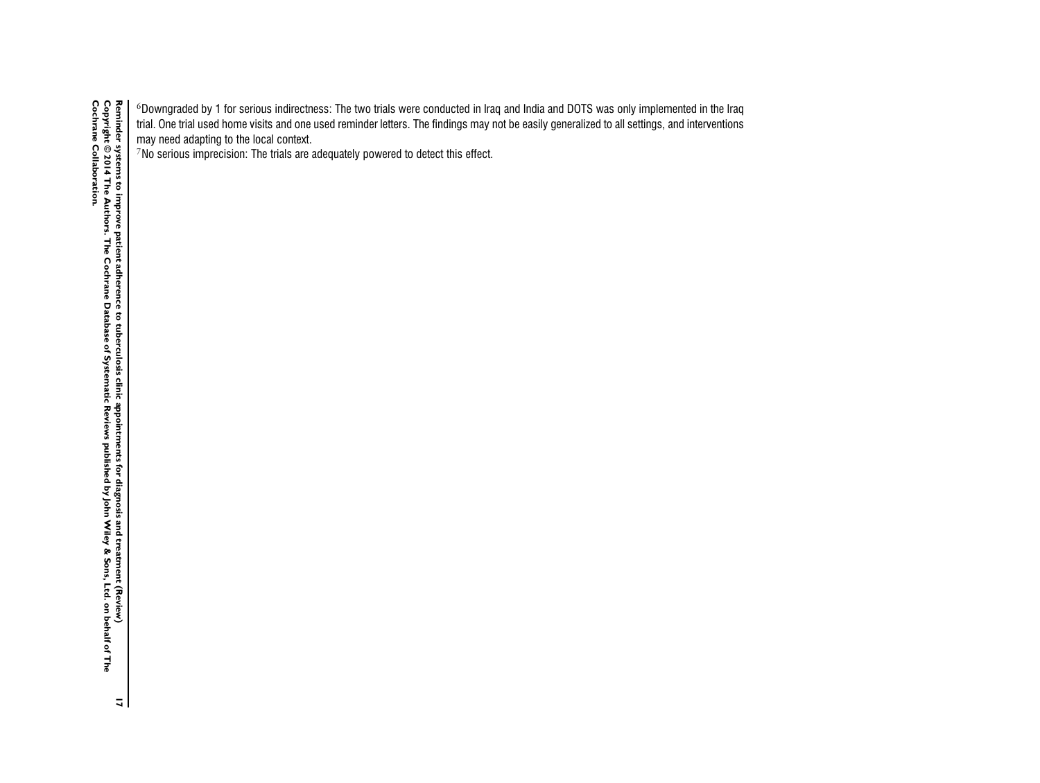[6]Downgraded by 1 for serious indirectness: The two trials were conducted in Iraq and India and DOTS was only implemented in the Iraq trial. One trial used home visits and one used reminder letters. The findings may not be easily generalized to all settings, and interventions may need adapting to the local context.

[7]No serious imprecision: The trials are adequately powered to detect this effect.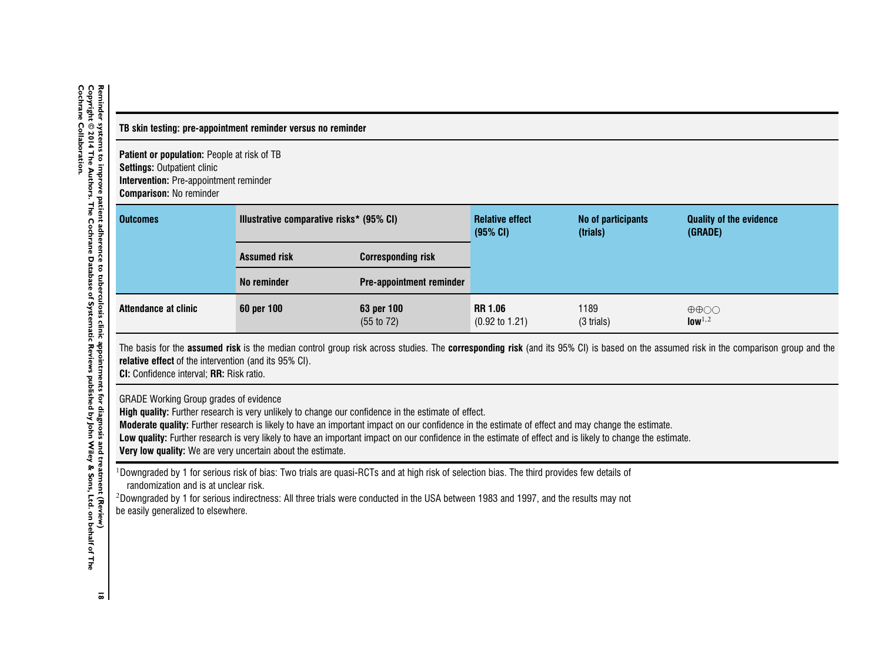**TB skin testing: pre-appointment reminder versus no reminder**

**Patient or population:** People at risk of TB
**Settings:** Outpatient clinic
**Intervention:** Pre-appointment reminder
**Comparison:** No reminder

| Outcomes | Illustrative comparative risks* (95% CI) | | Relative effect (95% CI) | No of participants (trials) | Quality of the evidence (GRADE) |
|---|---|---|---|---|---|
| | Assumed risk | Corresponding risk | | | |
| | No reminder | Pre-appointment reminder | | | |
| Attendance at clinic | 60 per 100 | 63 per 100 (55 to 72) | RR 1.06 (0.92 to 1.21) | 1189 (3 trials) | ⊕⊕○○ **low**[1,2] |

The basis for the **assumed risk** is the median control group risk across studies. The **corresponding risk** (and its 95% CI) is based on the assumed risk in the comparison group and the **relative effect** of the intervention (and its 95% CI).
**CI:** Confidence interval; **RR:** Risk ratio.

GRADE Working Group grades of evidence
**High quality:** Further research is very unlikely to change our confidence in the estimate of effect.
**Moderate quality:** Further research is likely to have an important impact on our confidence in the estimate of effect and may change the estimate.
**Low quality:** Further research is very likely to have an important impact on our confidence in the estimate of effect and is likely to change the estimate.
**Very low quality:** We are very uncertain about the estimate.

[1] Downgraded by 1 for serious risk of bias: Two trials are quasi-RCTs and at high risk of selection bias. The third provides few details of randomization and is at unclear risk.
[2] Downgraded by 1 for serious indirectness: All three trials were conducted in the USA between 1983 and 1997, and the results may not be easily generalized to elsewhere.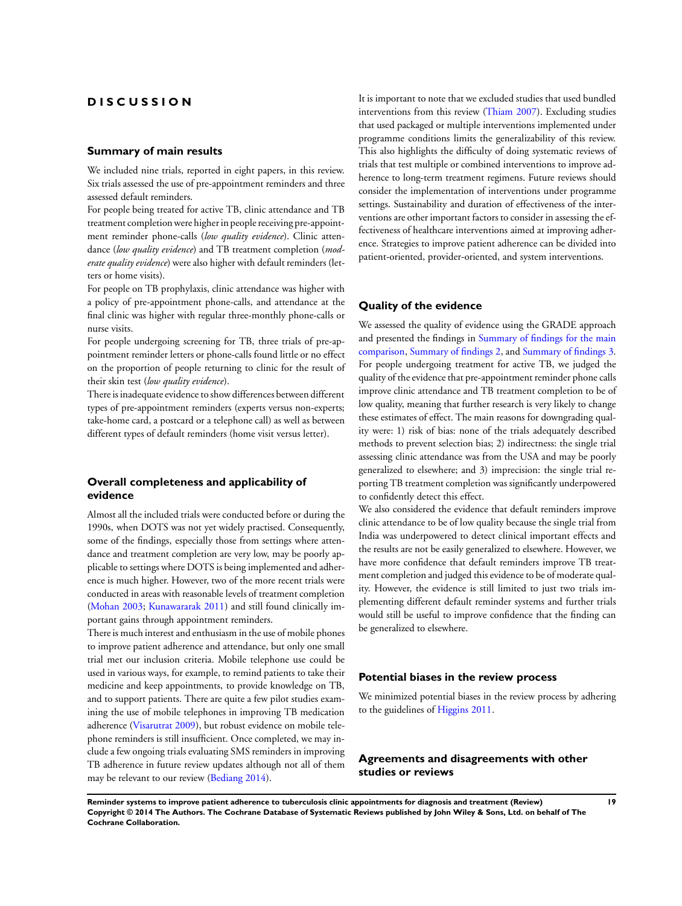# DISCUSSION

## Summary of main results

We included nine trials, reported in eight papers, in this review. Six trials assessed the use of pre-appointment reminders and three assessed default reminders.

For people being treated for active TB, clinic attendance and TB treatment completion were higher in people receiving pre-appointment reminder phone-calls (*low quality evidence*). Clinic attendance (*low quality evidence*) and TB treatment completion (*moderate quality evidence*) were also higher with default reminders (letters or home visits).

For people on TB prophylaxis, clinic attendance was higher with a policy of pre-appointment phone-calls, and attendance at the final clinic was higher with regular three-monthly phone-calls or nurse visits.

For people undergoing screening for TB, three trials of pre-appointment reminder letters or phone-calls found little or no effect on the proportion of people returning to clinic for the result of their skin test (*low quality evidence*).

There is inadequate evidence to show differences between different types of pre-appointment reminders (experts versus non-experts; take-home card, a postcard or a telephone call) as well as between different types of default reminders (home visit versus letter).

## Overall completeness and applicability of evidence

Almost all the included trials were conducted before or during the 1990s, when DOTS was not yet widely practised. Consequently, some of the findings, especially those from settings where attendance and treatment completion are very low, may be poorly applicable to settings where DOTS is being implemented and adherence is much higher. However, two of the more recent trials were conducted in areas with reasonable levels of treatment completion (Mohan 2003; Kunawararak 2011) and still found clinically important gains through appointment reminders.

There is much interest and enthusiasm in the use of mobile phones to improve patient adherence and attendance, but only one small trial met our inclusion criteria. Mobile telephone use could be used in various ways, for example, to remind patients to take their medicine and keep appointments, to provide knowledge on TB, and to support patients. There are quite a few pilot studies examining the use of mobile telephones in improving TB medication adherence (Visarutrat 2009), but robust evidence on mobile telephone reminders is still insufficient. Once completed, we may include a few ongoing trials evaluating SMS reminders in improving TB adherence in future review updates although not all of them may be relevant to our review (Bediang 2014).

It is important to note that we excluded studies that used bundled interventions from this review (Thiam 2007). Excluding studies that used packaged or multiple interventions implemented under programme conditions limits the generalizability of this review. This also highlights the difficulty of doing systematic reviews of trials that test multiple or combined interventions to improve adherence to long-term treatment regimens. Future reviews should consider the implementation of interventions under programme settings. Sustainability and duration of effectiveness of the interventions are other important factors to consider in assessing the effectiveness of healthcare interventions aimed at improving adherence. Strategies to improve patient adherence can be divided into patient-oriented, provider-oriented, and system interventions.

## Quality of the evidence

We assessed the quality of evidence using the GRADE approach and presented the findings in Summary of findings for the main comparison, Summary of findings 2, and Summary of findings 3. For people undergoing treatment for active TB, we judged the quality of the evidence that pre-appointment reminder phone calls improve clinic attendance and TB treatment completion to be of low quality, meaning that further research is very likely to change these estimates of effect. The main reasons for downgrading quality were: 1) risk of bias: none of the trials adequately described methods to prevent selection bias; 2) indirectness: the single trial assessing clinic attendance was from the USA and may be poorly generalized to elsewhere; and 3) imprecision: the single trial reporting TB treatment completion was significantly underpowered to confidently detect this effect.

We also considered the evidence that default reminders improve clinic attendance to be of low quality because the single trial from India was underpowered to detect clinical important effects and the results are not be easily generalized to elsewhere. However, we have more confidence that default reminders improve TB treatment completion and judged this evidence to be of moderate quality. However, the evidence is still limited to just two trials implementing different default reminder systems and further trials would still be useful to improve confidence that the finding can be generalized to elsewhere.

## Potential biases in the review process

We minimized potential biases in the review process by adhering to the guidelines of Higgins 2011.

## Agreements and disagreements with other studies or reviews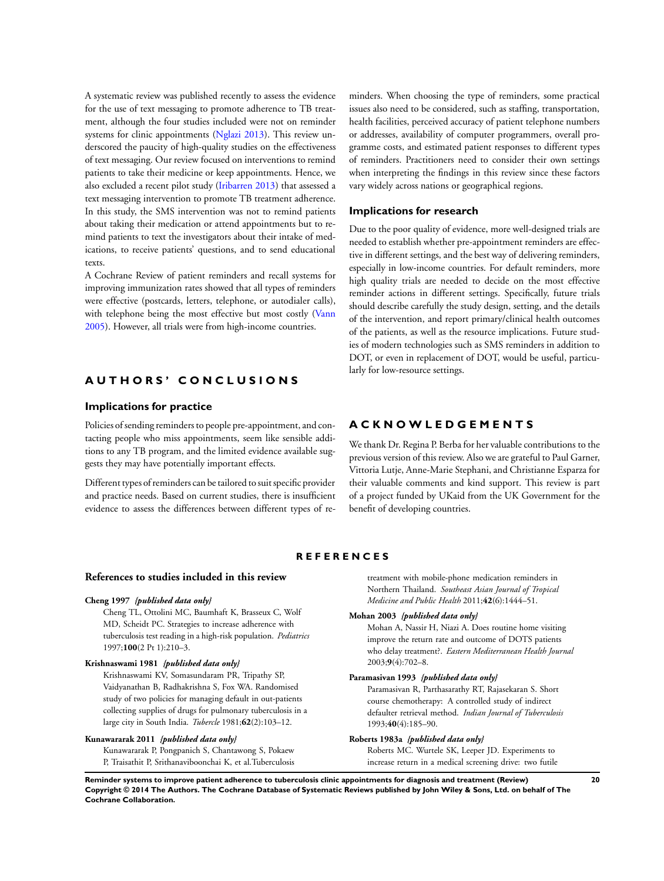A systematic review was published recently to assess the evidence for the use of text messaging to promote adherence to TB treatment, although the four studies included were not on reminder systems for clinic appointments (Nglazi 2013). This review underscored the paucity of high-quality studies on the effectiveness of text messaging. Our review focused on interventions to remind patients to take their medicine or keep appointments. Hence, we also excluded a recent pilot study (Iribarren 2013) that assessed a text messaging intervention to promote TB treatment adherence. In this study, the SMS intervention was not to remind patients about taking their medication or attend appointments but to remind patients to text the investigators about their intake of medications, to receive patients' questions, and to send educational texts.

A Cochrane Review of patient reminders and recall systems for improving immunization rates showed that all types of reminders were effective (postcards, letters, telephone, or autodialer calls), with telephone being the most effective but most costly (Vann 2005). However, all trials were from high-income countries.

# AUTHORS' CONCLUSIONS

## Implications for practice

Policies of sending reminders to people pre-appointment, and contacting people who miss appointments, seem like sensible additions to any TB program, and the limited evidence available suggests they may have potentially important effects.

Different types of reminders can be tailored to suit specific provider and practice needs. Based on current studies, there is insufficient evidence to assess the differences between different types of reminders. When choosing the type of reminders, some practical issues also need to be considered, such as staffing, transportation, health facilities, perceived accuracy of patient telephone numbers or addresses, availability of computer programmers, overall programme costs, and estimated patient responses to different types of reminders. Practitioners need to consider their own settings when interpreting the findings in this review since these factors vary widely across nations or geographical regions.

## Implications for research

Due to the poor quality of evidence, more well-designed trials are needed to establish whether pre-appointment reminders are effective in different settings, and the best way of delivering reminders, especially in low-income countries. For default reminders, more high quality trials are needed to decide on the most effective reminder actions in different settings. Specifically, future trials should describe carefully the study design, setting, and the details of the intervention, and report primary/clinical health outcomes of the patients, as well as the resource implications. Future studies of modern technologies such as SMS reminders in addition to DOT, or even in replacement of DOT, would be useful, particularly for low-resource settings.

# ACKNOWLEDGEMENTS

We thank Dr. Regina P. Berba for her valuable contributions to the previous version of this review. Also we are grateful to Paul Garner, Vittoria Lutje, Anne-Marie Stephani, and Christianne Esparza for their valuable comments and kind support. This review is part of a project funded by UKaid from the UK Government for the benefit of developing countries.

# REFERENCES

## References to studies included in this review

**Cheng 1997** *{published data only}*

Cheng TL, Ottolini MC, Baumhaft K, Brasseux C, Wolf MD, Scheidt PC. Strategies to increase adherence with tuberculosis test reading in a high-risk population. *Pediatrics* 1997;**100**(2 Pt 1):210–3.

**Krishnaswami 1981** *{published data only}*

Krishnaswami KV, Somasundaram PR, Tripathy SP, Vaidyanathan B, Radhakrishna S, Fox WA. Randomised study of two policies for managing default in out-patients collecting supplies of drugs for pulmonary tuberculosis in a large city in South India. *Tubercle* 1981;**62**(2):103–12.

**Kunawararak 2011** *{published data only}*

Kunawararak P, Pongpanich S, Chantawong S, Pokaew P, Traisathit P, Srithanaviboonchai K, et al.Tuberculosis treatment with mobile-phone medication reminders in Northern Thailand. *Southeast Asian Journal of Tropical Medicine and Public Health* 2011;**42**(6):1444–51.

**Mohan 2003** *{published data only}*

Mohan A, Nassir H, Niazi A. Does routine home visiting improve the return rate and outcome of DOTS patients who delay treatment?. *Eastern Mediterranean Health Journal* 2003;**9**(4):702–8.

**Paramasivan 1993** *{published data only}*

Paramasivan R, Parthasarathy RT, Rajasekaran S. Short course chemotherapy: A controlled study of indirect defaulter retrieval method. *Indian Journal of Tuberculosis* 1993;**40**(4):185–90.

**Roberts 1983a** *{published data only}*

Roberts MC. Wurtele SK, Leeper JD. Experiments to increase return in a medical screening drive: two futile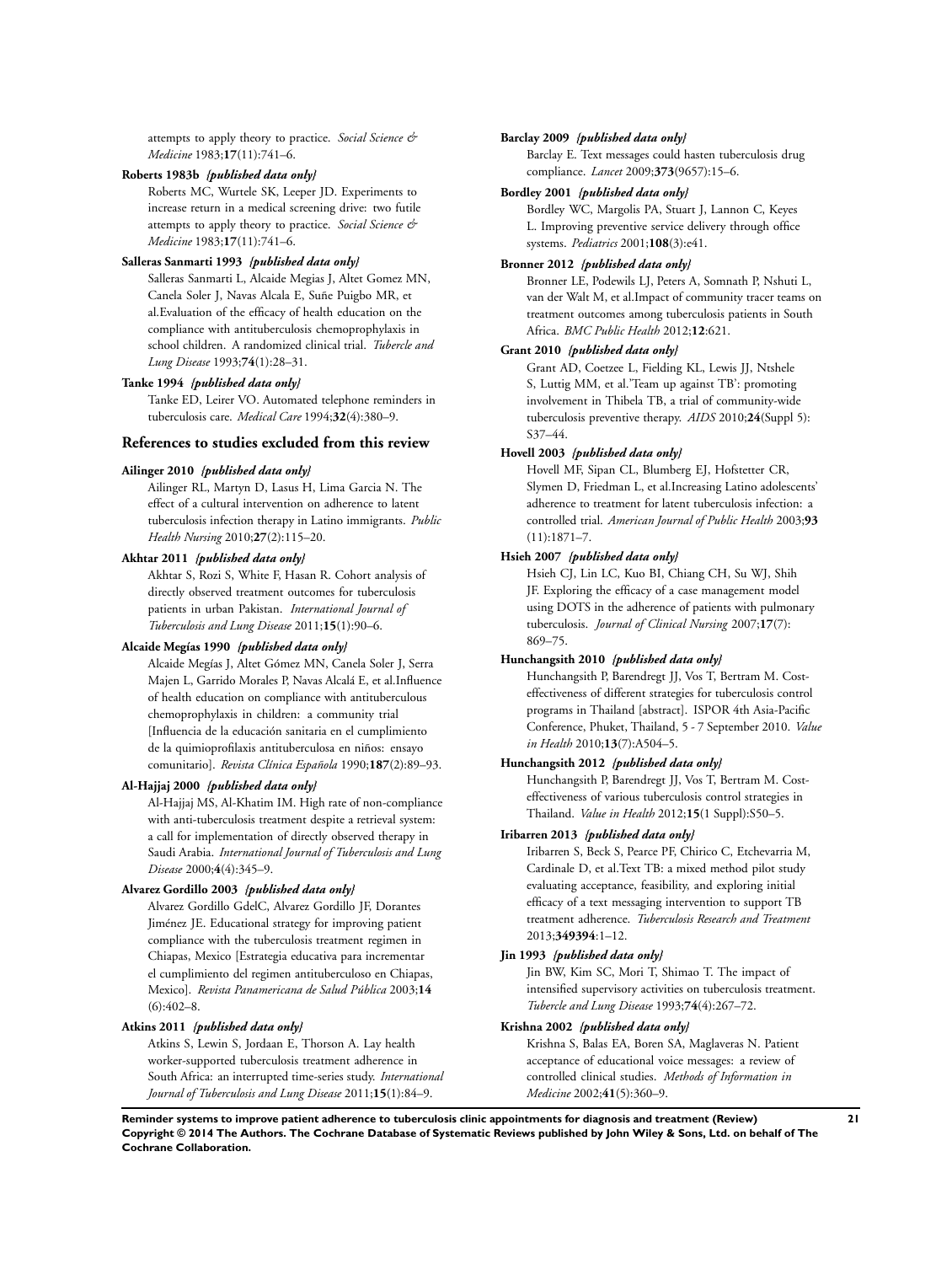attempts to apply theory to practice. *Social Science & Medicine* 1983;**17**(11):741–6.

**Roberts 1983b** *{published data only}*

Roberts MC, Wurtele SK, Leeper JD. Experiments to increase return in a medical screening drive: two futile attempts to apply theory to practice. *Social Science & Medicine* 1983;**17**(11):741–6.

**Salleras Sanmarti 1993** *{published data only}*

Salleras Sanmarti L, Alcaide Megias J, Altet Gomez MN, Canela Soler J, Navas Alcala E, Suñe Puigbo MR, et al.Evaluation of the efficacy of health education on the compliance with antituberculosis chemoprophylaxis in school children. A randomized clinical trial. *Tubercle and Lung Disease* 1993;**74**(1):28–31.

**Tanke 1994** *{published data only}*

Tanke ED, Leirer VO. Automated telephone reminders in tuberculosis care. *Medical Care* 1994;**32**(4):380–9.

## References to studies excluded from this review

**Ailinger 2010** *{published data only}*

Ailinger RL, Martyn D, Lasus H, Lima Garcia N. The effect of a cultural intervention on adherence to latent tuberculosis infection therapy in Latino immigrants. *Public Health Nursing* 2010;**27**(2):115–20.

**Akhtar 2011** *{published data only}*

Akhtar S, Rozi S, White F, Hasan R. Cohort analysis of directly observed treatment outcomes for tuberculosis patients in urban Pakistan. *International Journal of Tuberculosis and Lung Disease* 2011;**15**(1):90–6.

**Alcaide Megías 1990** *{published data only}*

Alcaide Megías J, Altet Gómez MN, Canela Soler J, Serra Majen L, Garrido Morales P, Navas Alcalá E, et al.Influence of health education on compliance with antituberculous chemoprophylaxis in children: a community trial [Influencia de la educación sanitaria en el cumplimiento de la quimioprofilaxis antituberculosa en niños: ensayo comunitario]. *Revista Clínica Española* 1990;**187**(2):89–93.

**Al-Hajjaj 2000** *{published data only}*

Al-Hajjaj MS, Al-Khatim IM. High rate of non-compliance with anti-tuberculosis treatment despite a retrieval system: a call for implementation of directly observed therapy in Saudi Arabia. *International Journal of Tuberculosis and Lung Disease* 2000;**4**(4):345–9.

**Alvarez Gordillo 2003** *{published data only}*

Alvarez Gordillo GdelC, Alvarez Gordillo JF, Dorantes Jiménez JE. Educational strategy for improving patient compliance with the tuberculosis treatment regimen in Chiapas, Mexico [Estrategia educativa para incrementar el cumplimiento del regimen antituberculoso en Chiapas, Mexico]. *Revista Panamericana de Salud Pública* 2003;**14**(6):402–8.

**Atkins 2011** *{published data only}*

Atkins S, Lewin S, Jordaan E, Thorson A. Lay health worker-supported tuberculosis treatment adherence in South Africa: an interrupted time-series study. *International Journal of Tuberculosis and Lung Disease* 2011;**15**(1):84–9.

**Barclay 2009** *{published data only}*

Barclay E. Text messages could hasten tuberculosis drug compliance. *Lancet* 2009;**373**(9657):15–6.

**Bordley 2001** *{published data only}*

Bordley WC, Margolis PA, Stuart J, Lannon C, Keyes L. Improving preventive service delivery through office systems. *Pediatrics* 2001;**108**(3):e41.

**Bronner 2012** *{published data only}*

Bronner LE, Podewils LJ, Peters A, Somnath P, Nshuti L, van der Walt M, et al.Impact of community tracer teams on treatment outcomes among tuberculosis patients in South Africa. *BMC Public Health* 2012;**12**:621.

**Grant 2010** *{published data only}*

Grant AD, Coetzee L, Fielding KL, Lewis JJ, Ntshele S, Luttig MM, et al.'Team up against TB': promoting involvement in Thibela TB, a trial of community-wide tuberculosis preventive therapy. *AIDS* 2010;**24**(Suppl 5): S37–44.

**Hovell 2003** *{published data only}*

Hovell MF, Sipan CL, Blumberg EJ, Hofstetter CR, Slymen D, Friedman L, et al.Increasing Latino adolescents' adherence to treatment for latent tuberculosis infection: a controlled trial. *American Journal of Public Health* 2003;**93**(11):1871–7.

**Hsieh 2007** *{published data only}*

Hsieh CJ, Lin LC, Kuo BI, Chiang CH, Su WJ, Shih JF. Exploring the efficacy of a case management model using DOTS in the adherence of patients with pulmonary tuberculosis. *Journal of Clinical Nursing* 2007;**17**(7): 869–75.

**Hunchangsith 2010** *{published data only}*

Hunchangsith P, Barendregt JJ, Vos T, Bertram M. Cost-effectiveness of different strategies for tuberculosis control programs in Thailand [abstract]. ISPOR 4th Asia-Pacific Conference, Phuket, Thailand, 5 - 7 September 2010. *Value in Health* 2010;**13**(7):A504–5.

**Hunchangsith 2012** *{published data only}*

Hunchangsith P, Barendregt JJ, Vos T, Bertram M. Cost-effectiveness of various tuberculosis control strategies in Thailand. *Value in Health* 2012;**15**(1 Suppl):S50–5.

**Iribarren 2013** *{published data only}*

Iribarren S, Beck S, Pearce PF, Chirico C, Etchevarria M, Cardinale D, et al.Text TB: a mixed method pilot study evaluating acceptance, feasibility, and exploring initial efficacy of a text messaging intervention to support TB treatment adherence. *Tuberculosis Research and Treatment* 2013;**349394**:1–12.

**Jin 1993** *{published data only}*

Jin BW, Kim SC, Mori T, Shimao T. The impact of intensified supervisory activities on tuberculosis treatment. *Tubercle and Lung Disease* 1993;**74**(4):267–72.

**Krishna 2002** *{published data only}*

Krishna S, Balas EA, Boren SA, Maglaveras N. Patient acceptance of educational voice messages: a review of controlled clinical studies. *Methods of Information in Medicine* 2002;**41**(5):360–9.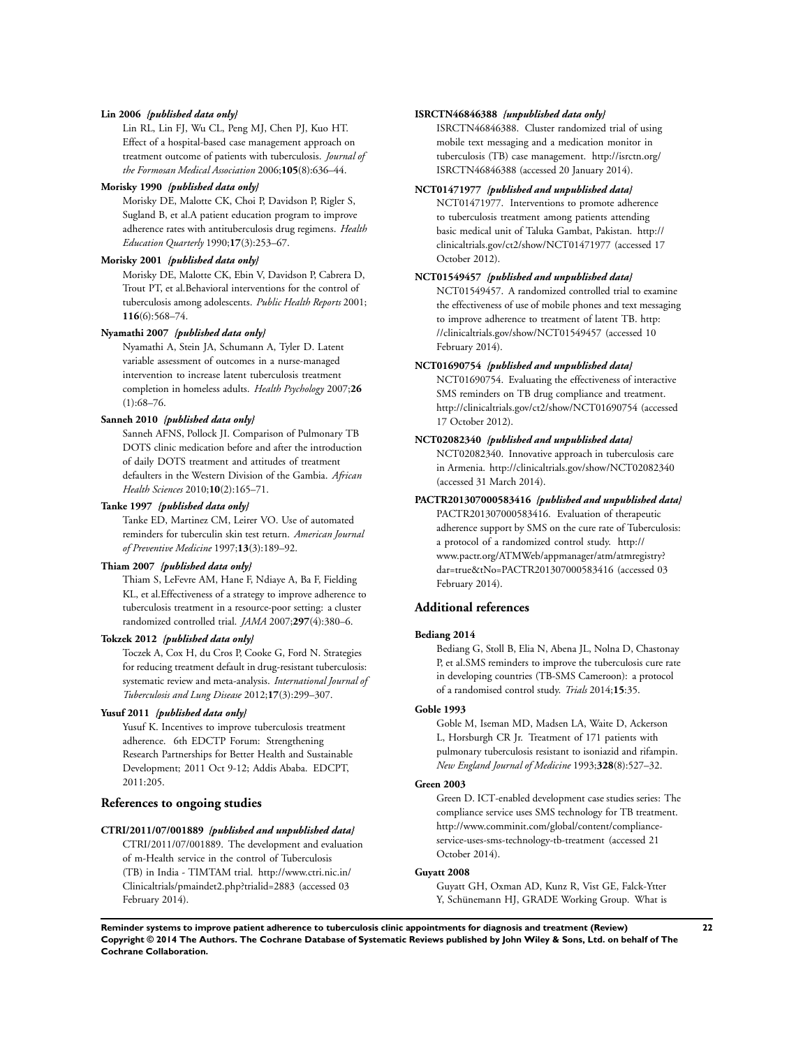**Lin 2006** *{published data only}*

Lin RL, Lin FJ, Wu CL, Peng MJ, Chen PJ, Kuo HT. Effect of a hospital-based case management approach on treatment outcome of patients with tuberculosis. *Journal of the Formosan Medical Association* 2006;**105**(8):636–44.

**Morisky 1990** *{published data only}*

Morisky DE, Malotte CK, Choi P, Davidson P, Rigler S, Sugland B, et al.A patient education program to improve adherence rates with antituberculosis drug regimens. *Health Education Quarterly* 1990;**17**(3):253–67.

**Morisky 2001** *{published data only}*

Morisky DE, Malotte CK, Ebin V, Davidson P, Cabrera D, Trout PT, et al.Behavioral interventions for the control of tuberculosis among adolescents. *Public Health Reports* 2001; **116**(6):568–74.

**Nyamathi 2007** *{published data only}*

Nyamathi A, Stein JA, Schumann A, Tyler D. Latent variable assessment of outcomes in a nurse-managed intervention to increase latent tuberculosis treatment completion in homeless adults. *Health Psychology* 2007;**26** (1):68–76.

**Sanneh 2010** *{published data only}*

Sanneh AFNS, Pollock JI. Comparison of Pulmonary TB DOTS clinic medication before and after the introduction of daily DOTS treatment and attitudes of treatment defaulters in the Western Division of the Gambia. *African Health Sciences* 2010;**10**(2):165–71.

**Tanke 1997** *{published data only}*

Tanke ED, Martinez CM, Leirer VO. Use of automated reminders for tuberculin skin test return. *American Journal of Preventive Medicine* 1997;**13**(3):189–92.

**Thiam 2007** *{published data only}*

Thiam S, LeFevre AM, Hane F, Ndiaye A, Ba F, Fielding KL, et al.Effectiveness of a strategy to improve adherence to tuberculosis treatment in a resource-poor setting: a cluster randomized controlled trial. *JAMA* 2007;**297**(4):380–6.

**Tokzek 2012** *{published data only}*

Toczek A, Cox H, du Cros P, Cooke G, Ford N. Strategies for reducing treatment default in drug-resistant tuberculosis: systematic review and meta-analysis. *International Journal of Tuberculosis and Lung Disease* 2012;**17**(3):299–307.

**Yusuf 2011** *{published data only}*

Yusuf K. Incentives to improve tuberculosis treatment adherence. 6th EDCTP Forum: Strengthening Research Partnerships for Better Health and Sustainable Development; 2011 Oct 9-12; Addis Ababa. EDCPT, 2011:205.

## References to ongoing studies

**CTRI/2011/07/001889** *{published and unpublished data}*

CTRI/2011/07/001889. The development and evaluation of m-Health service in the control of Tuberculosis (TB) in India - TIMTAM trial. http://www.ctri.nic.in/Clinicaltrials/pmaindet2.php?trialid=2883 (accessed 03 February 2014).

**ISRCTN46846388** *{unpublished data only}*

ISRCTN46846388. Cluster randomized trial of using mobile text messaging and a medication monitor in tuberculosis (TB) case management. http://isrctn.org/ISRCTN46846388 (accessed 20 January 2014).

**NCT01471977** *{published and unpublished data}*

NCT01471977. Interventions to promote adherence to tuberculosis treatment among patients attending basic medical unit of Taluka Gambat, Pakistan. http://clinicaltrials.gov/ct2/show/NCT01471977 (accessed 17 October 2012).

**NCT01549457** *{published and unpublished data}*

NCT01549457. A randomized controlled trial to examine the effectiveness of use of mobile phones and text messaging to improve adherence to treatment of latent TB. http://clinicaltrials.gov/show/NCT01549457 (accessed 10 February 2014).

**NCT01690754** *{published and unpublished data}*

NCT01690754. Evaluating the effectiveness of interactive SMS reminders on TB drug compliance and treatment. http://clinicaltrials.gov/ct2/show/NCT01690754 (accessed 17 October 2012).

**NCT02082340** *{published and unpublished data}*

NCT02082340. Innovative approach in tuberculosis care in Armenia. http://clinicaltrials.gov/show/NCT02082340 (accessed 31 March 2014).

**PACTR201307000583416** *{published and unpublished data}*

PACTR201307000583416. Evaluation of therapeutic adherence support by SMS on the cure rate of Tuberculosis: a protocol of a randomized control study. http://www.pactr.org/ATMWeb/appmanager/atm/atmregistry?dar=true&tNo=PACTR201307000583416 (accessed 03 February 2014).

## Additional references

**Bediang 2014**

Bediang G, Stoll B, Elia N, Abena JL, Nolna D, Chastonay P, et al.SMS reminders to improve the tuberculosis cure rate in developing countries (TB-SMS Cameroon): a protocol of a randomised control study. *Trials* 2014;**15**:35.

**Goble 1993**

Goble M, Iseman MD, Madsen LA, Waite D, Ackerson L, Horsburgh CR Jr. Treatment of 171 patients with pulmonary tuberculosis resistant to isoniazid and rifampin. *New England Journal of Medicine* 1993;**328**(8):527–32.

**Green 2003**

Green D. ICT-enabled development case studies series: The compliance service uses SMS technology for TB treatment. http://www.comminit.com/global/content/compliance-service-uses-sms-technology-tb-treatment (accessed 21 October 2014).

**Guyatt 2008**

Guyatt GH, Oxman AD, Kunz R, Vist GE, Falck-Ytter Y, Schünemann HJ, GRADE Working Group. What is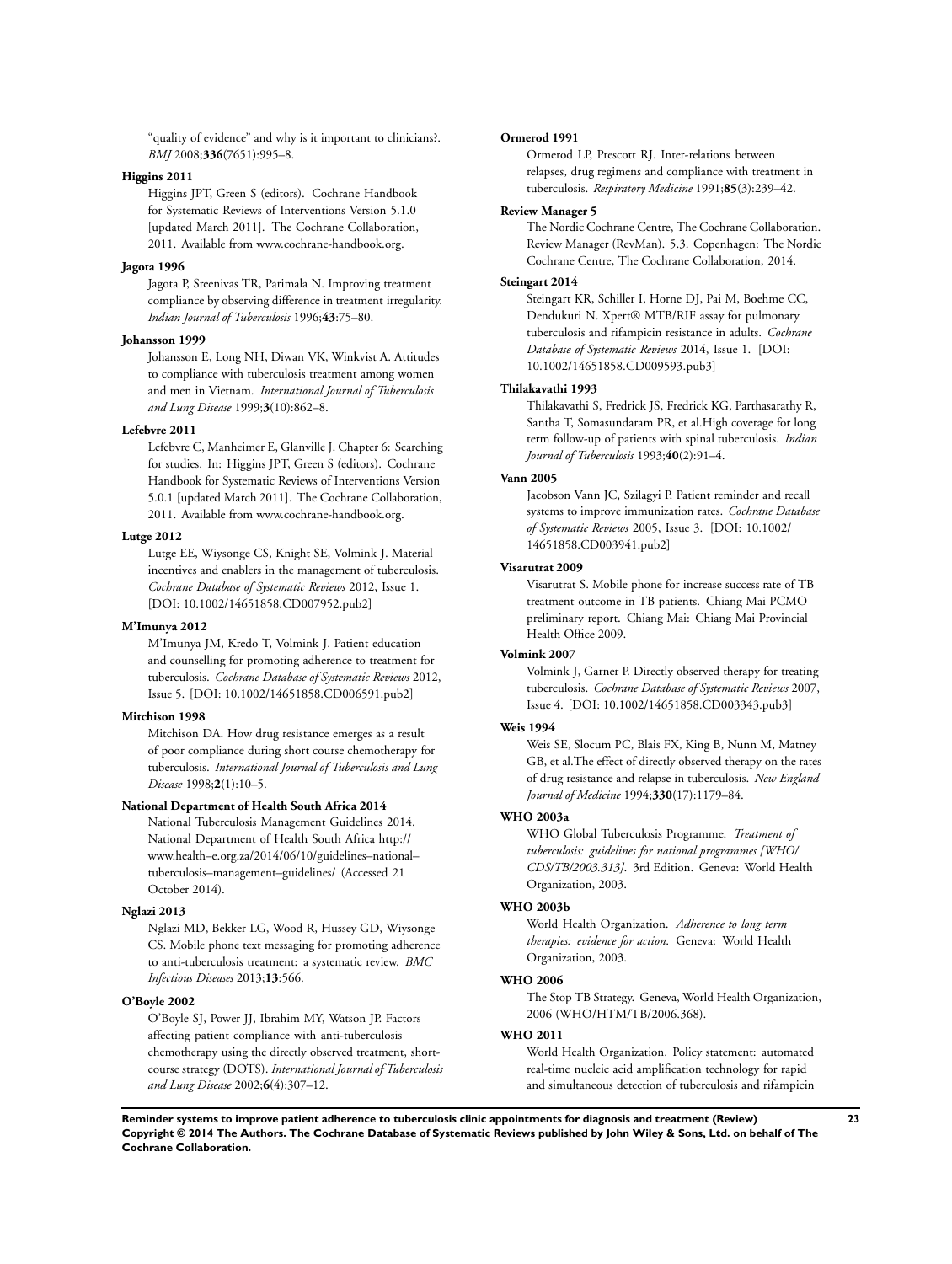"quality of evidence" and why is it important to clinicians?. *BMJ* 2008;**336**(7651):995–8.

**Higgins 2011**

Higgins JPT, Green S (editors). Cochrane Handbook for Systematic Reviews of Interventions Version 5.1.0 [updated March 2011]. The Cochrane Collaboration, 2011. Available from www.cochrane-handbook.org.

**Jagota 1996**

Jagota P, Sreenivas TR, Parimala N. Improving treatment compliance by observing difference in treatment irregularity. *Indian Journal of Tuberculosis* 1996;**43**:75–80.

**Johansson 1999**

Johansson E, Long NH, Diwan VK, Winkvist A. Attitudes to compliance with tuberculosis treatment among women and men in Vietnam. *International Journal of Tuberculosis and Lung Disease* 1999;**3**(10):862–8.

**Lefebvre 2011**

Lefebvre C, Manheimer E, Glanville J. Chapter 6: Searching for studies. In: Higgins JPT, Green S (editors). Cochrane Handbook for Systematic Reviews of Interventions Version 5.0.1 [updated March 2011]. The Cochrane Collaboration, 2011. Available from www.cochrane-handbook.org.

**Lutge 2012**

Lutge EE, Wiysonge CS, Knight SE, Volmink J. Material incentives and enablers in the management of tuberculosis. *Cochrane Database of Systematic Reviews* 2012, Issue 1. [DOI: 10.1002/14651858.CD007952.pub2]

**M'Imunya 2012**

M'Imunya JM, Kredo T, Volmink J. Patient education and counselling for promoting adherence to treatment for tuberculosis. *Cochrane Database of Systematic Reviews* 2012, Issue 5. [DOI: 10.1002/14651858.CD006591.pub2]

**Mitchison 1998**

Mitchison DA. How drug resistance emerges as a result of poor compliance during short course chemotherapy for tuberculosis. *International Journal of Tuberculosis and Lung Disease* 1998;**2**(1):10–5.

**National Department of Health South Africa 2014**

National Tuberculosis Management Guidelines 2014. National Department of Health South Africa http://www.health–e.org.za/2014/06/10/guidelines–national–tuberculosis–management–guidelines/ (Accessed 21 October 2014).

**Nglazi 2013**

Nglazi MD, Bekker LG, Wood R, Hussey GD, Wiysonge CS. Mobile phone text messaging for promoting adherence to anti-tuberculosis treatment: a systematic review. *BMC Infectious Diseases* 2013;**13**:566.

**O'Boyle 2002**

O'Boyle SJ, Power JJ, Ibrahim MY, Watson JP. Factors affecting patient compliance with anti-tuberculosis chemotherapy using the directly observed treatment, short-course strategy (DOTS). *International Journal of Tuberculosis and Lung Disease* 2002;**6**(4):307–12.

**Ormerod 1991**

Ormerod LP, Prescott RJ. Inter-relations between relapses, drug regimens and compliance with treatment in tuberculosis. *Respiratory Medicine* 1991;**85**(3):239–42.

**Review Manager 5**

The Nordic Cochrane Centre, The Cochrane Collaboration. Review Manager (RevMan). 5.3. Copenhagen: The Nordic Cochrane Centre, The Cochrane Collaboration, 2014.

**Steingart 2014**

Steingart KR, Schiller I, Horne DJ, Pai M, Boehme CC, Dendukuri N. Xpert® MTB/RIF assay for pulmonary tuberculosis and rifampicin resistance in adults. *Cochrane Database of Systematic Reviews* 2014, Issue 1. [DOI: 10.1002/14651858.CD009593.pub3]

**Thilakavathi 1993**

Thilakavathi S, Fredrick JS, Fredrick KG, Parthasarathy R, Santha T, Somasundaram PR, et al.High coverage for long term follow-up of patients with spinal tuberculosis. *Indian Journal of Tuberculosis* 1993;**40**(2):91–4.

**Vann 2005**

Jacobson Vann JC, Szilagyi P. Patient reminder and recall systems to improve immunization rates. *Cochrane Database of Systematic Reviews* 2005, Issue 3. [DOI: 10.1002/14651858.CD003941.pub2]

**Visarutrat 2009**

Visarutrat S. Mobile phone for increase success rate of TB treatment outcome in TB patients. Chiang Mai PCMO preliminary report. Chiang Mai: Chiang Mai Provincial Health Office 2009.

**Volmink 2007**

Volmink J, Garner P. Directly observed therapy for treating tuberculosis. *Cochrane Database of Systematic Reviews* 2007, Issue 4. [DOI: 10.1002/14651858.CD003343.pub3]

**Weis 1994**

Weis SE, Slocum PC, Blais FX, King B, Nunn M, Matney GB, et al.The effect of directly observed therapy on the rates of drug resistance and relapse in tuberculosis. *New England Journal of Medicine* 1994;**330**(17):1179–84.

**WHO 2003a**

WHO Global Tuberculosis Programme. *Treatment of tuberculosis: guidelines for national programmes [WHO/CDS/TB/2003.313]*. 3rd Edition. Geneva: World Health Organization, 2003.

**WHO 2003b**

World Health Organization. *Adherence to long term therapies: evidence for action*. Geneva: World Health Organization, 2003.

**WHO 2006**

The Stop TB Strategy. Geneva, World Health Organization, 2006 (WHO/HTM/TB/2006.368).

**WHO 2011**

World Health Organization. Policy statement: automated real-time nucleic acid amplification technology for rapid and simultaneous detection of tuberculosis and rifampicin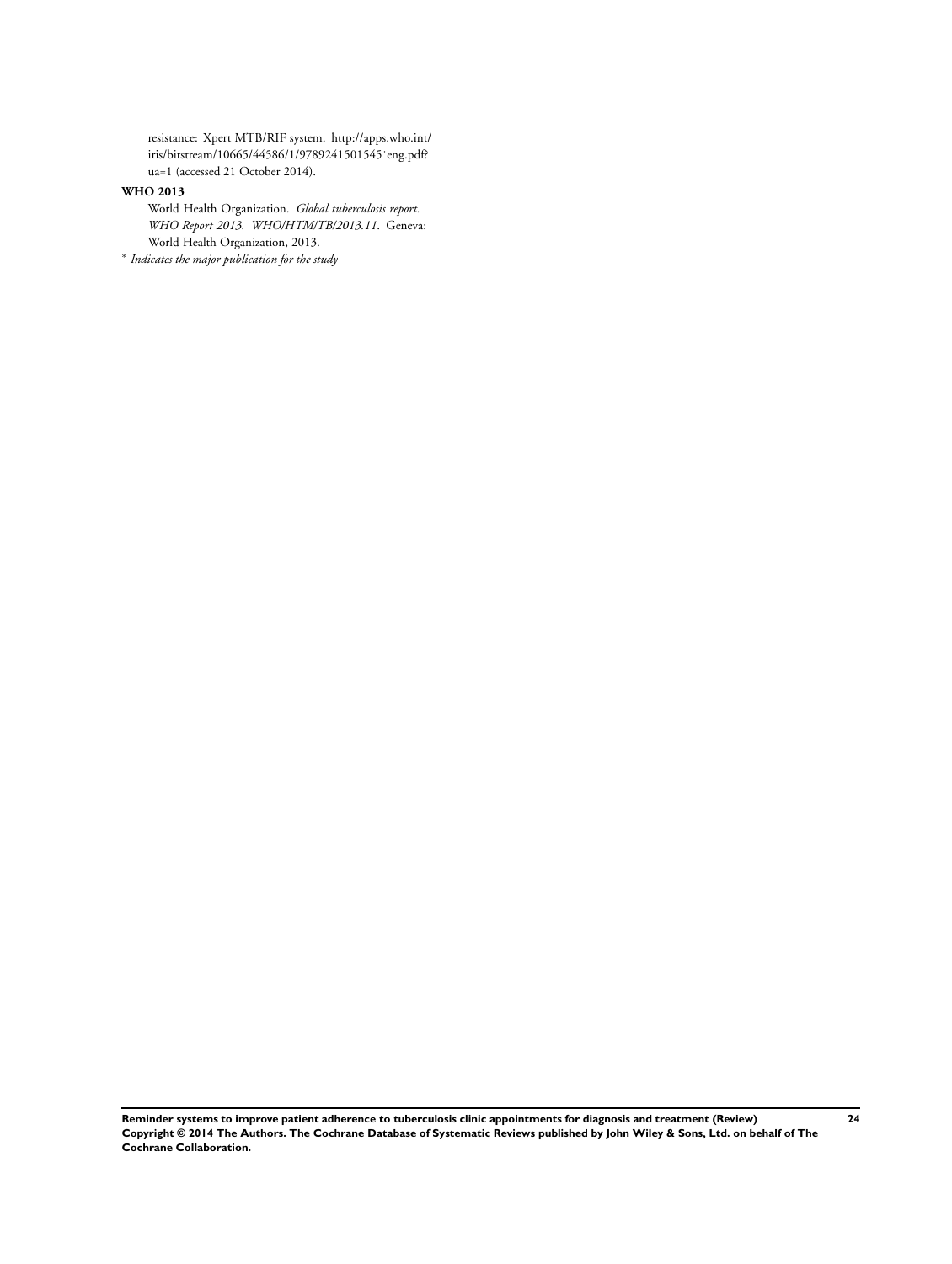resistance: Xpert MTB/RIF system. http://apps.who.int/iris/bitstream/10665/44586/1/9789241501545˙eng.pdf?ua=1 (accessed 21 October 2014).

**WHO 2013**

World Health Organization. *Global tuberculosis report. WHO Report 2013. WHO/HTM/TB/2013.11*. Geneva: World Health Organization, 2013.

\* *Indicates the major publication for the study*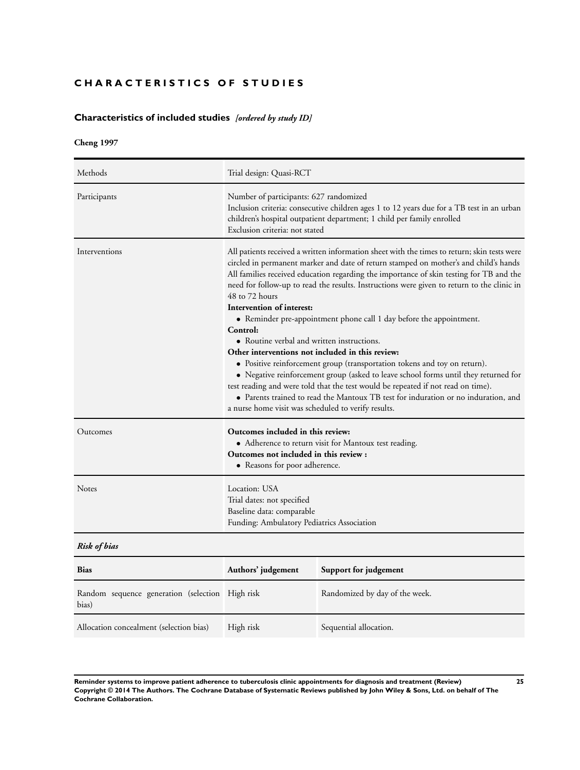# CHARACTERISTICS OF STUDIES

## Characteristics of included studies *[ordered by study ID]*

### Cheng 1997

| | |
|---|---|
| Methods | Trial design: Quasi-RCT |
| Participants | Number of participants: 627 randomized<br>Inclusion criteria: consecutive children ages 1 to 12 years due for a TB test in an urban children's hospital outpatient department; 1 child per family enrolled<br>Exclusion criteria: not stated |
| Interventions | All patients received a written information sheet with the times to return; skin tests were circled in permanent marker and date of return stamped on mother's and child's hands<br>All families received education regarding the importance of skin testing for TB and the need for follow-up to read the results. Instructions were given to return to the clinic in 48 to 72 hours<br>**Intervention of interest:**<br>• Reminder pre-appointment phone call 1 day before the appointment.<br>**Control:**<br>• Routine verbal and written instructions.<br>**Other interventions not included in this review:**<br>• Positive reinforcement group (transportation tokens and toy on return).<br>• Negative reinforcement group (asked to leave school forms until they returned for test reading and were told that the test would be repeated if not read on time).<br>• Parents trained to read the Mantoux TB test for induration or no induration, and a nurse home visit was scheduled to verify results. |
| Outcomes | **Outcomes included in this review:**<br>• Adherence to return visit for Mantoux test reading.<br>**Outcomes not included in this review :**<br>• Reasons for poor adherence. |
| Notes | Location: USA<br>Trial dates: not specified<br>Baseline data: comparable<br>Funding: Ambulatory Pediatrics Association |

***Risk of bias***

| Bias | Authors' judgement | Support for judgement |
|---|---|---|
| Random sequence generation (selection bias) | High risk | Randomized by day of the week. |
| Allocation concealment (selection bias) | High risk | Sequential allocation. |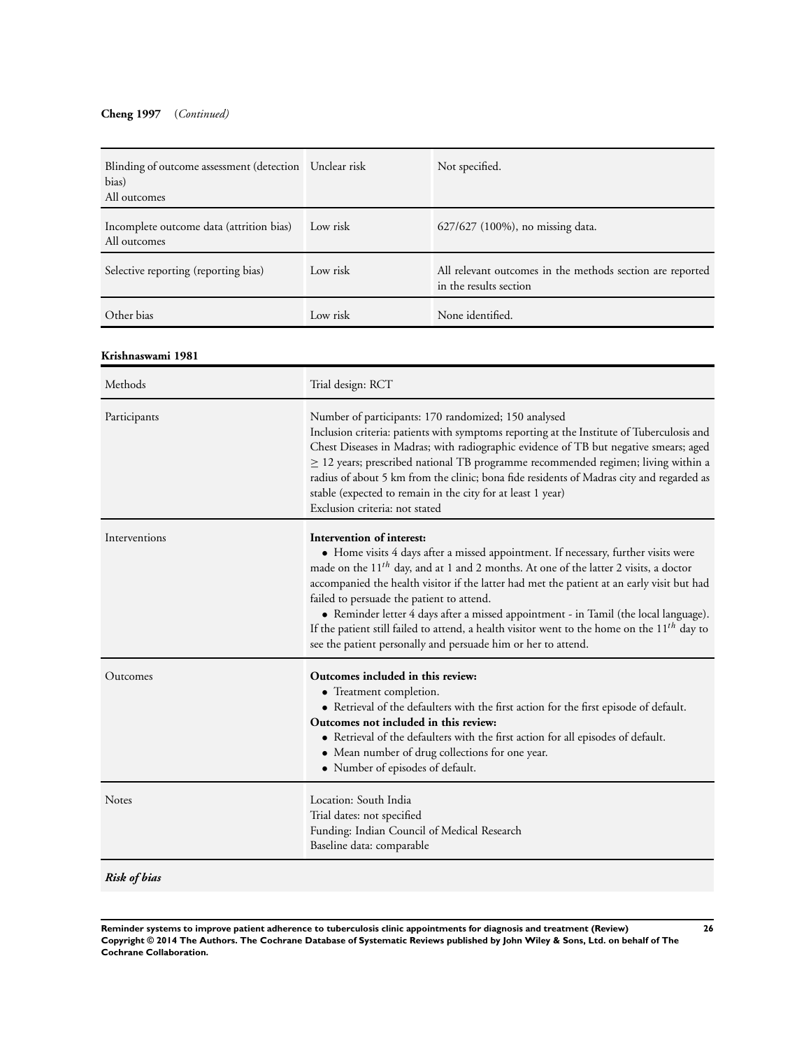**Cheng 1997** (*Continued*)

| | | |
|---|---|---|
| Blinding of outcome assessment (detection bias)<br>All outcomes | Unclear risk | Not specified. |
| Incomplete outcome data (attrition bias)<br>All outcomes | Low risk | 627/627 (100%), no missing data. |
| Selective reporting (reporting bias) | Low risk | All relevant outcomes in the methods section are reported in the results section |
| Other bias | Low risk | None identified. |

**Krishnaswami 1981**

| | |
|---|---|
| Methods | Trial design: RCT |
| Participants | Number of participants: 170 randomized; 150 analysed<br>Inclusion criteria: patients with symptoms reporting at the Institute of Tuberculosis and Chest Diseases in Madras; with radiographic evidence of TB but negative smears; aged ≥ 12 years; prescribed national TB programme recommended regimen; living within a radius of about 5 km from the clinic; bona fide residents of Madras city and regarded as stable (expected to remain in the city for at least 1 year)<br>Exclusion criteria: not stated |
| Interventions | **Intervention of interest:**<br>• Home visits 4 days after a missed appointment. If necessary, further visits were made on the 11th day, and at 1 and 2 months. At one of the latter 2 visits, a doctor accompanied the health visitor if the latter had met the patient at an early visit but had failed to persuade the patient to attend.<br>• Reminder letter 4 days after a missed appointment - in Tamil (the local language). If the patient still failed to attend, a health visitor went to the home on the 11th day to see the patient personally and persuade him or her to attend. |
| Outcomes | **Outcomes included in this review:**<br>• Treatment completion.<br>• Retrieval of the defaulters with the first action for the first episode of default.<br>**Outcomes not included in this review:**<br>• Retrieval of the defaulters with the first action for all episodes of default.<br>• Mean number of drug collections for one year.<br>• Number of episodes of default. |
| Notes | Location: South India<br>Trial dates: not specified<br>Funding: Indian Council of Medical Research<br>Baseline data: comparable |

***Risk of bias***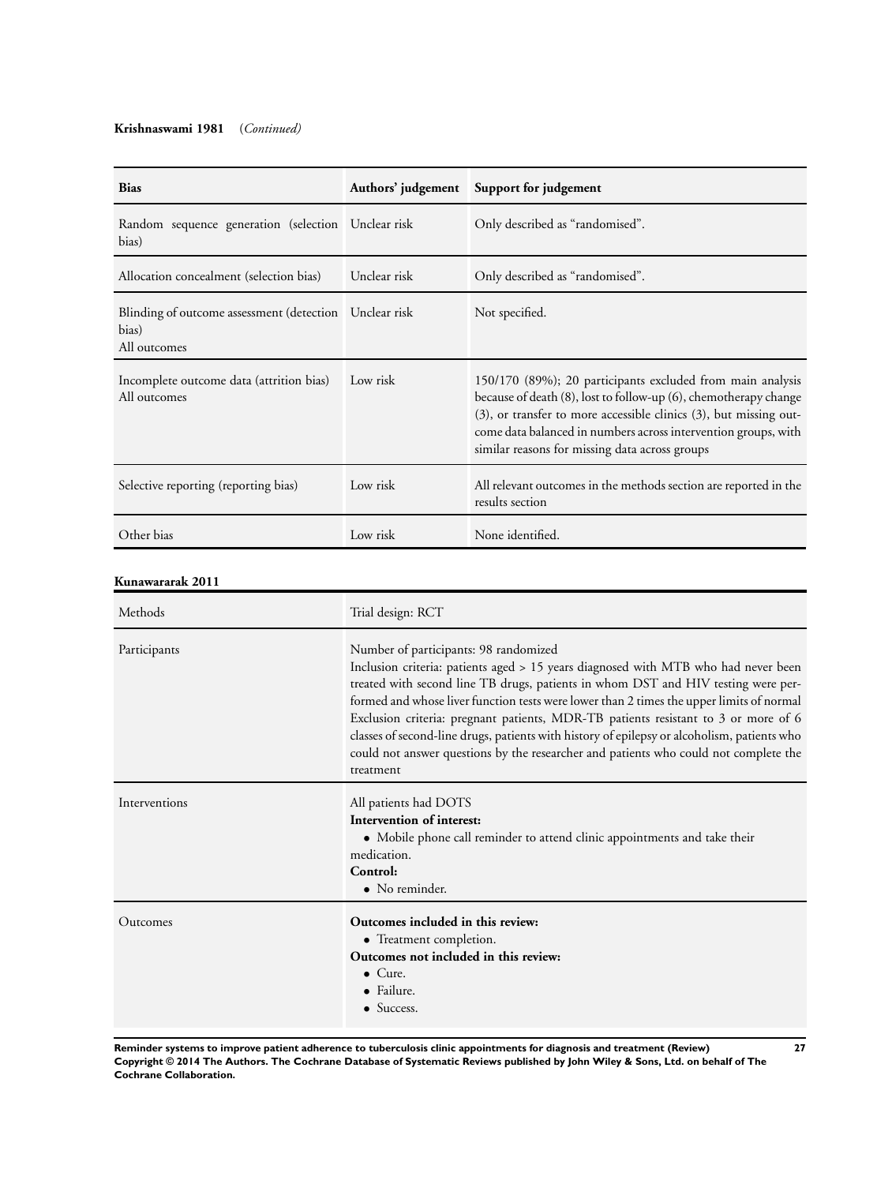**Krishnaswami 1981** (*Continued*)

| Bias | Authors' judgement | Support for judgement |
|---|---|---|
| Random sequence generation (selection bias) | Unclear risk | Only described as "randomised". |
| Allocation concealment (selection bias) | Unclear risk | Only described as "randomised". |
| Blinding of outcome assessment (detection bias)<br>All outcomes | Unclear risk | Not specified. |
| Incomplete outcome data (attrition bias)<br>All outcomes | Low risk | 150/170 (89%); 20 participants excluded from main analysis because of death (8), lost to follow-up (6), chemotherapy change (3), or transfer to more accessible clinics (3), but missing outcome data balanced in numbers across intervention groups, with similar reasons for missing data across groups |
| Selective reporting (reporting bias) | Low risk | All relevant outcomes in the methods section are reported in the results section |
| Other bias | Low risk | None identified. |

**Kunawararak 2011**

| | |
|---|---|
| Methods | Trial design: RCT |
| Participants | Number of participants: 98 randomized<br>Inclusion criteria: patients aged > 15 years diagnosed with MTB who had never been treated with second line TB drugs, patients in whom DST and HIV testing were performed and whose liver function tests were lower than 2 times the upper limits of normal<br>Exclusion criteria: pregnant patients, MDR-TB patients resistant to 3 or more of 6 classes of second-line drugs, patients with history of epilepsy or alcoholism, patients who could not answer questions by the researcher and patients who could not complete the treatment |
| Interventions | All patients had DOTS<br>**Intervention of interest:**<br>• Mobile phone call reminder to attend clinic appointments and take their medication.<br>**Control:**<br>• No reminder. |
| Outcomes | **Outcomes included in this review:**<br>• Treatment completion.<br>**Outcomes not included in this review:**<br>• Cure.<br>• Failure.<br>• Success. |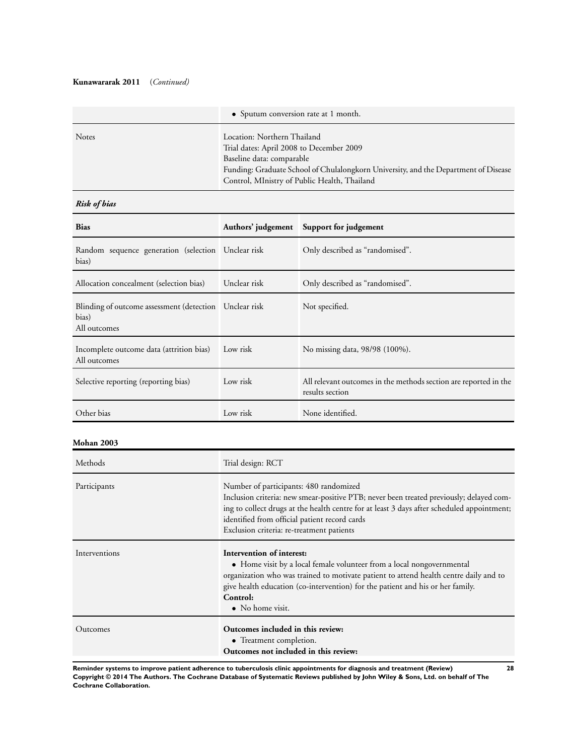**Kunawararak 2011** (*Continued*)

| | |
|---|---|
| | • Sputum conversion rate at 1 month. |
| Notes | Location: Northern Thailand<br>Trial dates: April 2008 to December 2009<br>Baseline data: comparable<br>Funding: Graduate School of Chulalongkorn University, and the Department of Disease Control, MInistry of Public Health, Thailand |

***Risk of bias***

| Bias | Authors' judgement | Support for judgement |
|---|---|---|
| Random sequence generation (selection bias) | Unclear risk | Only described as "randomised". |
| Allocation concealment (selection bias) | Unclear risk | Only described as "randomised". |
| Blinding of outcome assessment (detection bias)<br>All outcomes | Unclear risk | Not specified. |
| Incomplete outcome data (attrition bias)<br>All outcomes | Low risk | No missing data, 98/98 (100%). |
| Selective reporting (reporting bias) | Low risk | All relevant outcomes in the methods section are reported in the results section |
| Other bias | Low risk | None identified. |

**Mohan 2003**

| | |
|---|---|
| Methods | Trial design: RCT |
| Participants | Number of participants: 480 randomized<br>Inclusion criteria: new smear-positive PTB; never been treated previously; delayed coming to collect drugs at the health centre for at least 3 days after scheduled appointment; identified from official patient record cards<br>Exclusion criteria: re-treatment patients |
| Interventions | **Intervention of interest:**<br>• Home visit by a local female volunteer from a local nongovernmental organization who was trained to motivate patient to attend health centre daily and to give health education (co-intervention) for the patient and his or her family.<br>**Control:**<br>• No home visit. |
| Outcomes | **Outcomes included in this review:**<br>• Treatment completion.<br>**Outcomes not included in this review:** |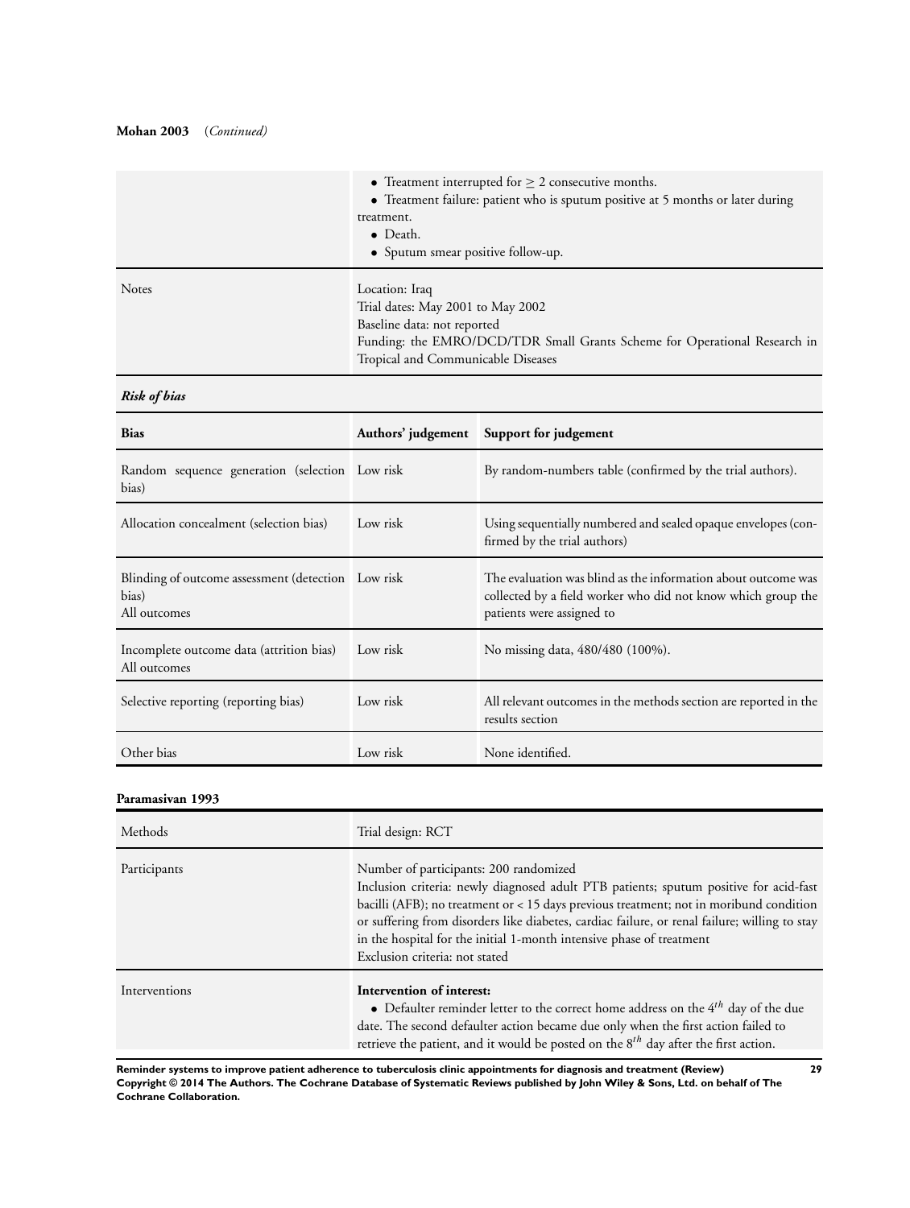**Mohan 2003** (*Continued*)

| | |
|---|---|
| | • Treatment interrupted for $\geq$ 2 consecutive months.<br>• Treatment failure: patient who is sputum positive at 5 months or later during treatment.<br>• Death.<br>• Sputum smear positive follow-up. |
| Notes | Location: Iraq<br>Trial dates: May 2001 to May 2002<br>Baseline data: not reported<br>Funding: the EMRO/DCD/TDR Small Grants Scheme for Operational Research in Tropical and Communicable Diseases |

***Risk of bias***

| Bias | Authors' judgement | Support for judgement |
|---|---|---|
| Random sequence generation (selection bias) | Low risk | By random-numbers table (confirmed by the trial authors). |
| Allocation concealment (selection bias) | Low risk | Using sequentially numbered and sealed opaque envelopes (confirmed by the trial authors) |
| Blinding of outcome assessment (detection bias)<br>All outcomes | Low risk | The evaluation was blind as the information about outcome was collected by a field worker who did not know which group the patients were assigned to |
| Incomplete outcome data (attrition bias)<br>All outcomes | Low risk | No missing data, 480/480 (100%). |
| Selective reporting (reporting bias) | Low risk | All relevant outcomes in the methods section are reported in the results section |
| Other bias | Low risk | None identified. |

**Paramasivan 1993**

| | |
|---|---|
| Methods | Trial design: RCT |
| Participants | Number of participants: 200 randomized<br>Inclusion criteria: newly diagnosed adult PTB patients; sputum positive for acid-fast bacilli (AFB); no treatment or < 15 days previous treatment; not in moribund condition or suffering from disorders like diabetes, cardiac failure, or renal failure; willing to stay in the hospital for the initial 1-month intensive phase of treatment<br>Exclusion criteria: not stated |
| Interventions | **Intervention of interest:**<br>• Defaulter reminder letter to the correct home address on the $4^{th}$ day of the due date. The second defaulter action became due only when the first action failed to retrieve the patient, and it would be posted on the $8^{th}$ day after the first action. |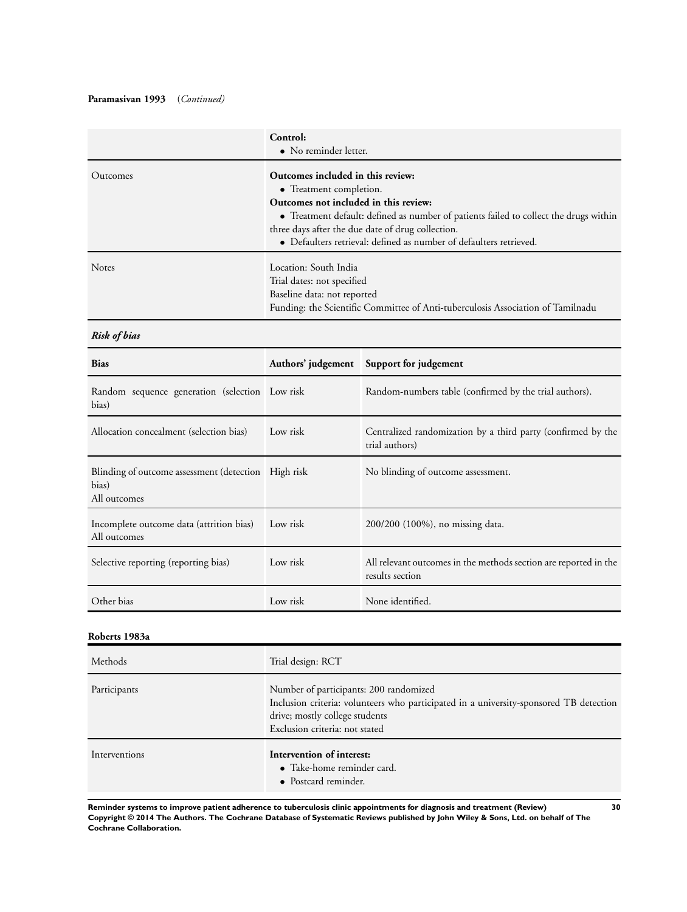**Paramasivan 1993** (*Continued*)

| | |
|---|---|
| | **Control:**<br>• No reminder letter. |
| Outcomes | **Outcomes included in this review:**<br>• Treatment completion.<br>**Outcomes not included in this review:**<br>• Treatment default: defined as number of patients failed to collect the drugs within three days after the due date of drug collection.<br>• Defaulters retrieval: defined as number of defaulters retrieved. |
| Notes | Location: South India<br>Trial dates: not specified<br>Baseline data: not reported<br>Funding: the Scientific Committee of Anti-tuberculosis Association of Tamilnadu |

***Risk of bias***

| Bias | Authors' judgement | Support for judgement |
|---|---|---|
| Random sequence generation (selection bias) | Low risk | Random-numbers table (confirmed by the trial authors). |
| Allocation concealment (selection bias) | Low risk | Centralized randomization by a third party (confirmed by the trial authors) |
| Blinding of outcome assessment (detection bias)<br>All outcomes | High risk | No blinding of outcome assessment. |
| Incomplete outcome data (attrition bias)<br>All outcomes | Low risk | 200/200 (100%), no missing data. |
| Selective reporting (reporting bias) | Low risk | All relevant outcomes in the methods section are reported in the results section |
| Other bias | Low risk | None identified. |

**Roberts 1983a**

| | |
|---|---|
| Methods | Trial design: RCT |
| Participants | Number of participants: 200 randomized<br>Inclusion criteria: volunteers who participated in a university-sponsored TB detection drive; mostly college students<br>Exclusion criteria: not stated |
| Interventions | **Intervention of interest:**<br>• Take-home reminder card.<br>• Postcard reminder. |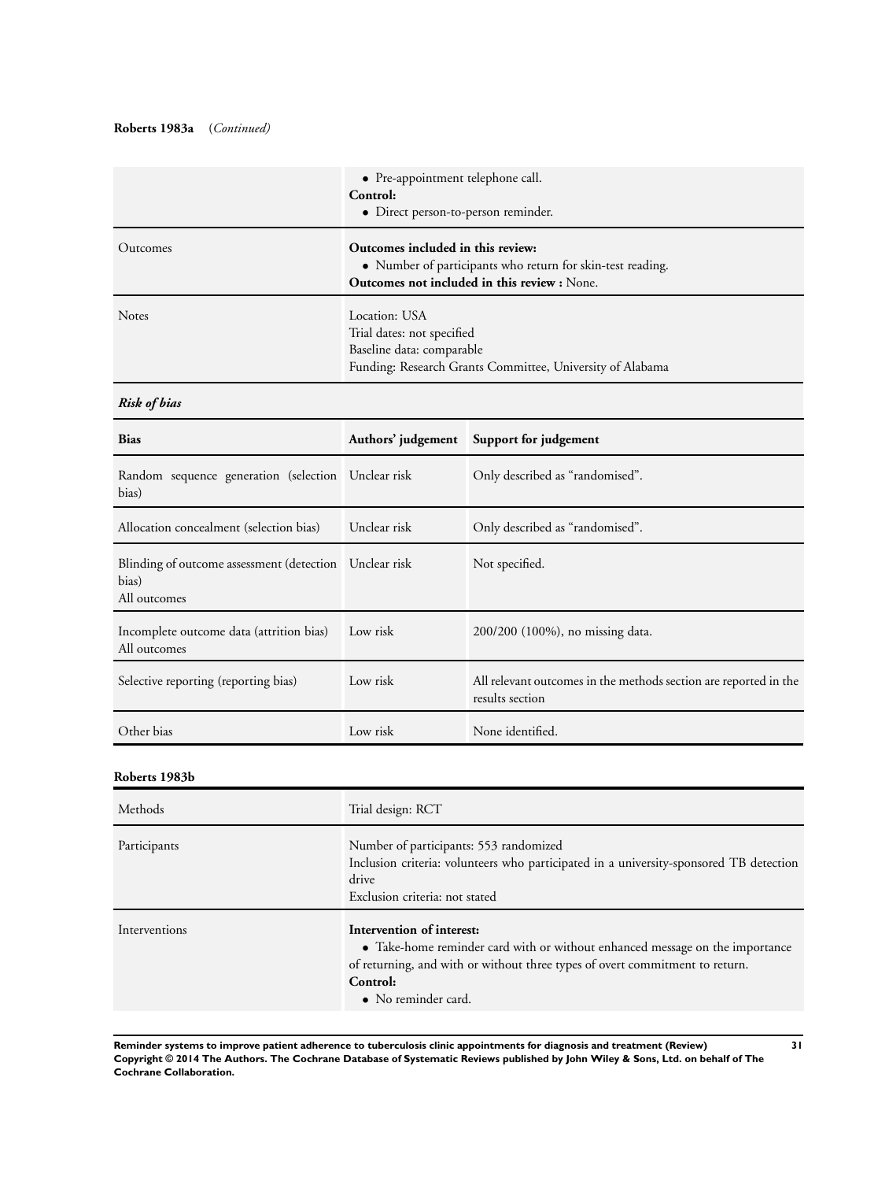**Roberts 1983a** (*Continued*)

| | |
|---|---|
| | • Pre-appointment telephone call.<br>**Control:**<br>• Direct person-to-person reminder. |
| Outcomes | **Outcomes included in this review:**<br>• Number of participants who return for skin-test reading.<br>**Outcomes not included in this review :** None. |
| Notes | Location: USA<br>Trial dates: not specified<br>Baseline data: comparable<br>Funding: Research Grants Committee, University of Alabama |

***Risk of bias***

| Bias | Authors' judgement | Support for judgement |
|---|---|---|
| Random sequence generation (selection bias) | Unclear risk | Only described as "randomised". |
| Allocation concealment (selection bias) | Unclear risk | Only described as "randomised". |
| Blinding of outcome assessment (detection bias)<br>All outcomes | Unclear risk | Not specified. |
| Incomplete outcome data (attrition bias)<br>All outcomes | Low risk | 200/200 (100%), no missing data. |
| Selective reporting (reporting bias) | Low risk | All relevant outcomes in the methods section are reported in the results section |
| Other bias | Low risk | None identified. |

**Roberts 1983b**

| | |
|---|---|
| Methods | Trial design: RCT |
| Participants | Number of participants: 553 randomized<br>Inclusion criteria: volunteers who participated in a university-sponsored TB detection drive<br>Exclusion criteria: not stated |
| Interventions | **Intervention of interest:**<br>• Take-home reminder card with or without enhanced message on the importance of returning, and with or without three types of overt commitment to return.<br>**Control:**<br>• No reminder card. |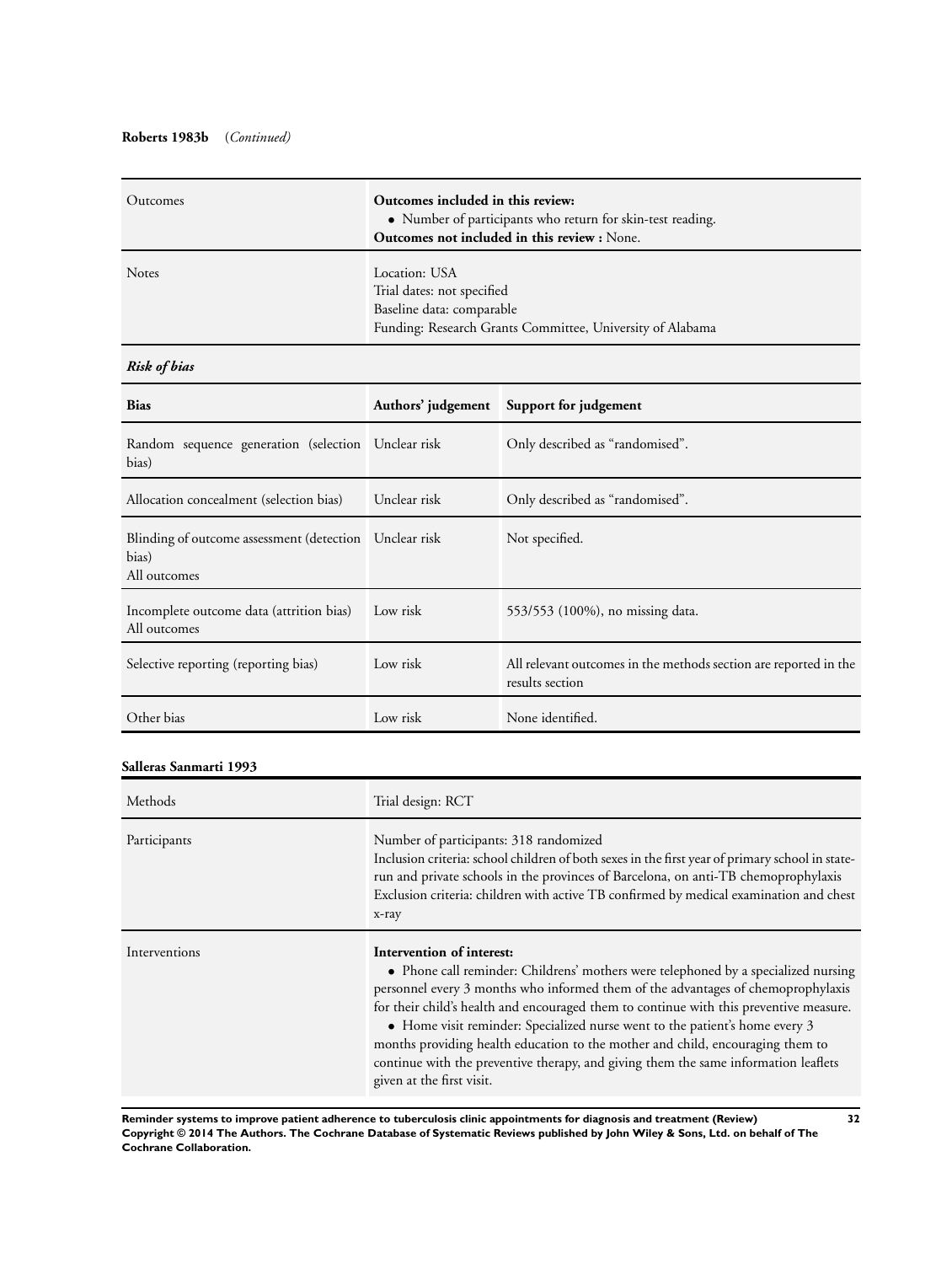**Roberts 1983b** (*Continued)*

| | |
|---|---|
| Outcomes | **Outcomes included in this review:**<br>• Number of participants who return for skin-test reading.<br>**Outcomes not included in this review :** None. |
| Notes | Location: USA<br>Trial dates: not specified<br>Baseline data: comparable<br>Funding: Research Grants Committee, University of Alabama |

***Risk of bias***

| Bias | Authors' judgement | Support for judgement |
|---|---|---|
| Random sequence generation (selection bias) | Unclear risk | Only described as "randomised". |
| Allocation concealment (selection bias) | Unclear risk | Only described as "randomised". |
| Blinding of outcome assessment (detection bias)<br>All outcomes | Unclear risk | Not specified. |
| Incomplete outcome data (attrition bias)<br>All outcomes | Low risk | 553/553 (100%), no missing data. |
| Selective reporting (reporting bias) | Low risk | All relevant outcomes in the methods section are reported in the results section |
| Other bias | Low risk | None identified. |

**Salleras Sanmarti 1993**

| | |
|---|---|
| Methods | Trial design: RCT |
| Participants | Number of participants: 318 randomized<br>Inclusion criteria: school children of both sexes in the first year of primary school in state-run and private schools in the provinces of Barcelona, on anti-TB chemoprophylaxis<br>Exclusion criteria: children with active TB confirmed by medical examination and chest x-ray |
| Interventions | **Intervention of interest:**<br>• Phone call reminder: Childrens' mothers were telephoned by a specialized nursing personnel every 3 months who informed them of the advantages of chemoprophylaxis for their child's health and encouraged them to continue with this preventive measure.<br>• Home visit reminder: Specialized nurse went to the patient's home every 3 months providing health education to the mother and child, encouraging them to continue with the preventive therapy, and giving them the same information leaflets given at the first visit. |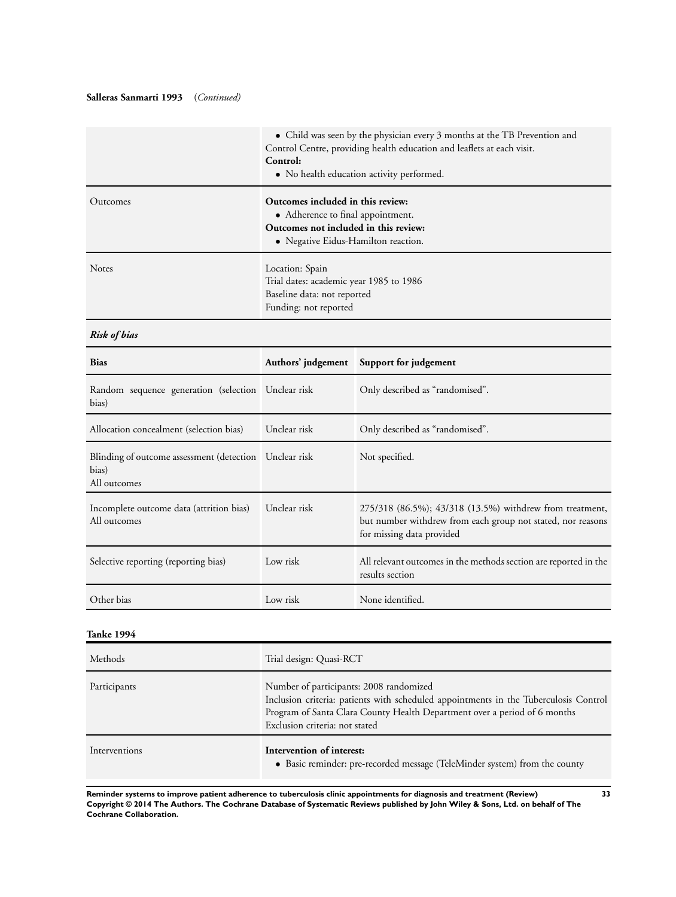**Salleras Sanmarti 1993** (*Continued*)

| | |
|---|---|
| | • Child was seen by the physician every 3 months at the TB Prevention and Control Centre, providing health education and leaflets at each visit.<br>**Control:**<br>• No health education activity performed. |
| Outcomes | **Outcomes included in this review:**<br>• Adherence to final appointment.<br>**Outcomes not included in this review:**<br>• Negative Eidus-Hamilton reaction. |
| Notes | Location: Spain<br>Trial dates: academic year 1985 to 1986<br>Baseline data: not reported<br>Funding: not reported |

***Risk of bias***

| Bias | Authors' judgement | Support for judgement |
|---|---|---|
| Random sequence generation (selection bias) | Unclear risk | Only described as "randomised". |
| Allocation concealment (selection bias) | Unclear risk | Only described as "randomised". |
| Blinding of outcome assessment (detection bias)<br>All outcomes | Unclear risk | Not specified. |
| Incomplete outcome data (attrition bias)<br>All outcomes | Unclear risk | 275/318 (86.5%); 43/318 (13.5%) withdrew from treatment, but number withdrew from each group not stated, nor reasons for missing data provided |
| Selective reporting (reporting bias) | Low risk | All relevant outcomes in the methods section are reported in the results section |
| Other bias | Low risk | None identified. |

**Tanke 1994**

| | |
|---|---|
| Methods | Trial design: Quasi-RCT |
| Participants | Number of participants: 2008 randomized<br>Inclusion criteria: patients with scheduled appointments in the Tuberculosis Control Program of Santa Clara County Health Department over a period of 6 months<br>Exclusion criteria: not stated |
| Interventions | **Intervention of interest:**<br>• Basic reminder: pre-recorded message (TeleMinder system) from the county |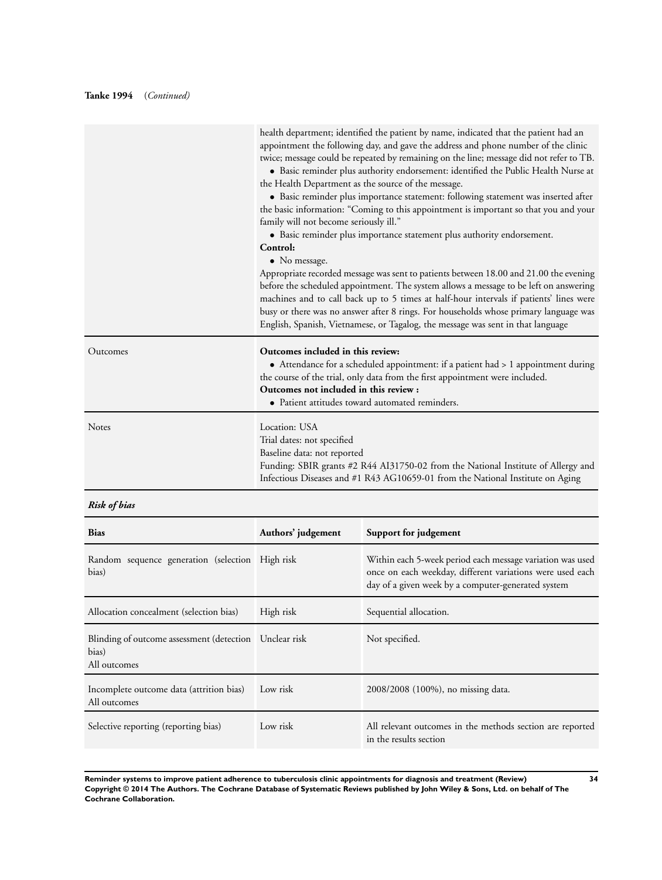**Tanke 1994** (*Continued*)

| | |
|---|---|
| | health department; identified the patient by name, indicated that the patient had an appointment the following day, and gave the address and phone number of the clinic twice; message could be repeated by remaining on the line; message did not refer to TB.<br>• Basic reminder plus authority endorsement: identified the Public Health Nurse at the Health Department as the source of the message.<br>• Basic reminder plus importance statement: following statement was inserted after the basic information: "Coming to this appointment is important so that you and your family will not become seriously ill."<br>• Basic reminder plus importance statement plus authority endorsement.<br>**Control:**<br>• No message.<br>Appropriate recorded message was sent to patients between 18.00 and 21.00 the evening before the scheduled appointment. The system allows a message to be left on answering machines and to call back up to 5 times at half-hour intervals if patients' lines were busy or there was no answer after 8 rings. For households whose primary language was English, Spanish, Vietnamese, or Tagalog, the message was sent in that language |
| Outcomes | **Outcomes included in this review:**<br>• Attendance for a scheduled appointment: if a patient had > 1 appointment during the course of the trial, only data from the first appointment were included.<br>**Outcomes not included in this review :**<br>• Patient attitudes toward automated reminders. |
| Notes | Location: USA<br>Trial dates: not specified<br>Baseline data: not reported<br>Funding: SBIR grants #2 R44 AI31750-02 from the National Institute of Allergy and Infectious Diseases and #1 R43 AG10659-01 from the National Institute on Aging |

***Risk of bias***

| Bias | Authors' judgement | Support for judgement |
|---|---|---|
| Random sequence generation (selection bias) | High risk | Within each 5-week period each message variation was used once on each weekday, different variations were used each day of a given week by a computer-generated system |
| Allocation concealment (selection bias) | High risk | Sequential allocation. |
| Blinding of outcome assessment (detection bias)<br>All outcomes | Unclear risk | Not specified. |
| Incomplete outcome data (attrition bias)<br>All outcomes | Low risk | 2008/2008 (100%), no missing data. |
| Selective reporting (reporting bias) | Low risk | All relevant outcomes in the methods section are reported in the results section |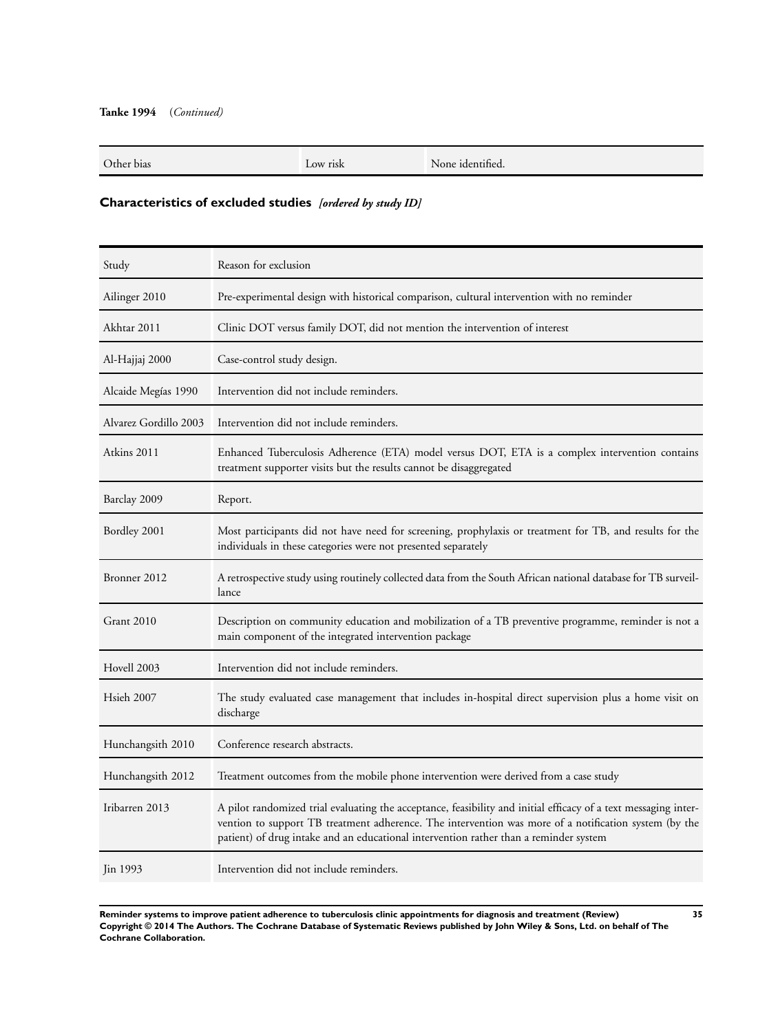**Tanke 1994** (*Continued*)

| | | |
|---|---|---|
| Other bias | Low risk | None identified. |

## Characteristics of excluded studies *[ordered by study ID]*

| Study | Reason for exclusion |
|---|---|
| Ailinger 2010 | Pre-experimental design with historical comparison, cultural intervention with no reminder |
| Akhtar 2011 | Clinic DOT versus family DOT, did not mention the intervention of interest |
| Al-Hajjaj 2000 | Case-control study design. |
| Alcaide Megías 1990 | Intervention did not include reminders. |
| Alvarez Gordillo 2003 | Intervention did not include reminders. |
| Atkins 2011 | Enhanced Tuberculosis Adherence (ETA) model versus DOT, ETA is a complex intervention contains treatment supporter visits but the results cannot be disaggregated |
| Barclay 2009 | Report. |
| Bordley 2001 | Most participants did not have need for screening, prophylaxis or treatment for TB, and results for the individuals in these categories were not presented separately |
| Bronner 2012 | A retrospective study using routinely collected data from the South African national database for TB surveillance |
| Grant 2010 | Description on community education and mobilization of a TB preventive programme, reminder is not a main component of the integrated intervention package |
| Hovell 2003 | Intervention did not include reminders. |
| Hsieh 2007 | The study evaluated case management that includes in-hospital direct supervision plus a home visit on discharge |
| Hunchangsith 2010 | Conference research abstracts. |
| Hunchangsith 2012 | Treatment outcomes from the mobile phone intervention were derived from a case study |
| Iribarren 2013 | A pilot randomized trial evaluating the acceptance, feasibility and initial efficacy of a text messaging intervention to support TB treatment adherence. The intervention was more of a notification system (by the patient) of drug intake and an educational intervention rather than a reminder system |
| Jin 1993 | Intervention did not include reminders. |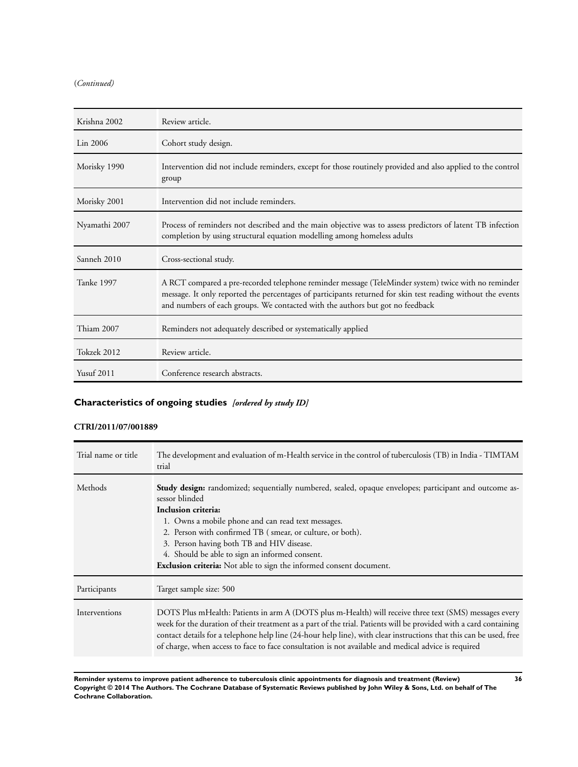(*Continued*)

| | |
|---|---|
| Krishna 2002 | Review article. |
| Lin 2006 | Cohort study design. |
| Morisky 1990 | Intervention did not include reminders, except for those routinely provided and also applied to the control group |
| Morisky 2001 | Intervention did not include reminders. |
| Nyamathi 2007 | Process of reminders not described and the main objective was to assess predictors of latent TB infection completion by using structural equation modelling among homeless adults |
| Sanneh 2010 | Cross-sectional study. |
| Tanke 1997 | A RCT compared a pre-recorded telephone reminder message (TeleMinder system) twice with no reminder message. It only reported the percentages of participants returned for skin test reading without the events and numbers of each groups. We contacted with the authors but got no feedback |
| Thiam 2007 | Reminders not adequately described or systematically applied |
| Tokzek 2012 | Review article. |
| Yusuf 2011 | Conference research abstracts. |

## Characteristics of ongoing studies *[ordered by study ID]*

### CTRI/2011/07/001889

| | |
|---|---|
| Trial name or title | The development and evaluation of m-Health service in the control of tuberculosis (TB) in India - TIMTAM trial |
| Methods | **Study design:** randomized; sequentially numbered, sealed, opaque envelopes; participant and outcome assessor blinded<br>**Inclusion criteria:**<br>1. Owns a mobile phone and can read text messages.<br>2. Person with confirmed TB ( smear, or culture, or both).<br>3. Person having both TB and HIV disease.<br>4. Should be able to sign an informed consent.<br>**Exclusion criteria:** Not able to sign the informed consent document. |
| Participants | Target sample size: 500 |
| Interventions | DOTS Plus mHealth: Patients in arm A (DOTS plus m-Health) will receive three text (SMS) messages every week for the duration of their treatment as a part of the trial. Patients will be provided with a card containing contact details for a telephone help line (24-hour help line), with clear instructions that this can be used, free of charge, when access to face to face consultation is not available and medical advice is required |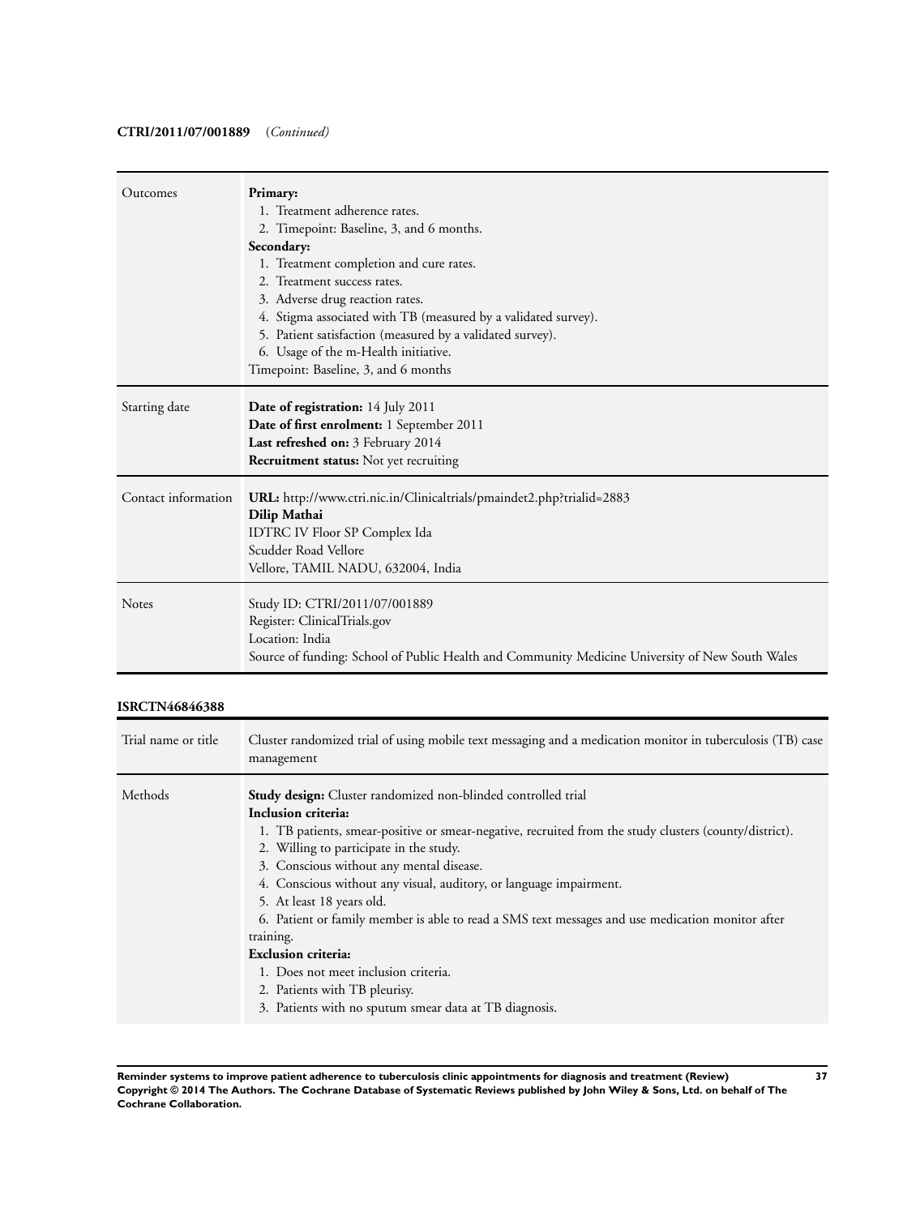**CTRI/2011/07/001889** (*Continued*)

| | |
|---|---|
| Outcomes | **Primary:**<br>1. Treatment adherence rates.<br>2. Timepoint: Baseline, 3, and 6 months.<br>**Secondary:**<br>1. Treatment completion and cure rates.<br>2. Treatment success rates.<br>3. Adverse drug reaction rates.<br>4. Stigma associated with TB (measured by a validated survey).<br>5. Patient satisfaction (measured by a validated survey).<br>6. Usage of the m-Health initiative.<br>Timepoint: Baseline, 3, and 6 months |
| Starting date | **Date of registration:** 14 July 2011<br>**Date of first enrolment:** 1 September 2011<br>**Last refreshed on:** 3 February 2014<br>**Recruitment status:** Not yet recruiting |
| Contact information | **URL:** http://www.ctri.nic.in/Clinicaltrials/pmaindet2.php?trialid=2883<br>**Dilip Mathai**<br>IDTRC IV Floor SP Complex Ida<br>Scudder Road Vellore<br>Vellore, TAMIL NADU, 632004, India |
| Notes | Study ID: CTRI/2011/07/001889<br>Register: ClinicalTrials.gov<br>Location: India<br>Source of funding: School of Public Health and Community Medicine University of New South Wales |

**ISRCTN46846388**

| | |
|---|---|
| Trial name or title | Cluster randomized trial of using mobile text messaging and a medication monitor in tuberculosis (TB) case management |
| Methods | **Study design:** Cluster randomized non-blinded controlled trial<br>**Inclusion criteria:**<br>1. TB patients, smear-positive or smear-negative, recruited from the study clusters (county/district).<br>2. Willing to participate in the study.<br>3. Conscious without any mental disease.<br>4. Conscious without any visual, auditory, or language impairment.<br>5. At least 18 years old.<br>6. Patient or family member is able to read a SMS text messages and use medication monitor after training.<br>**Exclusion criteria:**<br>1. Does not meet inclusion criteria.<br>2. Patients with TB pleurisy.<br>3. Patients with no sputum smear data at TB diagnosis. |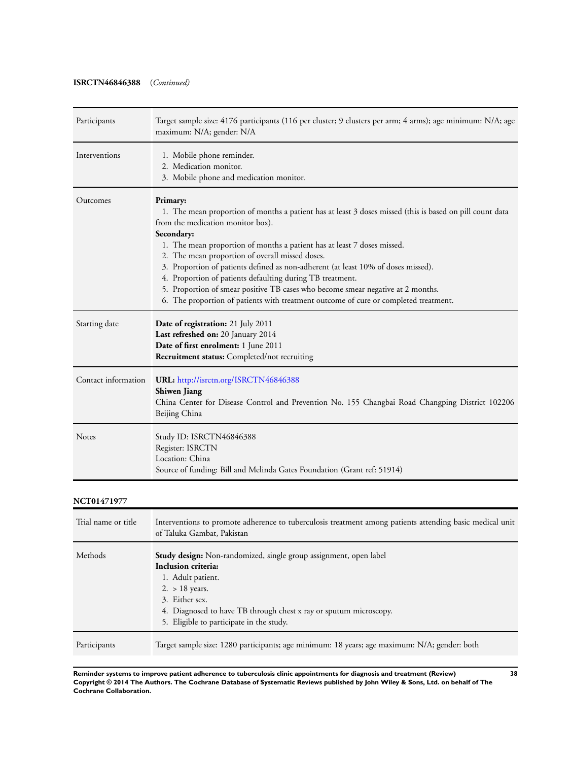**ISRCTN46846388** (*Continued*)

| | |
|---|---|
| Participants | Target sample size: 4176 participants (116 per cluster; 9 clusters per arm; 4 arms); age minimum: N/A; age maximum: N/A; gender: N/A |
| Interventions | 1. Mobile phone reminder.<br>2. Medication monitor.<br>3. Mobile phone and medication monitor. |
| Outcomes | **Primary:**<br>1. The mean proportion of months a patient has at least 3 doses missed (this is based on pill count data from the medication monitor box).<br>**Secondary:**<br>1. The mean proportion of months a patient has at least 7 doses missed.<br>2. The mean proportion of overall missed doses.<br>3. Proportion of patients defined as non-adherent (at least 10% of doses missed).<br>4. Proportion of patients defaulting during TB treatment.<br>5. Proportion of smear positive TB cases who become smear negative at 2 months.<br>6. The proportion of patients with treatment outcome of cure or completed treatment. |
| Starting date | **Date of registration:** 21 July 2011<br>**Last refreshed on:** 20 January 2014<br>**Date of first enrolment:** 1 June 2011<br>**Recruitment status:** Completed/not recruiting |
| Contact information | **URL:** http://isrctn.org/ISRCTN46846388<br>**Shiwen Jiang**<br>China Center for Disease Control and Prevention No. 155 Changbai Road Changping District 102206 Beijing China |
| Notes | Study ID: ISRCTN46846388<br>Register: ISRCTN<br>Location: China<br>Source of funding: Bill and Melinda Gates Foundation (Grant ref: 51914) |

**NCT01471977**

| | |
|---|---|
| Trial name or title | Interventions to promote adherence to tuberculosis treatment among patients attending basic medical unit of Taluka Gambat, Pakistan |
| Methods | **Study design:** Non-randomized, single group assignment, open label<br>**Inclusion criteria:**<br>1. Adult patient.<br>2. > 18 years.<br>3. Either sex.<br>4. Diagnosed to have TB through chest x ray or sputum microscopy.<br>5. Eligible to participate in the study. |
| Participants | Target sample size: 1280 participants; age minimum: 18 years; age maximum: N/A; gender: both |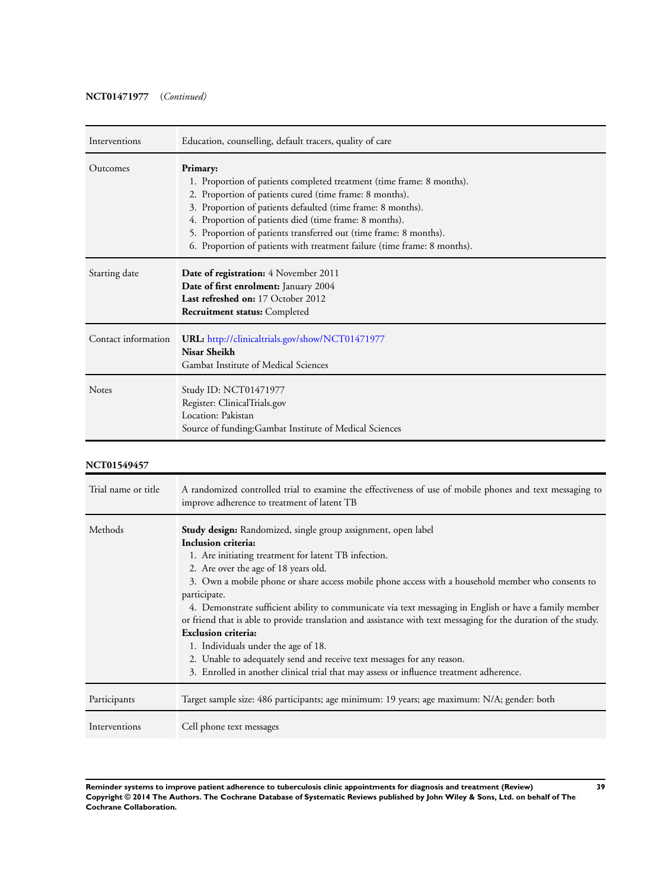**NCT01471977** (*Continued*)

| | |
|---|---|
| Interventions | Education, counselling, default tracers, quality of care |
| Outcomes | **Primary:**<br>1. Proportion of patients completed treatment (time frame: 8 months).<br>2. Proportion of patients cured (time frame: 8 months).<br>3. Proportion of patients defaulted (time frame: 8 months).<br>4. Proportion of patients died (time frame: 8 months).<br>5. Proportion of patients transferred out (time frame: 8 months).<br>6. Proportion of patients with treatment failure (time frame: 8 months). |
| Starting date | **Date of registration:** 4 November 2011<br>**Date of first enrolment:** January 2004<br>**Last refreshed on:** 17 October 2012<br>**Recruitment status:** Completed |
| Contact information | **URL:** http://clinicaltrials.gov/show/NCT01471977<br>**Nisar Sheikh**<br>Gambat Institute of Medical Sciences |
| Notes | Study ID: NCT01471977<br>Register: ClinicalTrials.gov<br>Location: Pakistan<br>Source of funding:Gambat Institute of Medical Sciences |

**NCT01549457**

| | |
|---|---|
| Trial name or title | A randomized controlled trial to examine the effectiveness of use of mobile phones and text messaging to improve adherence to treatment of latent TB |
| Methods | **Study design:** Randomized, single group assignment, open label<br>**Inclusion criteria:**<br>1. Are initiating treatment for latent TB infection.<br>2. Are over the age of 18 years old.<br>3. Own a mobile phone or share access mobile phone access with a household member who consents to participate.<br>4. Demonstrate sufficient ability to communicate via text messaging in English or have a family member or friend that is able to provide translation and assistance with text messaging for the duration of the study.<br>**Exclusion criteria:**<br>1. Individuals under the age of 18.<br>2. Unable to adequately send and receive text messages for any reason.<br>3. Enrolled in another clinical trial that may assess or influence treatment adherence. |
| Participants | Target sample size: 486 participants; age minimum: 19 years; age maximum: N/A; gender: both |
| Interventions | Cell phone text messages |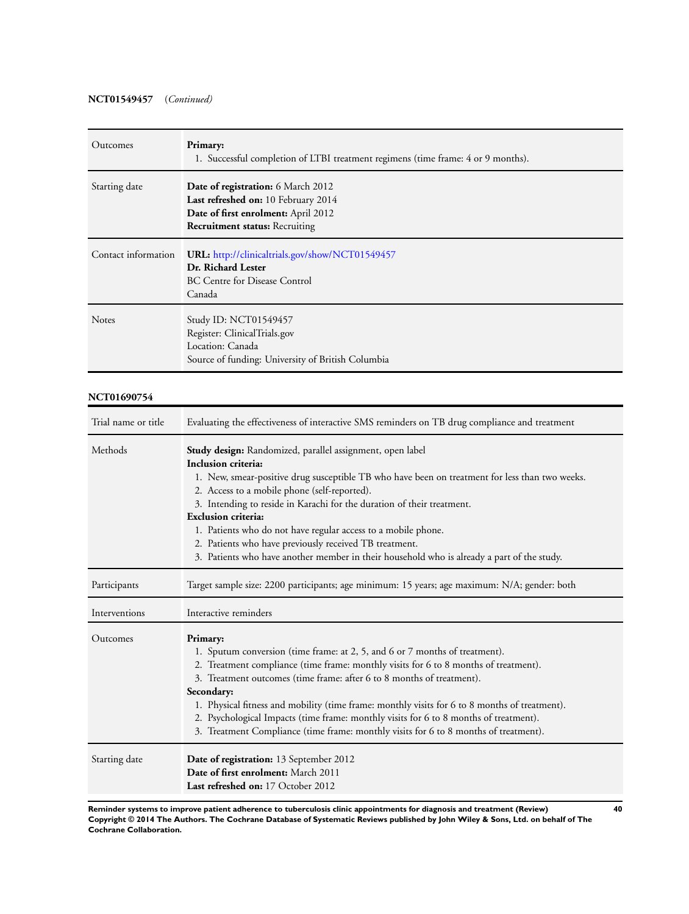**NCT01549457** (*Continued*)

| | |
|---|---|
| Outcomes | **Primary:**<br>1. Successful completion of LTBI treatment regimens (time frame: 4 or 9 months). |
| Starting date | **Date of registration:** 6 March 2012<br>**Last refreshed on:** 10 February 2014<br>**Date of first enrolment:** April 2012<br>**Recruitment status:** Recruiting |
| Contact information | **URL:** http://clinicaltrials.gov/show/NCT01549457<br>**Dr. Richard Lester**<br>BC Centre for Disease Control<br>Canada |
| Notes | Study ID: NCT01549457<br>Register: ClinicalTrials.gov<br>Location: Canada<br>Source of funding: University of British Columbia |

**NCT01690754**

| | |
|---|---|
| Trial name or title | Evaluating the effectiveness of interactive SMS reminders on TB drug compliance and treatment |
| Methods | **Study design:** Randomized, parallel assignment, open label<br>**Inclusion criteria:**<br>1. New, smear-positive drug susceptible TB who have been on treatment for less than two weeks.<br>2. Access to a mobile phone (self-reported).<br>3. Intending to reside in Karachi for the duration of their treatment.<br>**Exclusion criteria:**<br>1. Patients who do not have regular access to a mobile phone.<br>2. Patients who have previously received TB treatment.<br>3. Patients who have another member in their household who is already a part of the study. |
| Participants | Target sample size: 2200 participants; age minimum: 15 years; age maximum: N/A; gender: both |
| Interventions | Interactive reminders |
| Outcomes | **Primary:**<br>1. Sputum conversion (time frame: at 2, 5, and 6 or 7 months of treatment).<br>2. Treatment compliance (time frame: monthly visits for 6 to 8 months of treatment).<br>3. Treatment outcomes (time frame: after 6 to 8 months of treatment).<br>**Secondary:**<br>1. Physical fitness and mobility (time frame: monthly visits for 6 to 8 months of treatment).<br>2. Psychological Impacts (time frame: monthly visits for 6 to 8 months of treatment).<br>3. Treatment Compliance (time frame: monthly visits for 6 to 8 months of treatment). |
| Starting date | **Date of registration:** 13 September 2012<br>**Date of first enrolment:** March 2011<br>**Last refreshed on:** 17 October 2012 |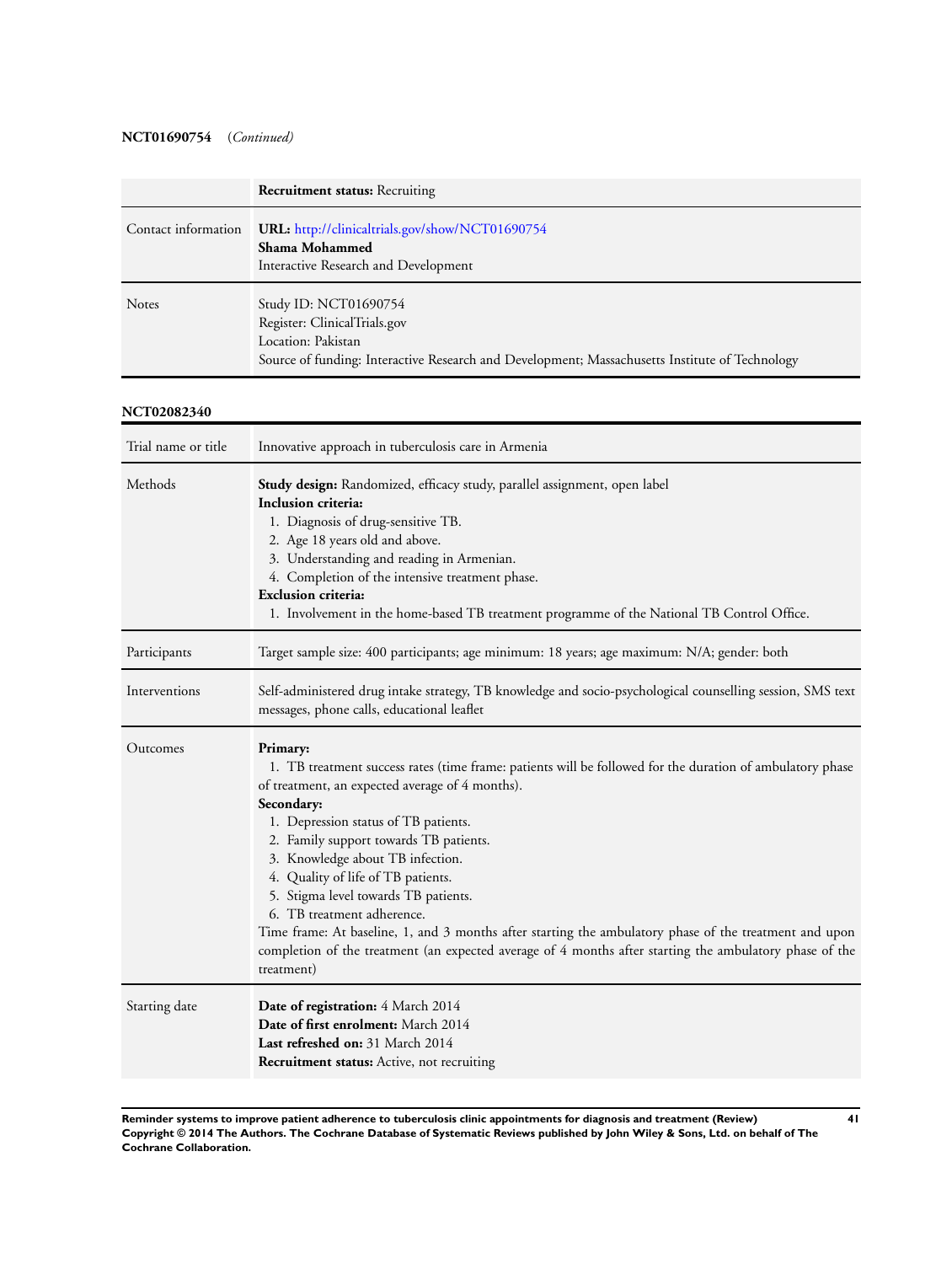**NCT01690754** (*Continued*)

| | |
|---|---|
| | **Recruitment status:** Recruiting |
| Contact information | **URL:** http://clinicaltrials.gov/show/NCT01690754<br>**Shama Mohammed**<br>Interactive Research and Development |
| Notes | Study ID: NCT01690754<br>Register: ClinicalTrials.gov<br>Location: Pakistan<br>Source of funding: Interactive Research and Development; Massachusetts Institute of Technology |

**NCT02082340**

| | |
|---|---|
| Trial name or title | Innovative approach in tuberculosis care in Armenia |
| Methods | **Study design:** Randomized, efficacy study, parallel assignment, open label<br>**Inclusion criteria:**<br>1. Diagnosis of drug-sensitive TB.<br>2. Age 18 years old and above.<br>3. Understanding and reading in Armenian.<br>4. Completion of the intensive treatment phase.<br>**Exclusion criteria:**<br>1. Involvement in the home-based TB treatment programme of the National TB Control Office. |
| Participants | Target sample size: 400 participants; age minimum: 18 years; age maximum: N/A; gender: both |
| Interventions | Self-administered drug intake strategy, TB knowledge and socio-psychological counselling session, SMS text messages, phone calls, educational leaflet |
| Outcomes | **Primary:**<br>1. TB treatment success rates (time frame: patients will be followed for the duration of ambulatory phase of treatment, an expected average of 4 months).<br>**Secondary:**<br>1. Depression status of TB patients.<br>2. Family support towards TB patients.<br>3. Knowledge about TB infection.<br>4. Quality of life of TB patients.<br>5. Stigma level towards TB patients.<br>6. TB treatment adherence.<br>Time frame: At baseline, 1, and 3 months after starting the ambulatory phase of the treatment and upon completion of the treatment (an expected average of 4 months after starting the ambulatory phase of the treatment) |
| Starting date | **Date of registration:** 4 March 2014<br>**Date of first enrolment:** March 2014<br>**Last refreshed on:** 31 March 2014<br>**Recruitment status:** Active, not recruiting |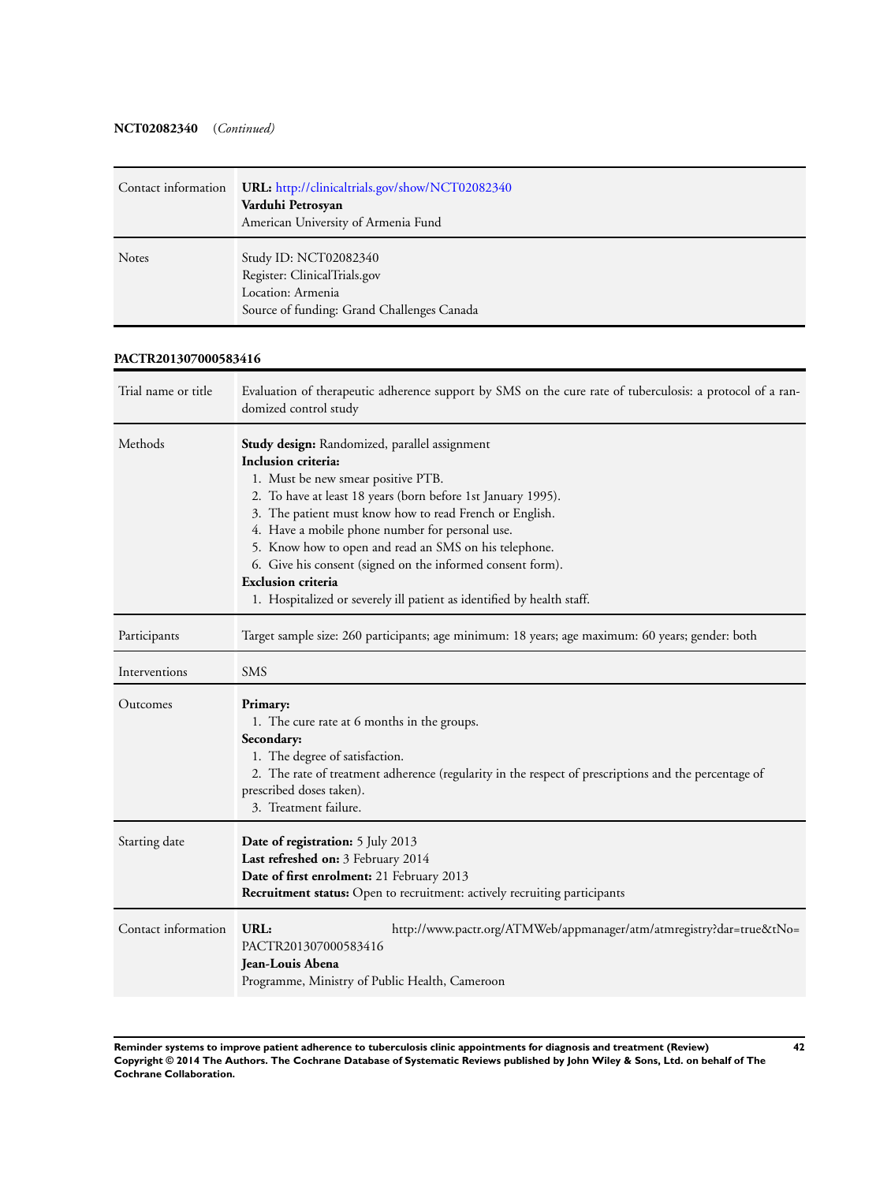**NCT02082340** (*Continued*)

| | |
|---|---|
| Contact information | **URL:** http://clinicaltrials.gov/show/NCT02082340<br>**Varduhi Petrosyan**<br>American University of Armenia Fund |
| Notes | Study ID: NCT02082340<br>Register: ClinicalTrials.gov<br>Location: Armenia<br>Source of funding: Grand Challenges Canada |

**PACTR201307000583416**

| | |
|---|---|
| Trial name or title | Evaluation of therapeutic adherence support by SMS on the cure rate of tuberculosis: a protocol of a randomized control study |
| Methods | **Study design:** Randomized, parallel assignment<br>**Inclusion criteria:**<br>1. Must be new smear positive PTB.<br>2. To have at least 18 years (born before 1st January 1995).<br>3. The patient must know how to read French or English.<br>4. Have a mobile phone number for personal use.<br>5. Know how to open and read an SMS on his telephone.<br>6. Give his consent (signed on the informed consent form).<br>**Exclusion criteria**<br>1. Hospitalized or severely ill patient as identified by health staff. |
| Participants | Target sample size: 260 participants; age minimum: 18 years; age maximum: 60 years; gender: both |
| Interventions | SMS |
| Outcomes | **Primary:**<br>1. The cure rate at 6 months in the groups.<br>**Secondary:**<br>1. The degree of satisfaction.<br>2. The rate of treatment adherence (regularity in the respect of prescriptions and the percentage of prescribed doses taken).<br>3. Treatment failure. |
| Starting date | **Date of registration:** 5 July 2013<br>**Last refreshed on:** 3 February 2014<br>**Date of first enrolment:** 21 February 2013<br>**Recruitment status:** Open to recruitment: actively recruiting participants |
| Contact information | **URL:** http://www.pactr.org/ATMWeb/appmanager/atm/atmregistry?dar=true&tNo=PACTR201307000583416<br>**Jean-Louis Abena**<br>Programme, Ministry of Public Health, Cameroon |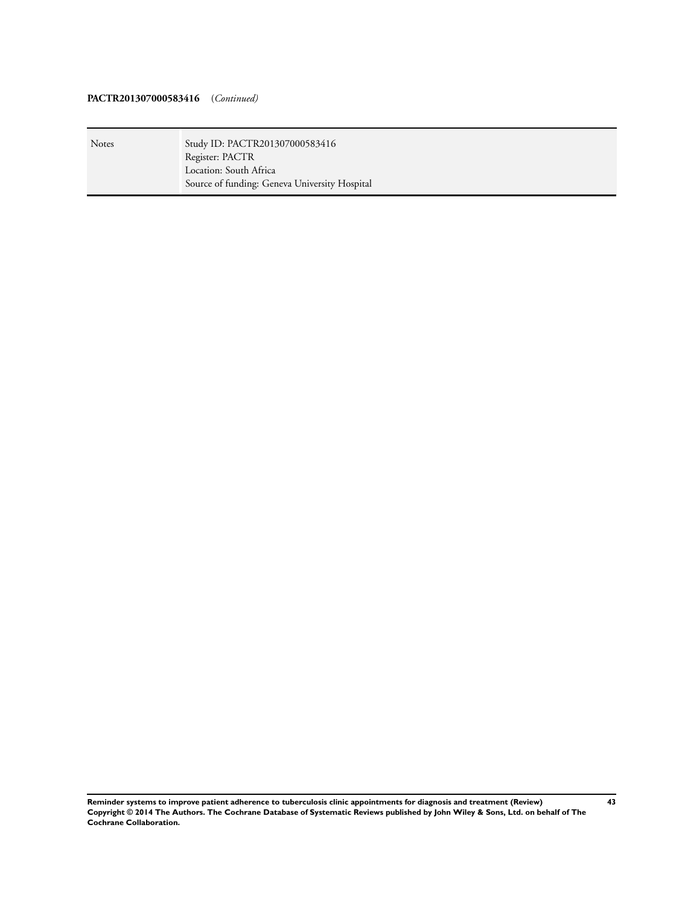**PACTR201307000583416** (*Continued*)

| | |
|---|---|
| Notes | Study ID: PACTR201307000583416<br>Register: PACTR<br>Location: South Africa<br>Source of funding: Geneva University Hospital |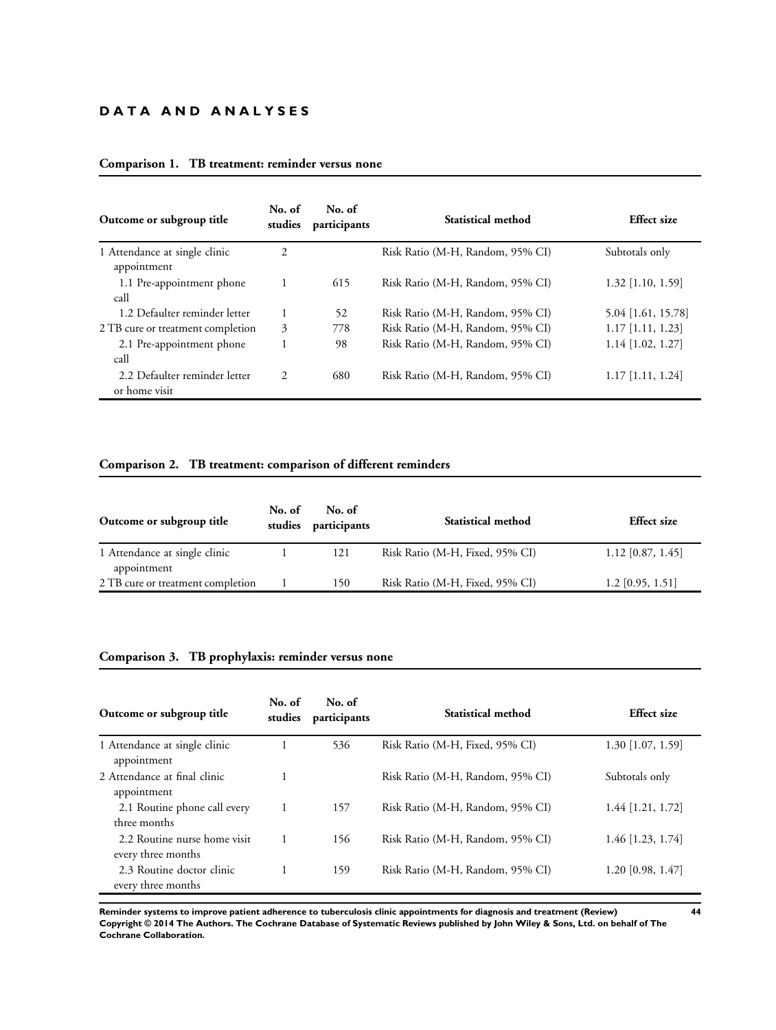# DATA AND ANALYSES

### Comparison 1. TB treatment: reminder versus none

| Outcome or subgroup title | No. of studies | No. of participants | Statistical method | Effect size |
|---|---|---|---|---|
| 1 Attendance at single clinic appointment | 2 | | Risk Ratio (M-H, Random, 95% CI) | Subtotals only |
| 1.1 Pre-appointment phone call | 1 | 615 | Risk Ratio (M-H, Random, 95% CI) | 1.32 [1.10, 1.59] |
| 1.2 Defaulter reminder letter | 1 | 52 | Risk Ratio (M-H, Random, 95% CI) | 5.04 [1.61, 15.78] |
| 2 TB cure or treatment completion | 3 | 778 | Risk Ratio (M-H, Random, 95% CI) | 1.17 [1.11, 1.23] |
| 2.1 Pre-appointment phone call | 1 | 98 | Risk Ratio (M-H, Random, 95% CI) | 1.14 [1.02, 1.27] |
| 2.2 Defaulter reminder letter or home visit | 2 | 680 | Risk Ratio (M-H, Random, 95% CI) | 1.17 [1.11, 1.24] |

### Comparison 2. TB treatment: comparison of different reminders

| Outcome or subgroup title | No. of studies | No. of participants | Statistical method | Effect size |
|---|---|---|---|---|
| 1 Attendance at single clinic appointment | 1 | 121 | Risk Ratio (M-H, Fixed, 95% CI) | 1.12 [0.87, 1.45] |
| 2 TB cure or treatment completion | 1 | 150 | Risk Ratio (M-H, Fixed, 95% CI) | 1.2 [0.95, 1.51] |

### Comparison 3. TB prophylaxis: reminder versus none

| Outcome or subgroup title | No. of studies | No. of participants | Statistical method | Effect size |
|---|---|---|---|---|
| 1 Attendance at single clinic appointment | 1 | 536 | Risk Ratio (M-H, Fixed, 95% CI) | 1.30 [1.07, 1.59] |
| 2 Attendance at final clinic appointment | 1 | | Risk Ratio (M-H, Random, 95% CI) | Subtotals only |
| 2.1 Routine phone call every three months | 1 | 157 | Risk Ratio (M-H, Random, 95% CI) | 1.44 [1.21, 1.72] |
| 2.2 Routine nurse home visit every three months | 1 | 156 | Risk Ratio (M-H, Random, 95% CI) | 1.46 [1.23, 1.74] |
| 2.3 Routine doctor clinic every three months | 1 | 159 | Risk Ratio (M-H, Random, 95% CI) | 1.20 [0.98, 1.47] |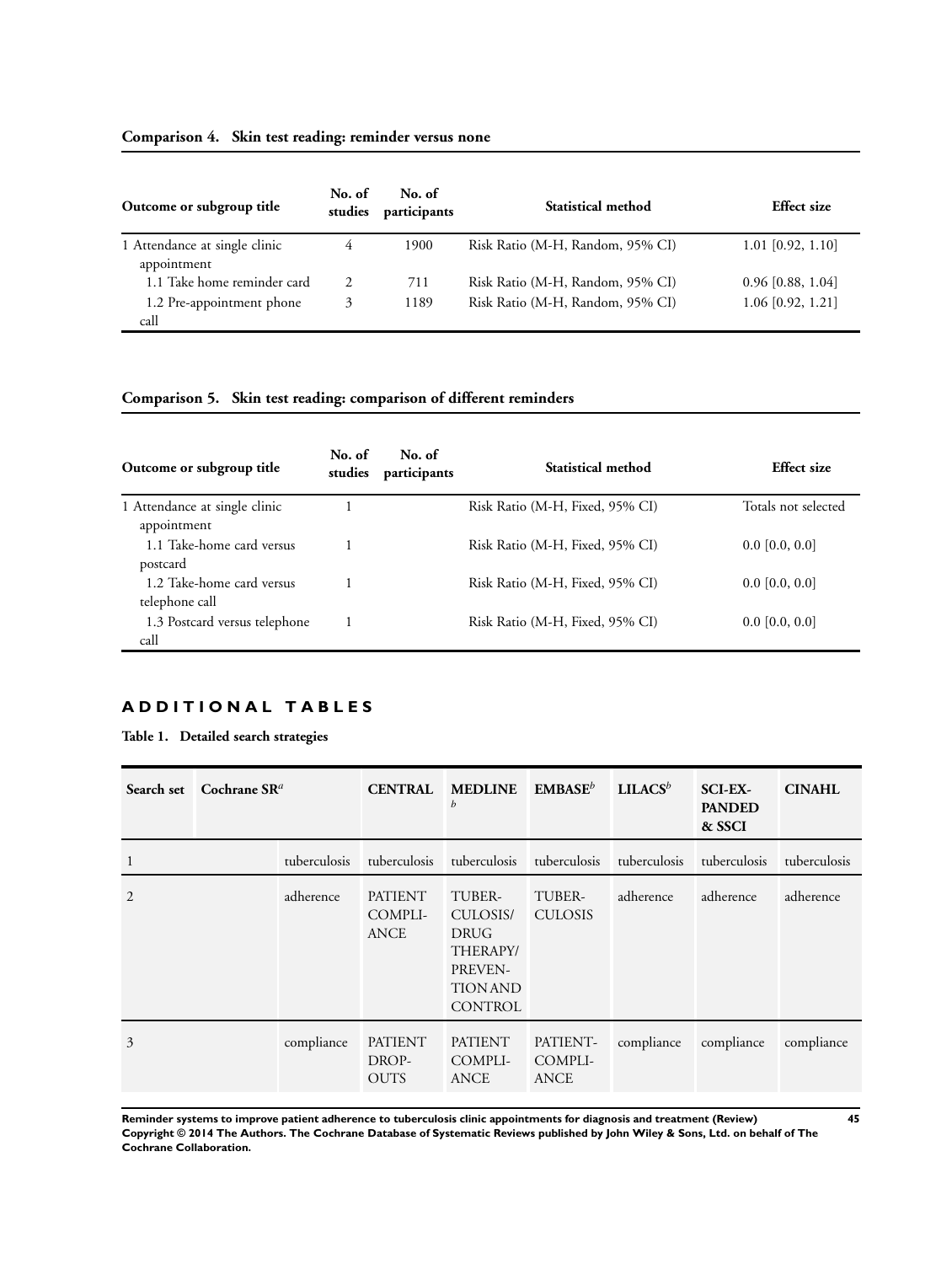### Comparison 4. Skin test reading: reminder versus none

| Outcome or subgroup title | No. of studies | No. of participants | Statistical method | Effect size |
| --- | --- | --- | --- | --- |
| 1 Attendance at single clinic appointment | 4 | 1900 | Risk Ratio (M-H, Random, 95% CI) | 1.01 [0.92, 1.10] |
| 1.1 Take home reminder card | 2 | 711 | Risk Ratio (M-H, Random, 95% CI) | 0.96 [0.88, 1.04] |
| 1.2 Pre-appointment phone call | 3 | 1189 | Risk Ratio (M-H, Random, 95% CI) | 1.06 [0.92, 1.21] |

### Comparison 5. Skin test reading: comparison of different reminders

| Outcome or subgroup title | No. of studies | No. of participants | Statistical method | Effect size |
| --- | --- | --- | --- | --- |
| 1 Attendance at single clinic appointment | 1 | | Risk Ratio (M-H, Fixed, 95% CI) | Totals not selected |
| 1.1 Take-home card versus postcard | 1 | | Risk Ratio (M-H, Fixed, 95% CI) | 0.0 [0.0, 0.0] |
| 1.2 Take-home card versus telephone call | 1 | | Risk Ratio (M-H, Fixed, 95% CI) | 0.0 [0.0, 0.0] |
| 1.3 Postcard versus telephone call | 1 | | Risk Ratio (M-H, Fixed, 95% CI) | 0.0 [0.0, 0.0] |

## ADDITIONAL TABLES

### Table 1. Detailed search strategies

| Search set | Cochrane SR[a] | CENTRAL | MEDLINE[b] | EMBASE[b] | LILACS[b] | SCI-EXPANDED & SSCI | CINAHL |
| --- | --- | --- | --- | --- | --- | --- | --- |
| 1 | tuberculosis | tuberculosis | tuberculosis | tuberculosis | tuberculosis | tuberculosis | tuberculosis |
| 2 | adherence | PATIENT COMPLIANCE | TUBERCULOSIS/ DRUG THERAPY/ PREVENTION AND CONTROL | TUBERCULOSIS | adherence | adherence | adherence |
| 3 | compliance | PATIENT DROPOUTS | PATIENT COMPLIANCE | PATIENT-COMPLIANCE | compliance | compliance | compliance |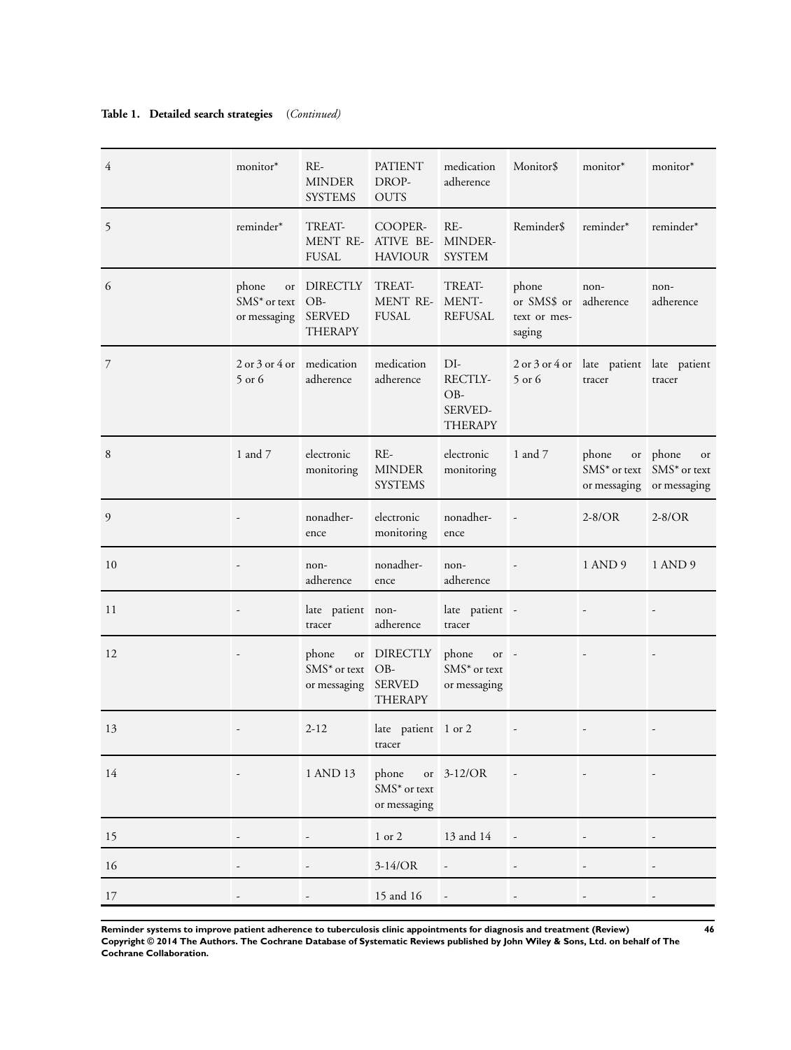**Table 1. Detailed search strategies** *(Continued)*

| | | | | | | | |
|---|---|---|---|---|---|---|---|
| 4 | monitor* | REMINDER SYSTEMS | PATIENT DROPOUTS | medication adherence | Monitor$ | monitor* | monitor* |
| 5 | reminder* | TREATMENT REFUSAL | COOPERATIVE BEHAVIOUR | REMINDER-SYSTEM | Reminder$ | reminder* | reminder* |
| 6 | phone or SMS* or text or messaging | DIRECTLY OBSERVED THERAPY | TREATMENT REFUSAL | TREATMENT-REFUSAL | phone or SMS$ or text or messaging | non-adherence | non-adherence |
| 7 | 2 or 3 or 4 or 5 or 6 | medication adherence | medication adherence | DIRECTLY-OBSERVED-THERAPY | 2 or 3 or 4 or 5 or 6 | late patient tracer | late patient tracer |
| 8 | 1 and 7 | electronic monitoring | REMINDER SYSTEMS | electronic monitoring | 1 and 7 | phone or SMS* or text or messaging | phone or SMS* or text or messaging |
| 9 | - | nonadherence | electronic monitoring | nonadherence | - | 2-8/OR | 2-8/OR |
| 10 | - | non-adherence | nonadherence | non-adherence | - | 1 AND 9 | 1 AND 9 |
| 11 | - | late patient tracer | non-adherence | late patient tracer | - | - | - |
| 12 | - | phone or SMS* or text or messaging | DIRECTLY OBSERVED THERAPY | phone or SMS* or text or messaging | - | - | - |
| 13 | - | 2-12 | late patient tracer | 1 or 2 | - | - | - |
| 14 | - | 1 AND 13 | phone or SMS* or text or messaging | 3-12/OR | - | - | - |
| 15 | - | - | 1 or 2 | 13 and 14 | - | - | - |
| 16 | - | - | 3-14/OR | - | - | - | - |
| 17 | - | - | 15 and 16 | - | - | - | - |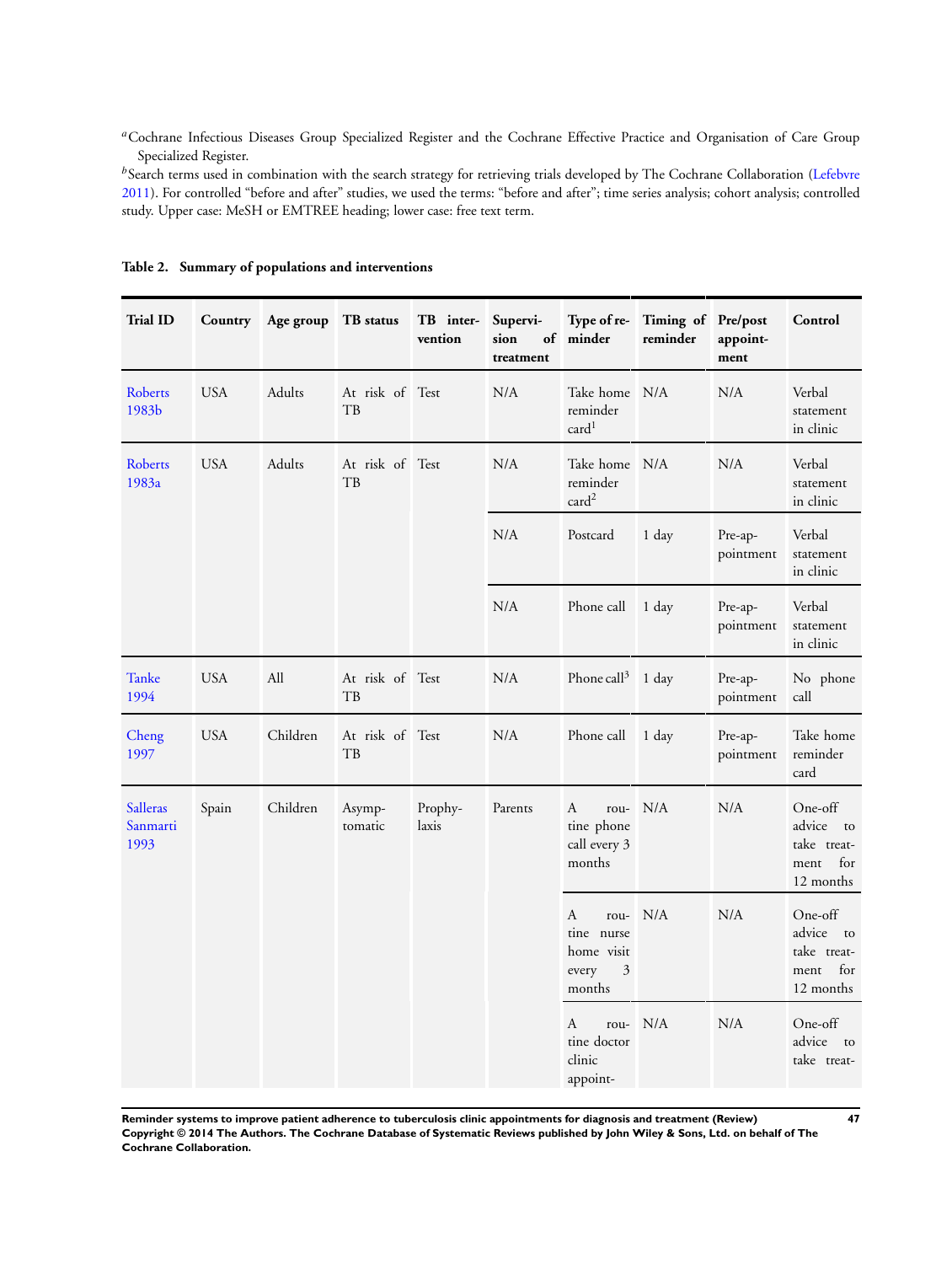[a]Cochrane Infectious Diseases Group Specialized Register and the Cochrane Effective Practice and Organisation of Care Group Specialized Register.

[b]Search terms used in combination with the search strategy for retrieving trials developed by The Cochrane Collaboration (Lefebvre 2011). For controlled "before and after" studies, we used the terms: "before and after"; time series analysis; cohort analysis; controlled study. Upper case: MeSH or EMTREE heading; lower case: free text term.

**Table 2. Summary of populations and interventions**

| Trial ID | Country | Age group | TB status | TB intervention | Supervision of treatment | Type of reminder | Timing of reminder | Pre/post appointment | Control |
|---|---|---|---|---|---|---|---|---|---|
| Roberts 1983b | USA | Adults | At risk of TB | Test | N/A | Take home reminder card[1] | N/A | N/A | Verbal statement in clinic |
| Roberts 1983a | USA | Adults | At risk of TB | Test | N/A | Take home reminder card[2] | N/A | N/A | Verbal statement in clinic |
| | | | | | N/A | Postcard | 1 day | Pre-appointment | Verbal statement in clinic |
| | | | | | N/A | Phone call | 1 day | Pre-appointment | Verbal statement in clinic |
| Tanke 1994 | USA | All | At risk of TB | Test | N/A | Phone call[3] | 1 day | Pre-appointment | No phone call |
| Cheng 1997 | USA | Children | At risk of TB | Test | N/A | Phone call | 1 day | Pre-appointment | Take home reminder card |
| Salleras Sanmarti 1993 | Spain | Children | Asymptomatic | Prophylaxis | Parents | A routine phone call every 3 months | N/A | N/A | One-off advice to take treatment for 12 months |
| | | | | | | A routine nurse home visit every 3 months | N/A | N/A | One-off advice to take treatment for 12 months |
| | | | | | | A routine doctor clinic appoint- | N/A | N/A | One-off advice to take treat- |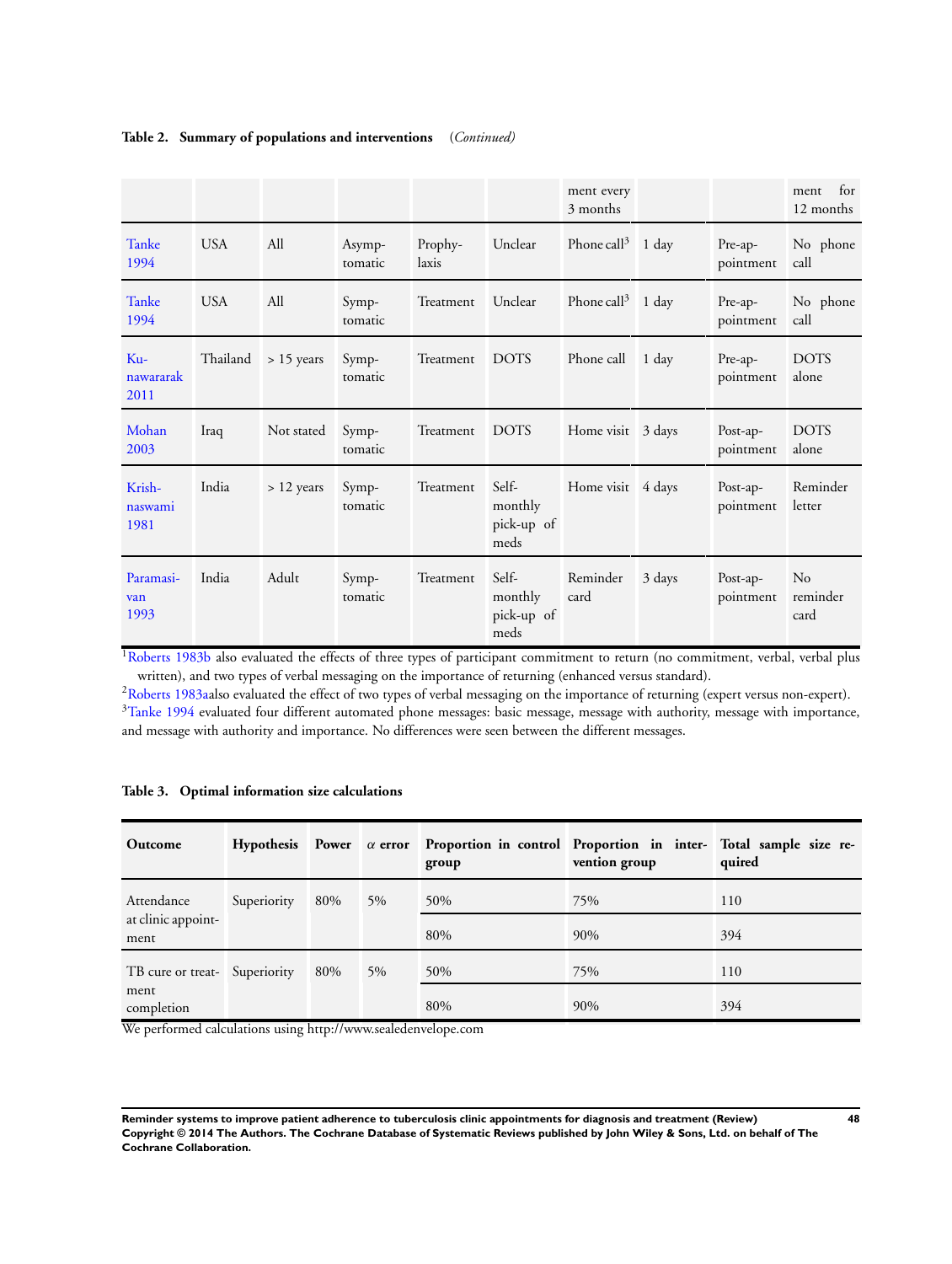**Table 2. Summary of populations and interventions** *(Continued)*

| | | | | | | | | | |
|---|---|---|---|---|---|---|---|---|---|
| | | | | | | ment every 3 months | | | ment for 12 months |
| Tanke 1994 | USA | All | Asymptomatic | Prophylaxis | Unclear | Phone call[3] | 1 day | Pre-appointment | No phone call |
| Tanke 1994 | USA | All | Symptomatic | Treatment | Unclear | Phone call[3] | 1 day | Pre-appointment | No phone call |
| Kunawararak 2011 | Thailand | > 15 years | Symptomatic | Treatment | DOTS | Phone call | 1 day | Pre-appointment | DOTS alone |
| Mohan 2003 | Iraq | Not stated | Symptomatic | Treatment | DOTS | Home visit | 3 days | Post-appointment | DOTS alone |
| Krishnaswami 1981 | India | > 12 years | Symptomatic | Treatment | Self-monthly pick-up of meds | Home visit | 4 days | Post-appointment | Reminder letter |
| Paramasivan 1993 | India | Adult | Symptomatic | Treatment | Self-monthly pick-up of meds | Reminder card | 3 days | Post-appointment | No reminder card |

[1]Roberts 1983b also evaluated the effects of three types of participant commitment to return (no commitment, verbal, verbal plus written), and two types of verbal messaging on the importance of returning (enhanced versus standard).
[2]Roberts 1983aalso evaluated the effect of two types of verbal messaging on the importance of returning (expert versus non-expert).
[3]Tanke 1994 evaluated four different automated phone messages: basic message, message with authority, message with importance, and message with authority and importance. No differences were seen between the different messages.

**Table 3. Optimal information size calculations**

| Outcome | Hypothesis | Power | $\alpha$ error | Proportion in control group | Proportion in intervention group | Total sample size required |
|---|---|---|---|---|---|---|
| Attendance at clinic appointment | Superiority | 80% | 5% | 50% | 75% | 110 |
| | | | | 80% | 90% | 394 |
| TB cure or treatment completion | Superiority | 80% | 5% | 50% | 75% | 110 |
| | | | | 80% | 90% | 394 |

We performed calculations using http://www.sealedenvelope.com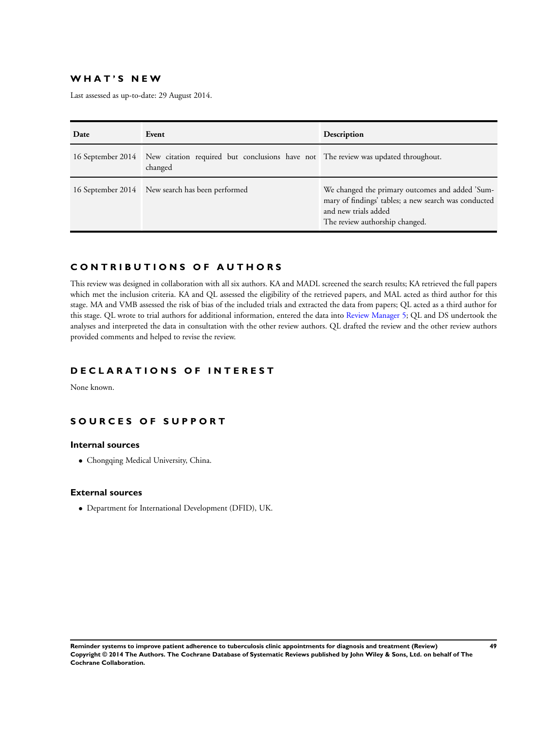## WHAT'S NEW

Last assessed as up-to-date: 29 August 2014.

| Date | Event | Description |
| --- | --- | --- |
| 16 September 2014 | New citation required but conclusions have not changed | The review was updated throughout. |
| 16 September 2014 | New search has been performed | We changed the primary outcomes and added 'Summary of findings' tables; a new search was conducted and new trials added<br>The review authorship changed. |

## CONTRIBUTIONS OF AUTHORS

This review was designed in collaboration with all six authors. KA and MADL screened the search results; KA retrieved the full papers which met the inclusion criteria. KA and QL assessed the eligibility of the retrieved papers, and MAL acted as third author for this stage. MA and VMB assessed the risk of bias of the included trials and extracted the data from papers; QL acted as a third author for this stage. QL wrote to trial authors for additional information, entered the data into Review Manager 5; QL and DS undertook the analyses and interpreted the data in consultation with the other review authors. QL drafted the review and the other review authors provided comments and helped to revise the review.

## DECLARATIONS OF INTEREST

None known.

## SOURCES OF SUPPORT

### Internal sources

- Chongqing Medical University, China.

### External sources

- Department for International Development (DFID), UK.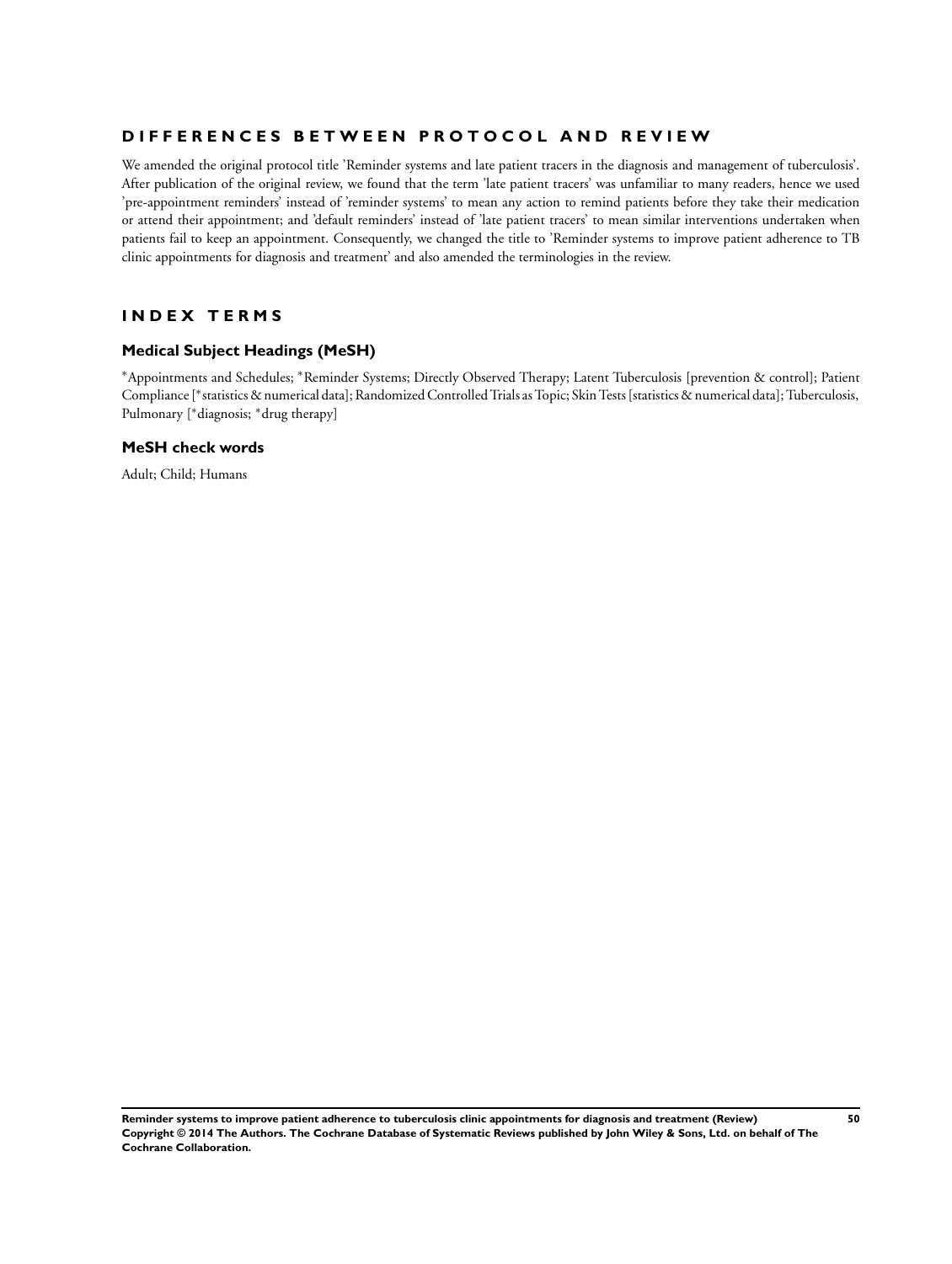## DIFFERENCES BETWEEN PROTOCOL AND REVIEW

We amended the original protocol title 'Reminder systems and late patient tracers in the diagnosis and management of tuberculosis'. After publication of the original review, we found that the term 'late patient tracers' was unfamiliar to many readers, hence we used 'pre-appointment reminders' instead of 'reminder systems' to mean any action to remind patients before they take their medication or attend their appointment; and 'default reminders' instead of 'late patient tracers' to mean similar interventions undertaken when patients fail to keep an appointment. Consequently, we changed the title to 'Reminder systems to improve patient adherence to TB clinic appointments for diagnosis and treatment' and also amended the terminologies in the review.

## INDEX TERMS

### Medical Subject Headings (MeSH)

*Appointments and Schedules; *Reminder Systems; Directly Observed Therapy; Latent Tuberculosis [prevention & control]; Patient Compliance [*statistics & numerical data]; Randomized Controlled Trials as Topic; Skin Tests [statistics & numerical data]; Tuberculosis, Pulmonary [*diagnosis; *drug therapy]

### MeSH check words

Adult; Child; Humans